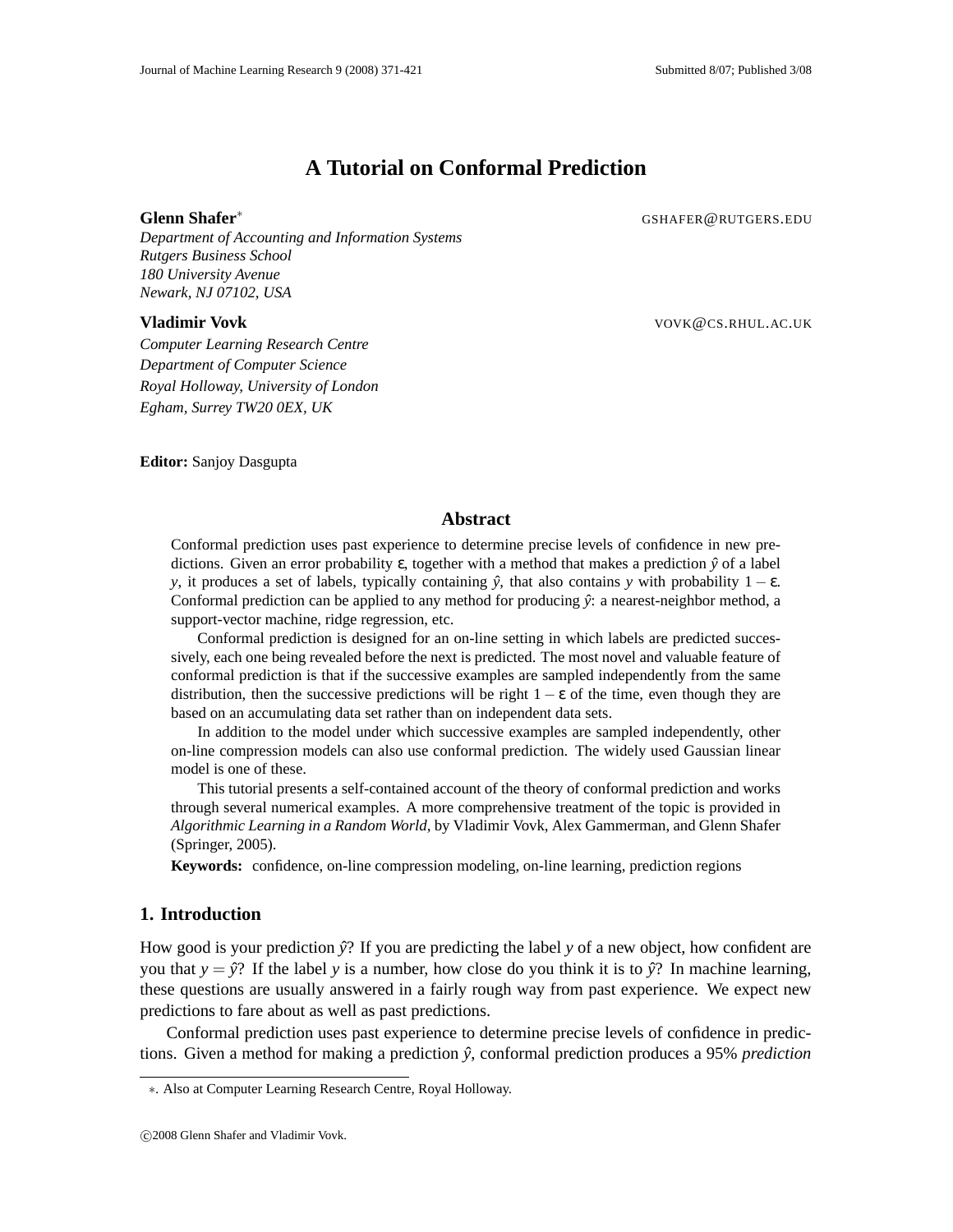# A Tutorial on Conformal Prediction

**Glenn Shafer**[*] GSHAFER@RUTGERS.EDU

*Department of Accounting and Information Systems*
*Rutgers Business School*
*180 University Avenue*
*Newark, NJ 07102, USA*

**Vladimir Vovk** VOVK@CS.RHUL.AC.UK

*Computer Learning Research Centre*
*Department of Computer Science*
*Royal Holloway, University of London*
*Egham, Surrey TW20 0EX, UK*

**Editor:** Sanjoy Dasgupta

## Abstract

Conformal prediction uses past experience to determine precise levels of confidence in new predictions. Given an error probability $\varepsilon$, together with a method that makes a prediction $\hat{y}$ of a label $y$, it produces a set of labels, typically containing $\hat{y}$, that also contains $y$ with probability $1-\varepsilon$. Conformal prediction can be applied to any method for producing $\hat{y}$: a nearest-neighbor method, a support-vector machine, ridge regression, etc.

Conformal prediction is designed for an on-line setting in which labels are predicted successively, each one being revealed before the next is predicted. The most novel and valuable feature of conformal prediction is that if the successive examples are sampled independently from the same distribution, then the successive predictions will be right $1-\varepsilon$ of the time, even though they are based on an accumulating data set rather than on independent data sets.

In addition to the model under which successive examples are sampled independently, other on-line compression models can also use conformal prediction. The widely used Gaussian linear model is one of these.

This tutorial presents a self-contained account of the theory of conformal prediction and works through several numerical examples. A more comprehensive treatment of the topic is provided in *Algorithmic Learning in a Random World*, by Vladimir Vovk, Alex Gammerman, and Glenn Shafer (Springer, 2005).

**Keywords:** confidence, on-line compression modeling, on-line learning, prediction regions

## 1. Introduction

How good is your prediction $\hat{y}$? If you are predicting the label $y$ of a new object, how confident are you that $y=\hat{y}$? If the label $y$ is a number, how close do you think it is to $\hat{y}$? In machine learning, these questions are usually answered in a fairly rough way from past experience. We expect new predictions to fare about as well as past predictions.

Conformal prediction uses past experience to determine precise levels of confidence in predictions. Given a method for making a prediction $\hat{y}$, conformal prediction produces a 95% *prediction*

[*] Also at Computer Learning Research Centre, Royal Holloway.

©2008 Glenn Shafer and Vladimir Vovk.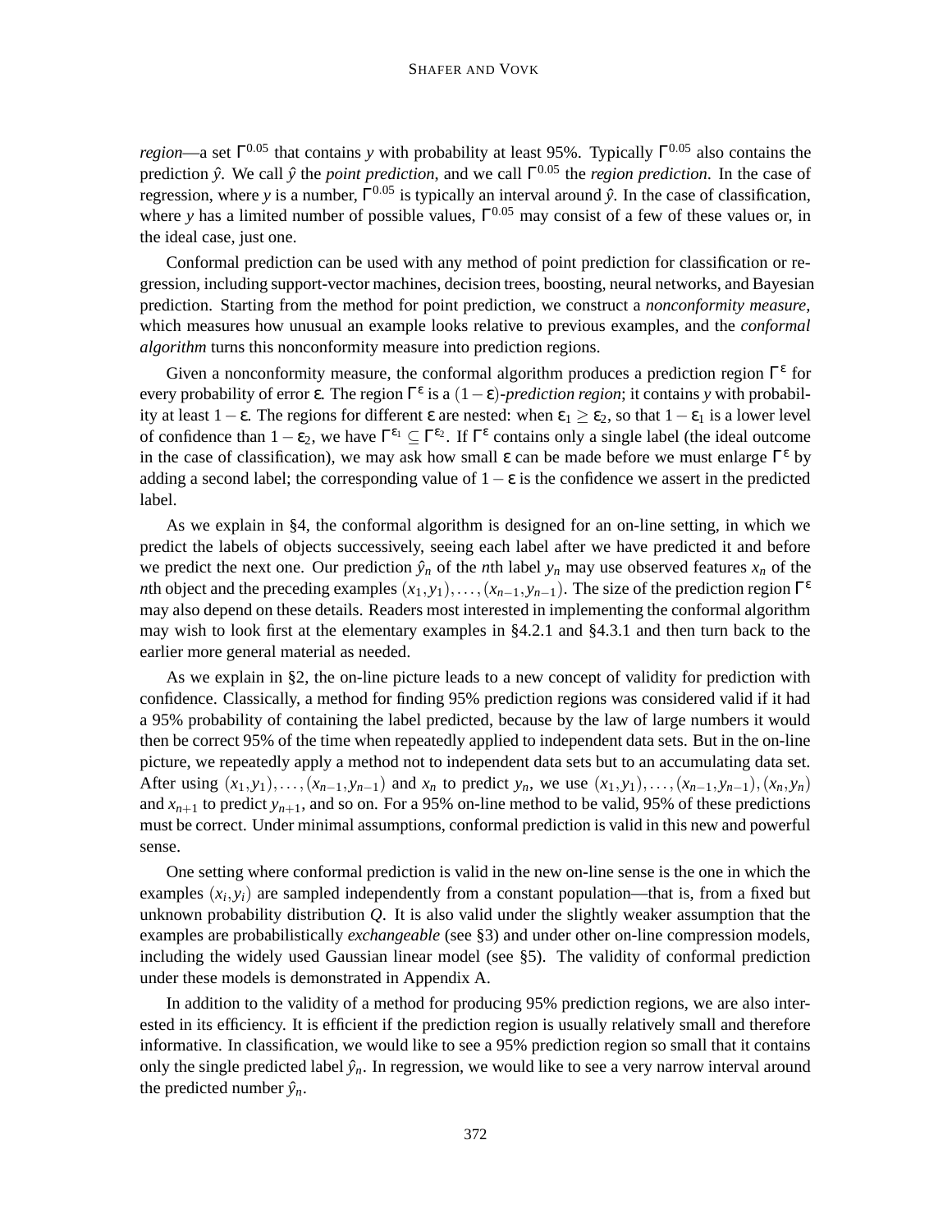*region*—a set $\Gamma^{0.05}$ that contains $y$ with probability at least 95%. Typically $\Gamma^{0.05}$ also contains the prediction $\hat{y}$. We call $\hat{y}$ the *point prediction*, and we call $\Gamma^{0.05}$ the *region prediction*. In the case of regression, where $y$ is a number, $\Gamma^{0.05}$ is typically an interval around $\hat{y}$. In the case of classification, where $y$ has a limited number of possible values, $\Gamma^{0.05}$ may consist of a few of these values or, in the ideal case, just one.

Conformal prediction can be used with any method of point prediction for classification or regression, including support-vector machines, decision trees, boosting, neural networks, and Bayesian prediction. Starting from the method for point prediction, we construct a *nonconformity measure*, which measures how unusual an example looks relative to previous examples, and the *conformal algorithm* turns this nonconformity measure into prediction regions.

Given a nonconformity measure, the conformal algorithm produces a prediction region $\Gamma^{\varepsilon}$ for every probability of error $\varepsilon$. The region $\Gamma^{\varepsilon}$ is a $(1-\varepsilon)$*-prediction region*; it contains $y$ with probability at least $1-\varepsilon$. The regions for different $\varepsilon$ are nested: when $\varepsilon_1 \geq \varepsilon_2$, so that $1-\varepsilon_1$ is a lower level of confidence than $1-\varepsilon_2$, we have $\Gamma^{\varepsilon_1} \subseteq \Gamma^{\varepsilon_2}$. If $\Gamma^{\varepsilon}$ contains only a single label (the ideal outcome in the case of classification), we may ask how small $\varepsilon$ can be made before we must enlarge $\Gamma^{\varepsilon}$ by adding a second label; the corresponding value of $1-\varepsilon$ is the confidence we assert in the predicted label.

As we explain in §4, the conformal algorithm is designed for an on-line setting, in which we predict the labels of objects successively, seeing each label after we have predicted it and before we predict the next one. Our prediction $\hat{y}_n$ of the $n$th label $y_n$ may use observed features $x_n$ of the $n$th object and the preceding examples $(x_1,y_1),\ldots,(x_{n-1},y_{n-1})$. The size of the prediction region $\Gamma^{\varepsilon}$ may also depend on these details. Readers most interested in implementing the conformal algorithm may wish to look first at the elementary examples in §4.2.1 and §4.3.1 and then turn back to the earlier more general material as needed.

As we explain in §2, the on-line picture leads to a new concept of validity for prediction with confidence. Classically, a method for finding 95% prediction regions was considered valid if it had a 95% probability of containing the label predicted, because by the law of large numbers it would then be correct 95% of the time when repeatedly applied to independent data sets. But in the on-line picture, we repeatedly apply a method not to independent data sets but to an accumulating data set. After using $(x_1,y_1),\ldots,(x_{n-1},y_{n-1})$ and $x_n$ to predict $y_n$, we use $(x_1,y_1),\ldots,(x_{n-1},y_{n-1}),(x_n,y_n)$ and $x_{n+1}$ to predict $y_{n+1}$, and so on. For a 95% on-line method to be valid, 95% of these predictions must be correct. Under minimal assumptions, conformal prediction is valid in this new and powerful sense.

One setting where conformal prediction is valid in the new on-line sense is the one in which the examples $(x_i,y_i)$ are sampled independently from a constant population—that is, from a fixed but unknown probability distribution $Q$. It is also valid under the slightly weaker assumption that the examples are probabilistically *exchangeable* (see §3) and under other on-line compression models, including the widely used Gaussian linear model (see §5). The validity of conformal prediction under these models is demonstrated in Appendix A.

In addition to the validity of a method for producing 95% prediction regions, we are also interested in its efficiency. It is efficient if the prediction region is usually relatively small and therefore informative. In classification, we would like to see a 95% prediction region so small that it contains only the single predicted label $\hat{y}_n$. In regression, we would like to see a very narrow interval around the predicted number $\hat{y}_n$.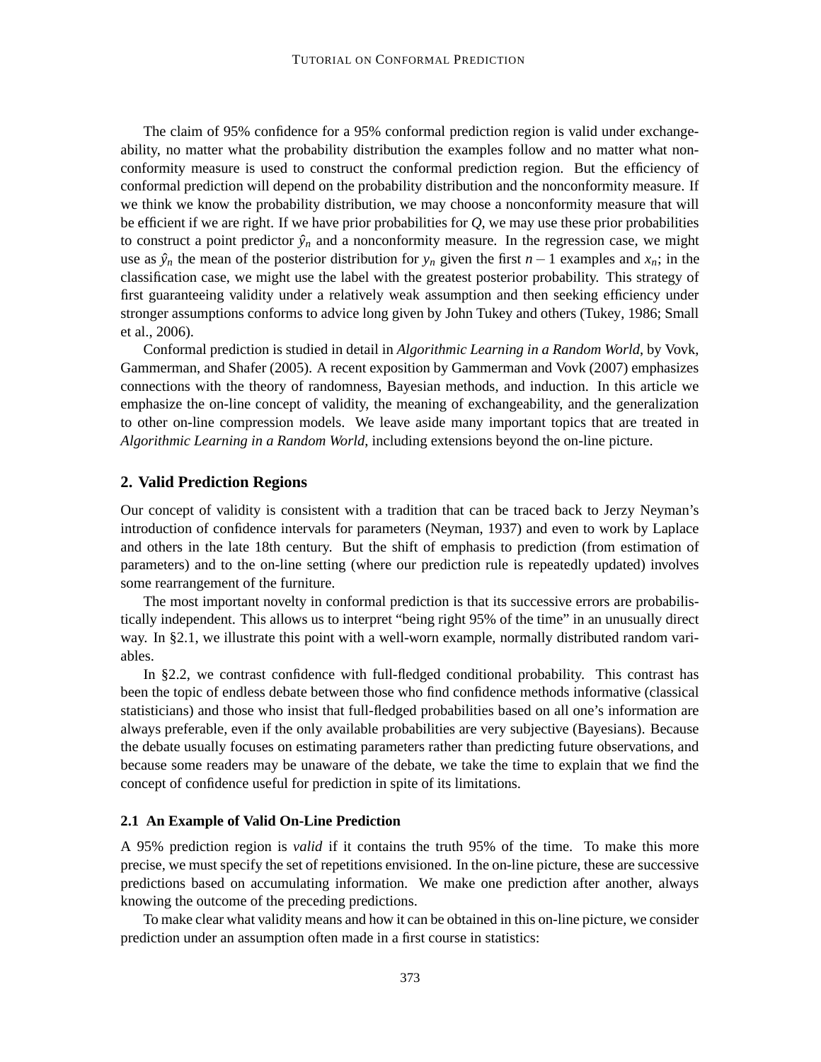The claim of 95% confidence for a 95% conformal prediction region is valid under exchangeability, no matter what the probability distribution the examples follow and no matter what nonconformity measure is used to construct the conformal prediction region. But the efficiency of conformal prediction will depend on the probability distribution and the nonconformity measure. If we think we know the probability distribution, we may choose a nonconformity measure that will be efficient if we are right. If we have prior probabilities for $Q$, we may use these prior probabilities to construct a point predictor $\hat{y}_n$ and a nonconformity measure. In the regression case, we might use as $\hat{y}_n$ the mean of the posterior distribution for $y_n$ given the first $n-1$ examples and $x_n$; in the classification case, we might use the label with the greatest posterior probability. This strategy of first guaranteeing validity under a relatively weak assumption and then seeking efficiency under stronger assumptions conforms to advice long given by John Tukey and others (Tukey, 1986; Small et al., 2006).

Conformal prediction is studied in detail in *Algorithmic Learning in a Random World*, by Vovk, Gammerman, and Shafer (2005). A recent exposition by Gammerman and Vovk (2007) emphasizes connections with the theory of randomness, Bayesian methods, and induction. In this article we emphasize the on-line concept of validity, the meaning of exchangeability, and the generalization to other on-line compression models. We leave aside many important topics that are treated in *Algorithmic Learning in a Random World*, including extensions beyond the on-line picture.

## 2. Valid Prediction Regions

Our concept of validity is consistent with a tradition that can be traced back to Jerzy Neyman's introduction of confidence intervals for parameters (Neyman, 1937) and even to work by Laplace and others in the late 18th century. But the shift of emphasis to prediction (from estimation of parameters) and to the on-line setting (where our prediction rule is repeatedly updated) involves some rearrangement of the furniture.

The most important novelty in conformal prediction is that its successive errors are probabilistically independent. This allows us to interpret "being right 95% of the time" in an unusually direct way. In §2.1, we illustrate this point with a well-worn example, normally distributed random variables.

In §2.2, we contrast confidence with full-fledged conditional probability. This contrast has been the topic of endless debate between those who find confidence methods informative (classical statisticians) and those who insist that full-fledged probabilities based on all one's information are always preferable, even if the only available probabilities are very subjective (Bayesians). Because the debate usually focuses on estimating parameters rather than predicting future observations, and because some readers may be unaware of the debate, we take the time to explain that we find the concept of confidence useful for prediction in spite of its limitations.

### 2.1 An Example of Valid On-Line Prediction

A 95% prediction region is *valid* if it contains the truth 95% of the time. To make this more precise, we must specify the set of repetitions envisioned. In the on-line picture, these are successive predictions based on accumulating information. We make one prediction after another, always knowing the outcome of the preceding predictions.

To make clear what validity means and how it can be obtained in this on-line picture, we consider prediction under an assumption often made in a first course in statistics: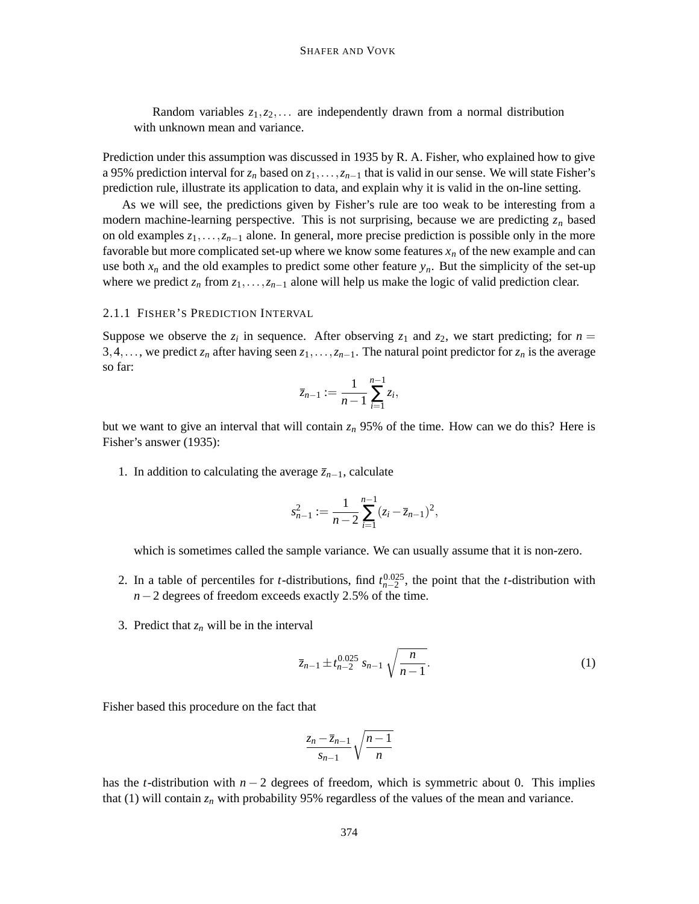Random variables $z_1, z_2, \ldots$ are independently drawn from a normal distribution with unknown mean and variance.

Prediction under this assumption was discussed in 1935 by R. A. Fisher, who explained how to give a 95% prediction interval for $z_n$ based on $z_1, \ldots, z_{n-1}$ that is valid in our sense. We will state Fisher's prediction rule, illustrate its application to data, and explain why it is valid in the on-line setting.

As we will see, the predictions given by Fisher's rule are too weak to be interesting from a modern machine-learning perspective. This is not surprising, because we are predicting $z_n$ based on old examples $z_1, \ldots, z_{n-1}$ alone. In general, more precise prediction is possible only in the more favorable but more complicated set-up where we know some features $x_n$ of the new example and can use both $x_n$ and the old examples to predict some other feature $y_n$. But the simplicity of the set-up where we predict $z_n$ from $z_1, \ldots, z_{n-1}$ alone will help us make the logic of valid prediction clear.

#### 2.1.1 Fisher's Prediction Interval

Suppose we observe the $z_i$ in sequence. After observing $z_1$ and $z_2$, we start predicting; for $n = 3, 4, \ldots$, we predict $z_n$ after having seen $z_1, \ldots, z_{n-1}$. The natural point predictor for $z_n$ is the average so far:

$$\bar{z}_{n-1} := \frac{1}{n-1} \sum_{i=1}^{n-1} z_i,$$

but we want to give an interval that will contain $z_n$ 95% of the time. How can we do this? Here is Fisher's answer (1935):

1. In addition to calculating the average $\bar{z}_{n-1}$, calculate

   $$s_{n-1}^2 := \frac{1}{n-2} \sum_{i=1}^{n-1} (z_i - \bar{z}_{n-1})^2,$$

   which is sometimes called the sample variance. We can usually assume that it is non-zero.

2. In a table of percentiles for $t$-distributions, find $t_{n-2}^{0.025}$, the point that the $t$-distribution with $n-2$ degrees of freedom exceeds exactly 2.5% of the time.

3. Predict that $z_n$ will be in the interval

   $$\bar{z}_{n-1} \pm t_{n-2}^{0.025} \, s_{n-1} \sqrt{\frac{n}{n-1}}. \tag{1}$$

Fisher based this procedure on the fact that

$$\frac{z_n - \bar{z}_{n-1}}{s_{n-1}} \sqrt{\frac{n-1}{n}}$$

has the $t$-distribution with $n-2$ degrees of freedom, which is symmetric about 0. This implies that (1) will contain $z_n$ with probability 95% regardless of the values of the mean and variance.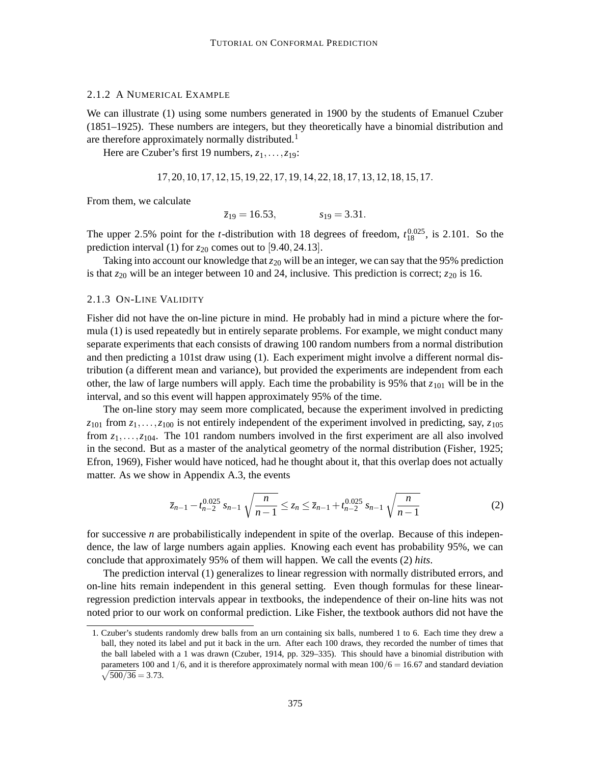### 2.1.2 A Numerical Example

We can illustrate (1) using some numbers generated in 1900 by the students of Emanuel Czuber (1851–1925). These numbers are integers, but they theoretically have a binomial distribution and are therefore approximately normally distributed.[1]

Here are Czuber's first 19 numbers, $z_1, \ldots, z_{19}$:

$$17, 20, 10, 17, 12, 15, 19, 22, 17, 19, 14, 22, 18, 17, 13, 12, 18, 15, 17.$$

From them, we calculate

$$\bar{z}_{19} = 16.53, \qquad s_{19} = 3.31.$$

The upper 2.5% point for the $t$-distribution with 18 degrees of freedom, $t_{18}^{0.025}$, is 2.101. So the prediction interval (1) for $z_{20}$ comes out to $[9.40, 24.13]$.

Taking into account our knowledge that $z_{20}$ will be an integer, we can say that the 95% prediction is that $z_{20}$ will be an integer between 10 and 24, inclusive. This prediction is correct; $z_{20}$ is 16.

### 2.1.3 On-Line Validity

Fisher did not have the on-line picture in mind. He probably had in mind a picture where the formula (1) is used repeatedly but in entirely separate problems. For example, we might conduct many separate experiments that each consists of drawing 100 random numbers from a normal distribution and then predicting a 101st draw using (1). Each experiment might involve a different normal distribution (a different mean and variance), but provided the experiments are independent from each other, the law of large numbers will apply. Each time the probability is 95% that $z_{101}$ will be in the interval, and so this event will happen approximately 95% of the time.

The on-line story may seem more complicated, because the experiment involved in predicting $z_{101}$ from $z_1, \ldots, z_{100}$ is not entirely independent of the experiment involved in predicting, say, $z_{105}$ from $z_1, \ldots, z_{104}$. The 101 random numbers involved in the first experiment are all also involved in the second. But as a master of the analytical geometry of the normal distribution (Fisher, 1925; Efron, 1969), Fisher would have noticed, had he thought about it, that this overlap does not actually matter. As we show in Appendix A.3, the events

$$\bar{z}_{n-1} - t_{n-2}^{0.025}\, s_{n-1} \sqrt{\frac{n}{n-1}} \leq z_n \leq \bar{z}_{n-1} + t_{n-2}^{0.025}\, s_{n-1} \sqrt{\frac{n}{n-1}} \tag{2}$$

for successive $n$ are probabilistically independent in spite of the overlap. Because of this independence, the law of large numbers again applies. Knowing each event has probability 95%, we can conclude that approximately 95% of them will happen. We call the events (2) *hits*.

The prediction interval (1) generalizes to linear regression with normally distributed errors, and on-line hits remain independent in this general setting. Even though formulas for these linear-regression prediction intervals appear in textbooks, the independence of their on-line hits was not noted prior to our work on conformal prediction. Like Fisher, the textbook authors did not have the

---

1. Czuber's students randomly drew balls from an urn containing six balls, numbered 1 to 6. Each time they drew a ball, they noted its label and put it back in the urn. After each 100 draws, they recorded the number of times that the ball labeled with a 1 was drawn (Czuber, 1914, pp. 329–335). This should have a binomial distribution with parameters 100 and $1/6$, and it is therefore approximately normal with mean $100/6 = 16.67$ and standard deviation $\sqrt{500/36} = 3.73$.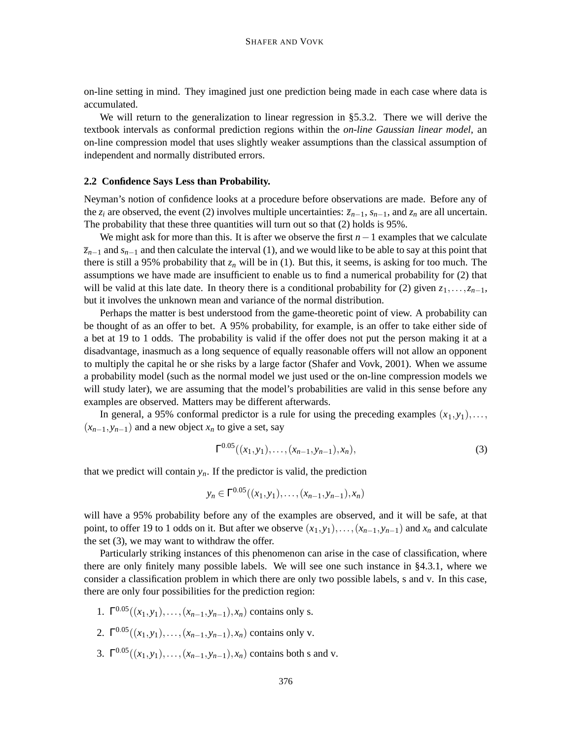on-line setting in mind. They imagined just one prediction being made in each case where data is accumulated.

We will return to the generalization to linear regression in §5.3.2. There we will derive the textbook intervals as conformal prediction regions within the *on-line Gaussian linear model*, an on-line compression model that uses slightly weaker assumptions than the classical assumption of independent and normally distributed errors.

### 2.2 Confidence Says Less than Probability.

Neyman's notion of confidence looks at a procedure before observations are made. Before any of the $z_i$ are observed, the event (2) involves multiple uncertainties: $\overline{z}_{n-1}$, $s_{n-1}$, and $z_n$ are all uncertain. The probability that these three quantities will turn out so that (2) holds is 95%.

We might ask for more than this. It is after we observe the first $n-1$ examples that we calculate $\overline{z}_{n-1}$ and $s_{n-1}$ and then calculate the interval (1), and we would like to be able to say at this point that there is still a 95% probability that $z_n$ will be in (1). But this, it seems, is asking for too much. The assumptions we have made are insufficient to enable us to find a numerical probability for (2) that will be valid at this late date. In theory there is a conditional probability for (2) given $z_1, \ldots, z_{n-1}$, but it involves the unknown mean and variance of the normal distribution.

Perhaps the matter is best understood from the game-theoretic point of view. A probability can be thought of as an offer to bet. A 95% probability, for example, is an offer to take either side of a bet at 19 to 1 odds. The probability is valid if the offer does not put the person making it at a disadvantage, inasmuch as a long sequence of equally reasonable offers will not allow an opponent to multiply the capital he or she risks by a large factor (Shafer and Vovk, 2001). When we assume a probability model (such as the normal model we just used or the on-line compression models we will study later), we are assuming that the model's probabilities are valid in this sense before any examples are observed. Matters may be different afterwards.

In general, a 95% conformal predictor is a rule for using the preceding examples $(x_1, y_1), \ldots, (x_{n-1}, y_{n-1})$ and a new object $x_n$ to give a set, say

$$\Gamma^{0.05}((x_1, y_1), \ldots, (x_{n-1}, y_{n-1}), x_n), \tag{3}$$

that we predict will contain $y_n$. If the predictor is valid, the prediction

$$y_n \in \Gamma^{0.05}((x_1, y_1), \ldots, (x_{n-1}, y_{n-1}), x_n)$$

will have a 95% probability before any of the examples are observed, and it will be safe, at that point, to offer 19 to 1 odds on it. But after we observe $(x_1, y_1), \ldots, (x_{n-1}, y_{n-1})$ and $x_n$ and calculate the set (3), we may want to withdraw the offer.

Particularly striking instances of this phenomenon can arise in the case of classification, where there are only finitely many possible labels. We will see one such instance in §4.3.1, where we consider a classification problem in which there are only two possible labels, s and v. In this case, there are only four possibilities for the prediction region:

1. $\Gamma^{0.05}((x_1, y_1), \ldots, (x_{n-1}, y_{n-1}), x_n)$ contains only s.
2. $\Gamma^{0.05}((x_1, y_1), \ldots, (x_{n-1}, y_{n-1}), x_n)$ contains only v.
3. $\Gamma^{0.05}((x_1, y_1), \ldots, (x_{n-1}, y_{n-1}), x_n)$ contains both s and v.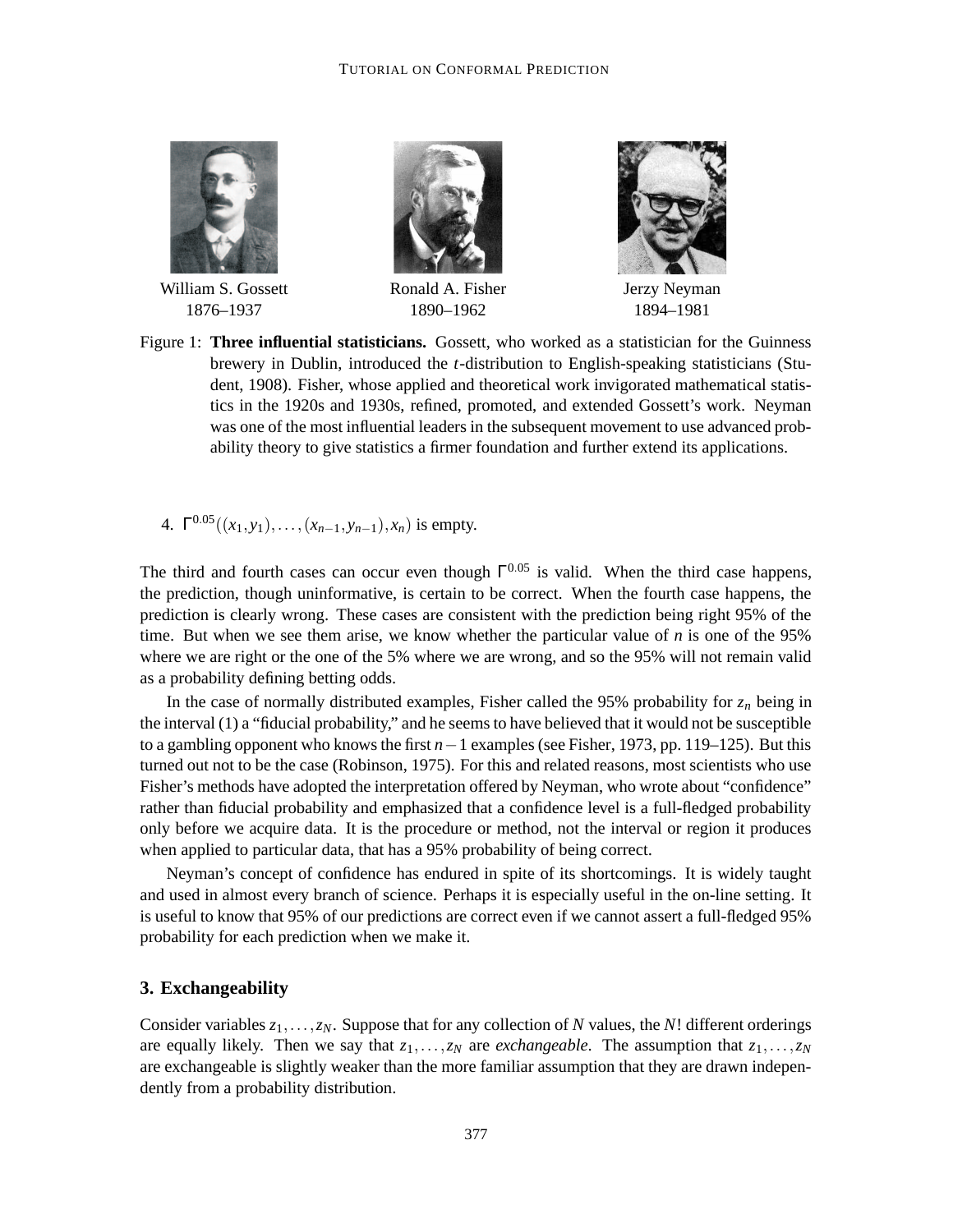William S. Gossett
1876–1937

Ronald A. Fisher
1890–1962

Jerzy Neyman
1894–1981

Figure 1: **Three influential statisticians.** Gossett, who worked as a statistician for the Guinness brewery in Dublin, introduced the $t$-distribution to English-speaking statisticians (Student, 1908). Fisher, whose applied and theoretical work invigorated mathematical statistics in the 1920s and 1930s, refined, promoted, and extended Gossett's work. Neyman was one of the most influential leaders in the subsequent movement to use advanced probability theory to give statistics a firmer foundation and further extend its applications.

4. $\Gamma^{0.05}((x_1,y_1),\ldots,(x_{n-1},y_{n-1}),x_n)$ is empty.

The third and fourth cases can occur even though $\Gamma^{0.05}$ is valid. When the third case happens, the prediction, though uninformative, is certain to be correct. When the fourth case happens, the prediction is clearly wrong. These cases are consistent with the prediction being right 95% of the time. But when we see them arise, we know whether the particular value of $n$ is one of the 95% where we are right or the one of the 5% where we are wrong, and so the 95% will not remain valid as a probability defining betting odds.

In the case of normally distributed examples, Fisher called the 95% probability for $z_n$ being in the interval (1) a "fiducial probability," and he seems to have believed that it would not be susceptible to a gambling opponent who knows the first $n-1$ examples (see Fisher, 1973, pp. 119–125). But this turned out not to be the case (Robinson, 1975). For this and related reasons, most scientists who use Fisher's methods have adopted the interpretation offered by Neyman, who wrote about "confidence" rather than fiducial probability and emphasized that a confidence level is a full-fledged probability only before we acquire data. It is the procedure or method, not the interval or region it produces when applied to particular data, that has a 95% probability of being correct.

Neyman's concept of confidence has endured in spite of its shortcomings. It is widely taught and used in almost every branch of science. Perhaps it is especially useful in the on-line setting. It is useful to know that 95% of our predictions are correct even if we cannot assert a full-fledged 95% probability for each prediction when we make it.

## 3. Exchangeability

Consider variables $z_1,\ldots,z_N$. Suppose that for any collection of $N$ values, the $N!$ different orderings are equally likely. Then we say that $z_1,\ldots,z_N$ are *exchangeable*. The assumption that $z_1,\ldots,z_N$ are exchangeable is slightly weaker than the more familiar assumption that they are drawn independently from a probability distribution.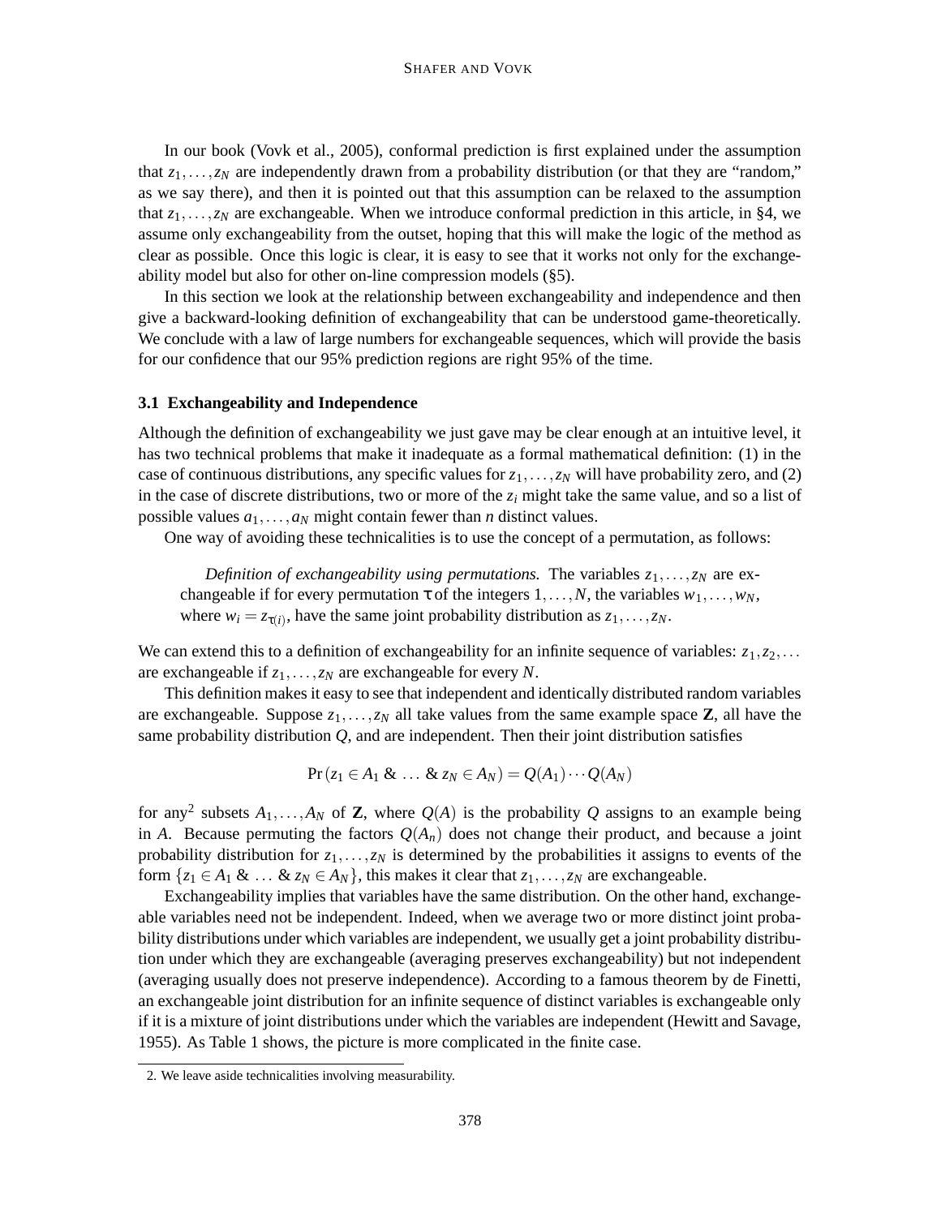In our book (Vovk et al., 2005), conformal prediction is first explained under the assumption that $z_1, \ldots, z_N$ are independently drawn from a probability distribution (or that they are "random," as we say there), and then it is pointed out that this assumption can be relaxed to the assumption that $z_1, \ldots, z_N$ are exchangeable. When we introduce conformal prediction in this article, in §4, we assume only exchangeability from the outset, hoping that this will make the logic of the method as clear as possible. Once this logic is clear, it is easy to see that it works not only for the exchangeability model but also for other on-line compression models (§5).

In this section we look at the relationship between exchangeability and independence and then give a backward-looking definition of exchangeability that can be understood game-theoretically. We conclude with a law of large numbers for exchangeable sequences, which will provide the basis for our confidence that our 95% prediction regions are right 95% of the time.

### 3.1 Exchangeability and Independence

Although the definition of exchangeability we just gave may be clear enough at an intuitive level, it has two technical problems that make it inadequate as a formal mathematical definition: (1) in the case of continuous distributions, any specific values for $z_1, \ldots, z_N$ will have probability zero, and (2) in the case of discrete distributions, two or more of the $z_i$ might take the same value, and so a list of possible values $a_1, \ldots, a_N$ might contain fewer than $n$ distinct values.

One way of avoiding these technicalities is to use the concept of a permutation, as follows:

> *Definition of exchangeability using permutations.* The variables $z_1, \ldots, z_N$ are exchangeable if for every permutation $\tau$ of the integers $1, \ldots, N$, the variables $w_1, \ldots, w_N$, where $w_i = z_{\tau(i)}$, have the same joint probability distribution as $z_1, \ldots, z_N$.

We can extend this to a definition of exchangeability for an infinite sequence of variables: $z_1, z_2, \ldots$ are exchangeable if $z_1, \ldots, z_N$ are exchangeable for every $N$.

This definition makes it easy to see that independent and identically distributed random variables are exchangeable. Suppose $z_1, \ldots, z_N$ all take values from the same example space $\mathbf{Z}$, all have the same probability distribution $Q$, and are independent. Then their joint distribution satisfies

$$\Pr(z_1 \in A_1 \text{ \& } \ldots \text{ \& } z_N \in A_N) = Q(A_1) \cdots Q(A_N)$$

for any[2] subsets $A_1, \ldots, A_N$ of $\mathbf{Z}$, where $Q(A)$ is the probability $Q$ assigns to an example being in $A$. Because permuting the factors $Q(A_n)$ does not change their product, and because a joint probability distribution for $z_1, \ldots, z_N$ is determined by the probabilities it assigns to events of the form $\{z_1 \in A_1 \text{ \& } \ldots \text{ \& } z_N \in A_N\}$, this makes it clear that $z_1, \ldots, z_N$ are exchangeable.

Exchangeability implies that variables have the same distribution. On the other hand, exchangeable variables need not be independent. Indeed, when we average two or more distinct joint probability distributions under which variables are independent, we usually get a joint probability distribution under which they are exchangeable (averaging preserves exchangeability) but not independent (averaging usually does not preserve independence). According to a famous theorem by de Finetti, an exchangeable joint distribution for an infinite sequence of distinct variables is exchangeable only if it is a mixture of joint distributions under which the variables are independent (Hewitt and Savage, 1955). As Table 1 shows, the picture is more complicated in the finite case.

2. We leave aside technicalities involving measurability.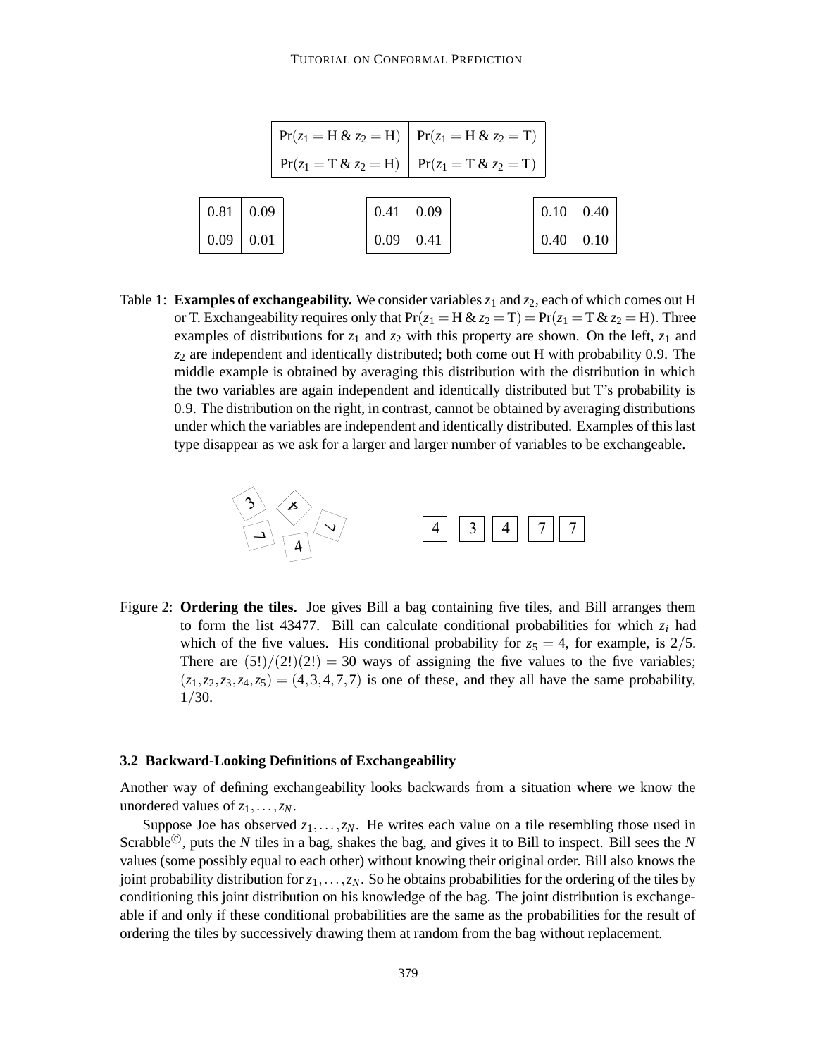| $\Pr(z_1 = \text{H} \,\&\, z_2 = \text{H})$ | $\Pr(z_1 = \text{H} \,\&\, z_2 = \text{T})$ |
|---|---|
| $\Pr(z_1 = \text{T} \,\&\, z_2 = \text{H})$ | $\Pr(z_1 = \text{T} \,\&\, z_2 = \text{T})$ |

| | |
|---|---|
| 0.81 | 0.09 |
| 0.09 | 0.01 |

| | |
|---|---|
| 0.41 | 0.09 |
| 0.09 | 0.41 |

| | |
|---|---|
| 0.10 | 0.40 |
| 0.40 | 0.10 |

Table 1: **Examples of exchangeability.** We consider variables $z_1$ and $z_2$, each of which comes out H or T. Exchangeability requires only that $\Pr(z_1 = \text{H} \,\&\, z_2 = \text{T}) = \Pr(z_1 = \text{T} \,\&\, z_2 = \text{H})$. Three examples of distributions for $z_1$ and $z_2$ with this property are shown. On the left, $z_1$ and $z_2$ are independent and identically distributed; both come out H with probability 0.9. The middle example is obtained by averaging this distribution with the distribution in which the two variables are again independent and identically distributed but T's probability is 0.9. The distribution on the right, in contrast, cannot be obtained by averaging distributions under which the variables are independent and identically distributed. Examples of this last type disappear as we ask for a larger and larger number of variables to be exchangeable.

| 4 | 3 | 4 | 7 | 7 |
|---|---|---|---|---|

Figure 2: **Ordering the tiles.** Joe gives Bill a bag containing five tiles, and Bill arranges them to form the list 43477. Bill can calculate conditional probabilities for which $z_i$ had which of the five values. His conditional probability for $z_5 = 4$, for example, is $2/5$. There are $(5!)/(2!)(2!) = 30$ ways of assigning the five values to the five variables; $(z_1, z_2, z_3, z_4, z_5) = (4, 3, 4, 7, 7)$ is one of these, and they all have the same probability, $1/30$.

### 3.2 Backward-Looking Definitions of Exchangeability

Another way of defining exchangeability looks backwards from a situation where we know the unordered values of $z_1, \ldots, z_N$.

Suppose Joe has observed $z_1, \ldots, z_N$. He writes each value on a tile resembling those used in Scrabble©, puts the $N$ tiles in a bag, shakes the bag, and gives it to Bill to inspect. Bill sees the $N$ values (some possibly equal to each other) without knowing their original order. Bill also knows the joint probability distribution for $z_1, \ldots, z_N$. So he obtains probabilities for the ordering of the tiles by conditioning this joint distribution on his knowledge of the bag. The joint distribution is exchangeable if and only if these conditional probabilities are the same as the probabilities for the result of ordering the tiles by successively drawing them at random from the bag without replacement.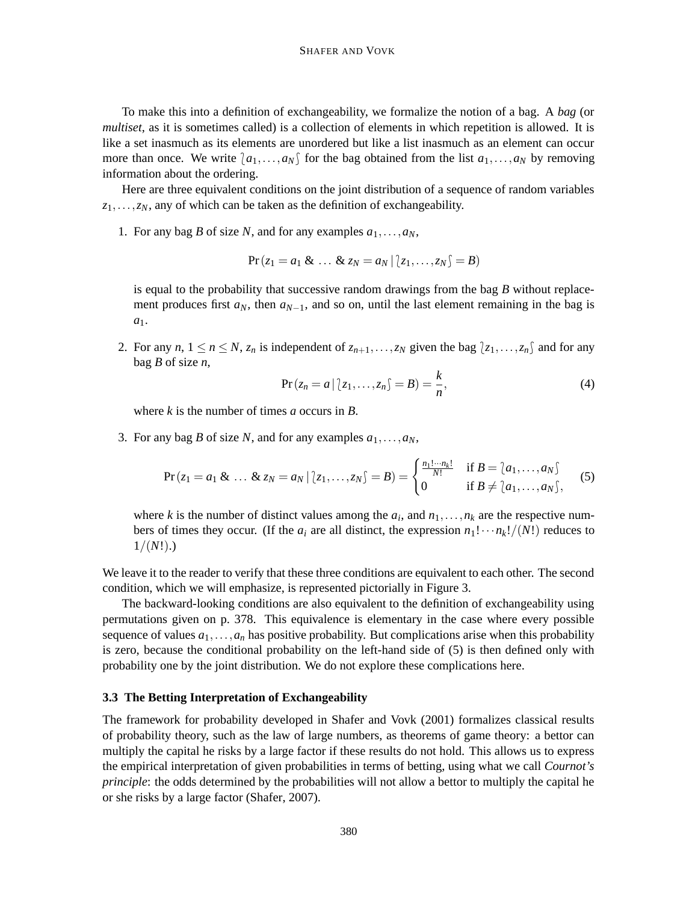To make this into a definition of exchangeability, we formalize the notion of a bag. A *bag* (or *multiset*, as it is sometimes called) is a collection of elements in which repetition is allowed. It is like a set inasmuch as its elements are unordered but like a list inasmuch as an element can occur more than once. We write $\wr a_1,\ldots,a_N \wr$ for the bag obtained from the list $a_1,\ldots,a_N$ by removing information about the ordering.

Here are three equivalent conditions on the joint distribution of a sequence of random variables $z_1,\ldots,z_N$, any of which can be taken as the definition of exchangeability.

1. For any bag $B$ of size $N$, and for any examples $a_1,\ldots,a_N$,

   $$\Pr(z_1 = a_1 \;\&\; \ldots \;\&\; z_N = a_N \mid \wr z_1,\ldots,z_N \wr = B)$$

   is equal to the probability that successive random drawings from the bag $B$ without replacement produces first $a_N$, then $a_{N-1}$, and so on, until the last element remaining in the bag is $a_1$.

2. For any $n$, $1 \le n \le N$, $z_n$ is independent of $z_{n+1},\ldots,z_N$ given the bag $\wr z_1,\ldots,z_n \wr$ and for any bag $B$ of size $n$,

   $$\Pr(z_n = a \mid \wr z_1,\ldots,z_n \wr = B) = \frac{k}{n}, \tag{4}$$

   where $k$ is the number of times $a$ occurs in $B$.

3. For any bag $B$ of size $N$, and for any examples $a_1,\ldots,a_N$,

   $$\Pr(z_1 = a_1 \;\&\; \ldots \;\&\; z_N = a_N \mid \wr z_1,\ldots,z_N \wr = B) = \begin{cases} \frac{n_1!\cdots n_k!}{N!} & \text{if } B = \wr a_1,\ldots,a_N \wr \\ 0 & \text{if } B \neq \wr a_1,\ldots,a_N \wr, \end{cases} \tag{5}$$

   where $k$ is the number of distinct values among the $a_i$, and $n_1,\ldots,n_k$ are the respective numbers of times they occur. (If the $a_i$ are all distinct, the expression $n_1!\cdots n_k!/(N!)$ reduces to $1/(N!)$.)

We leave it to the reader to verify that these three conditions are equivalent to each other. The second condition, which we will emphasize, is represented pictorially in Figure 3.

The backward-looking conditions are also equivalent to the definition of exchangeability using permutations given on p. 378. This equivalence is elementary in the case where every possible sequence of values $a_1,\ldots,a_n$ has positive probability. But complications arise when this probability is zero, because the conditional probability on the left-hand side of (5) is then defined only with probability one by the joint distribution. We do not explore these complications here.

### 3.3 The Betting Interpretation of Exchangeability

The framework for probability developed in Shafer and Vovk (2001) formalizes classical results of probability theory, such as the law of large numbers, as theorems of game theory: a bettor can multiply the capital he risks by a large factor if these results do not hold. This allows us to express the empirical interpretation of given probabilities in terms of betting, using what we call *Cournot's principle*: the odds determined by the probabilities will not allow a bettor to multiply the capital he or she risks by a large factor (Shafer, 2007).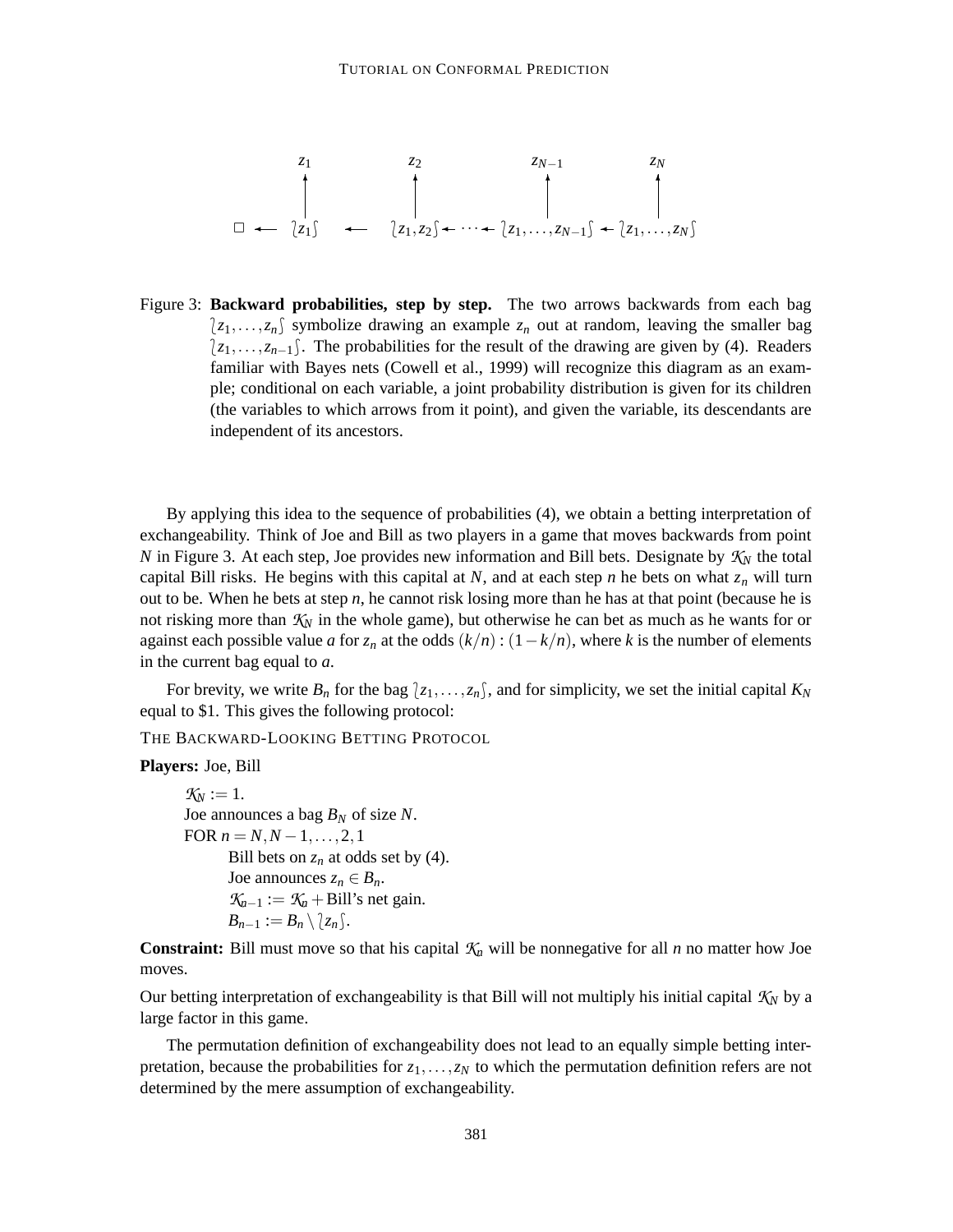$$
\begin{array}{ccccccccc}
 & z_1 & & z_2 & & z_{N-1} & & z_N \\
 & \uparrow & & \uparrow & & \uparrow & & \uparrow \\
\Box \leftarrow & \wr z_1 \int & \leftarrow & \wr z_1, z_2 \int & \leftarrow \cdots \leftarrow & \wr z_1, \ldots, z_{N-1} \int & \leftarrow & \wr z_1, \ldots, z_N \int
\end{array}
$$

Figure 3: **Backward probabilities, step by step.** The two arrows backwards from each bag $\wr z_1, \ldots, z_n \int$ symbolize drawing an example $z_n$ out at random, leaving the smaller bag $\wr z_1, \ldots, z_{n-1} \int$. The probabilities for the result of the drawing are given by (4). Readers familiar with Bayes nets (Cowell et al., 1999) will recognize this diagram as an example; conditional on each variable, a joint probability distribution is given for its children (the variables to which arrows from it point), and given the variable, its descendants are independent of its ancestors.

By applying this idea to the sequence of probabilities (4), we obtain a betting interpretation of exchangeability. Think of Joe and Bill as two players in a game that moves backwards from point $N$ in Figure 3. At each step, Joe provides new information and Bill bets. Designate by $\mathcal{K}_N$ the total capital Bill risks. He begins with this capital at $N$, and at each step $n$ he bets on what $z_n$ will turn out to be. When he bets at step $n$, he cannot risk losing more than he has at that point (because he is not risking more than $\mathcal{K}_N$ in the whole game), but otherwise he can bet as much as he wants for or against each possible value $a$ for $z_n$ at the odds $(k/n) : (1-k/n)$, where $k$ is the number of elements in the current bag equal to $a$.

For brevity, we write $B_n$ for the bag $\wr z_1, \ldots, z_n \int$, and for simplicity, we set the initial capital $K_N$ equal to \$1. This gives the following protocol:

THE BACKWARD-LOOKING BETTING PROTOCOL

**Players:** Joe, Bill

> $\mathcal{K}_N := 1$.
> Joe announces a bag $B_N$ of size $N$.
> FOR $n = N, N-1, \ldots, 2, 1$
>
> > Bill bets on $z_n$ at odds set by (4).
> > Joe announces $z_n \in B_n$.
> > $\mathcal{K}_{n-1} := \mathcal{K}_n +$ Bill's net gain.
> > $B_{n-1} := B_n \setminus \wr z_n \int$.

**Constraint:** Bill must move so that his capital $\mathcal{K}_n$ will be nonnegative for all $n$ no matter how Joe moves.

Our betting interpretation of exchangeability is that Bill will not multiply his initial capital $\mathcal{K}_N$ by a large factor in this game.

The permutation definition of exchangeability does not lead to an equally simple betting interpretation, because the probabilities for $z_1, \ldots, z_N$ to which the permutation definition refers are not determined by the mere assumption of exchangeability.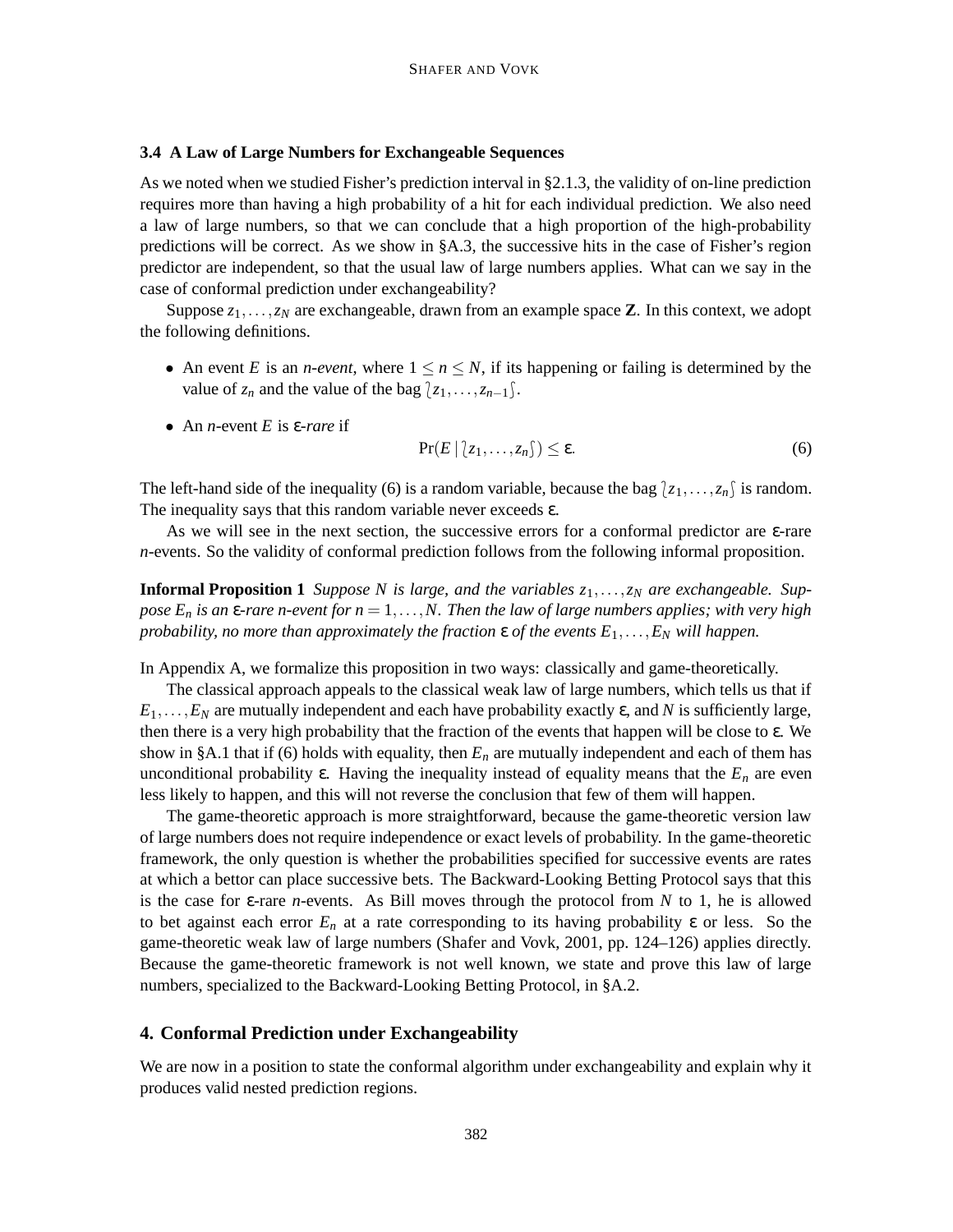### 3.4 A Law of Large Numbers for Exchangeable Sequences

As we noted when we studied Fisher's prediction interval in §2.1.3, the validity of on-line prediction requires more than having a high probability of a hit for each individual prediction. We also need a law of large numbers, so that we can conclude that a high proportion of the high-probability predictions will be correct. As we show in §A.3, the successive hits in the case of Fisher's region predictor are independent, so that the usual law of large numbers applies. What can we say in the case of conformal prediction under exchangeability?

Suppose $z_1, \ldots, z_N$ are exchangeable, drawn from an example space $\mathbf{Z}$. In this context, we adopt the following definitions.

- An event $E$ is an *n-event*, where $1 \leq n \leq N$, if its happening or failing is determined by the value of $z_n$ and the value of the bag $\wr z_1, \ldots, z_{n-1} \int$.
- An $n$-event $E$ is $\varepsilon$*-rare* if
$$\Pr(E \mid \wr z_1, \ldots, z_n \int) \leq \varepsilon. \tag{6}$$

The left-hand side of the inequality (6) is a random variable, because the bag $\wr z_1, \ldots, z_n \int$ is random. The inequality says that this random variable never exceeds $\varepsilon$.

As we will see in the next section, the successive errors for a conformal predictor are $\varepsilon$-rare $n$-events. So the validity of conformal prediction follows from the following informal proposition.

**Informal Proposition 1** *Suppose $N$ is large, and the variables $z_1, \ldots, z_N$ are exchangeable. Suppose $E_n$ is an $\varepsilon$-rare $n$-event for $n = 1, \ldots, N$. Then the law of large numbers applies; with very high probability, no more than approximately the fraction $\varepsilon$ of the events $E_1, \ldots, E_N$ will happen.*

In Appendix A, we formalize this proposition in two ways: classically and game-theoretically.

The classical approach appeals to the classical weak law of large numbers, which tells us that if $E_1, \ldots, E_N$ are mutually independent and each have probability exactly $\varepsilon$, and $N$ is sufficiently large, then there is a very high probability that the fraction of the events that happen will be close to $\varepsilon$. We show in §A.1 that if (6) holds with equality, then $E_n$ are mutually independent and each of them has unconditional probability $\varepsilon$. Having the inequality instead of equality means that the $E_n$ are even less likely to happen, and this will not reverse the conclusion that few of them will happen.

The game-theoretic approach is more straightforward, because the game-theoretic version law of large numbers does not require independence or exact levels of probability. In the game-theoretic framework, the only question is whether the probabilities specified for successive events are rates at which a bettor can place successive bets. The Backward-Looking Betting Protocol says that this is the case for $\varepsilon$-rare $n$-events. As Bill moves through the protocol from $N$ to 1, he is allowed to bet against each error $E_n$ at a rate corresponding to its having probability $\varepsilon$ or less. So the game-theoretic weak law of large numbers (Shafer and Vovk, 2001, pp. 124–126) applies directly. Because the game-theoretic framework is not well known, we state and prove this law of large numbers, specialized to the Backward-Looking Betting Protocol, in §A.2.

## 4. Conformal Prediction under Exchangeability

We are now in a position to state the conformal algorithm under exchangeability and explain why it produces valid nested prediction regions.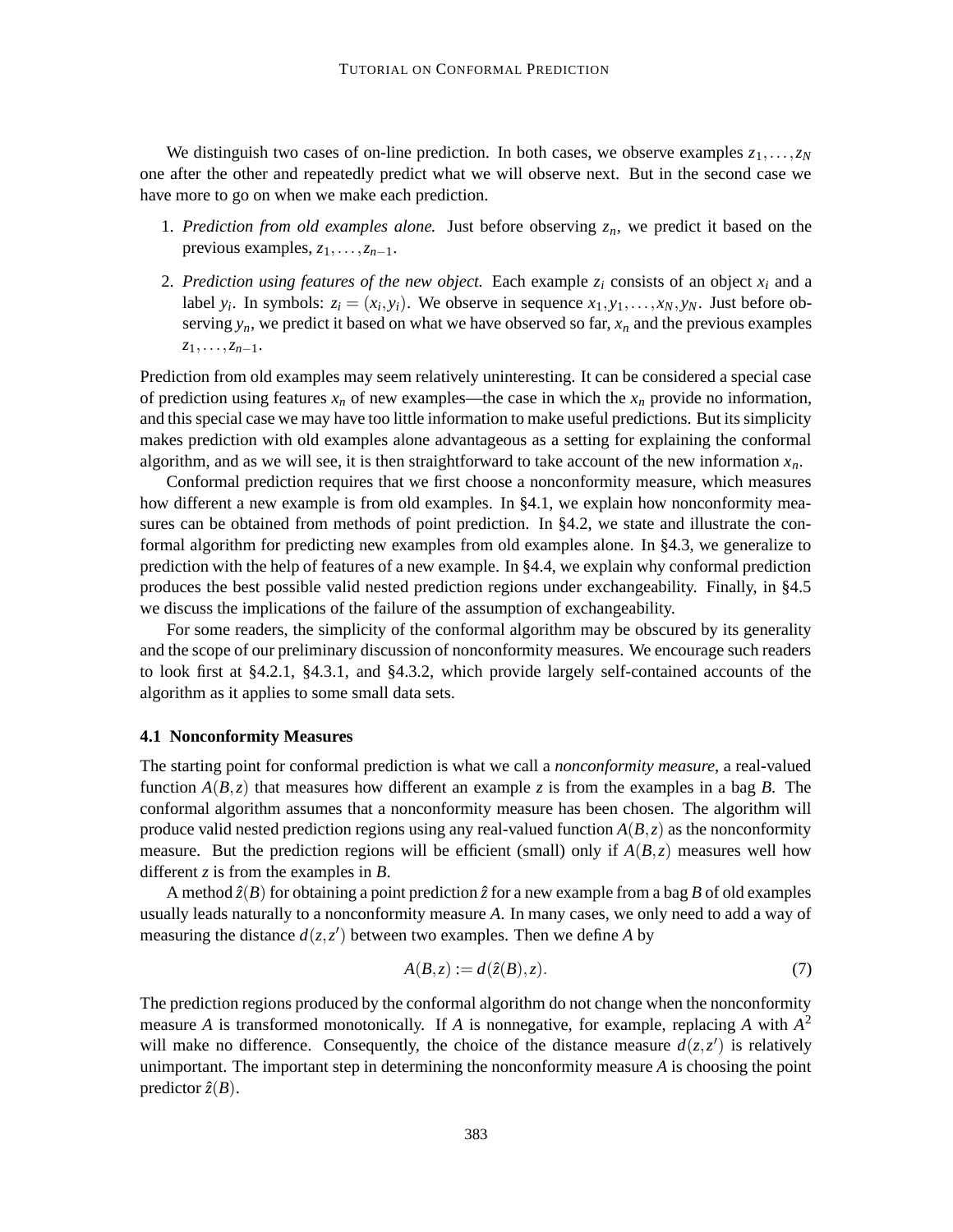We distinguish two cases of on-line prediction. In both cases, we observe examples $z_1, \ldots, z_N$ one after the other and repeatedly predict what we will observe next. But in the second case we have more to go on when we make each prediction.

1. *Prediction from old examples alone.* Just before observing $z_n$, we predict it based on the previous examples, $z_1, \ldots, z_{n-1}$.

2. *Prediction using features of the new object.* Each example $z_i$ consists of an object $x_i$ and a label $y_i$. In symbols: $z_i = (x_i, y_i)$. We observe in sequence $x_1, y_1, \ldots, x_N, y_N$. Just before observing $y_n$, we predict it based on what we have observed so far, $x_n$ and the previous examples $z_1, \ldots, z_{n-1}$.

Prediction from old examples may seem relatively uninteresting. It can be considered a special case of prediction using features $x_n$ of new examples—the case in which the $x_n$ provide no information, and this special case we may have too little information to make useful predictions. But its simplicity makes prediction with old examples alone advantageous as a setting for explaining the conformal algorithm, and as we will see, it is then straightforward to take account of the new information $x_n$.

Conformal prediction requires that we first choose a nonconformity measure, which measures how different a new example is from old examples. In §4.1, we explain how nonconformity measures can be obtained from methods of point prediction. In §4.2, we state and illustrate the conformal algorithm for predicting new examples from old examples alone. In §4.3, we generalize to prediction with the help of features of a new example. In §4.4, we explain why conformal prediction produces the best possible valid nested prediction regions under exchangeability. Finally, in §4.5 we discuss the implications of the failure of the assumption of exchangeability.

For some readers, the simplicity of the conformal algorithm may be obscured by its generality and the scope of our preliminary discussion of nonconformity measures. We encourage such readers to look first at §4.2.1, §4.3.1, and §4.3.2, which provide largely self-contained accounts of the algorithm as it applies to some small data sets.

### 4.1 Nonconformity Measures

The starting point for conformal prediction is what we call a *nonconformity measure*, a real-valued function $A(B, z)$ that measures how different an example $z$ is from the examples in a bag $B$. The conformal algorithm assumes that a nonconformity measure has been chosen. The algorithm will produce valid nested prediction regions using any real-valued function $A(B, z)$ as the nonconformity measure. But the prediction regions will be efficient (small) only if $A(B, z)$ measures well how different $z$ is from the examples in $B$.

A method $\hat{z}(B)$ for obtaining a point prediction $\hat{z}$ for a new example from a bag $B$ of old examples usually leads naturally to a nonconformity measure $A$. In many cases, we only need to add a way of measuring the distance $d(z, z')$ between two examples. Then we define $A$ by

$$A(B, z) := d(\hat{z}(B), z). \tag{7}$$

The prediction regions produced by the conformal algorithm do not change when the nonconformity measure $A$ is transformed monotonically. If $A$ is nonnegative, for example, replacing $A$ with $A^2$ will make no difference. Consequently, the choice of the distance measure $d(z, z')$ is relatively unimportant. The important step in determining the nonconformity measure $A$ is choosing the point predictor $\hat{z}(B)$.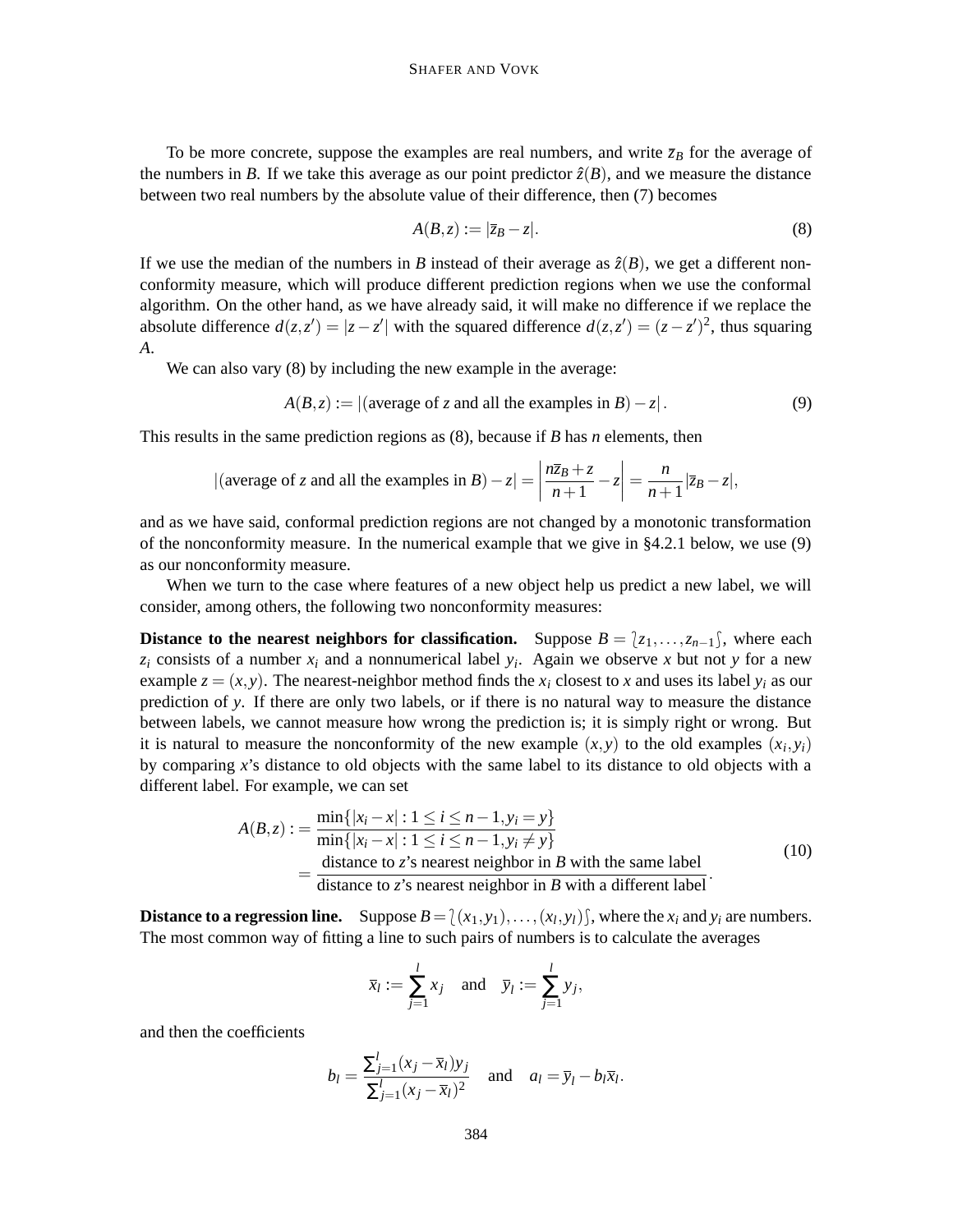To be more concrete, suppose the examples are real numbers, and write $\bar{z}_B$ for the average of the numbers in $B$. If we take this average as our point predictor $\hat{z}(B)$, and we measure the distance between two real numbers by the absolute value of their difference, then (7) becomes

$$A(B,z) := |\bar{z}_B - z|. \tag{8}$$

If we use the median of the numbers in $B$ instead of their average as $\hat{z}(B)$, we get a different nonconformity measure, which will produce different prediction regions when we use the conformal algorithm. On the other hand, as we have already said, it will make no difference if we replace the absolute difference $d(z,z') = |z - z'|$ with the squared difference $d(z,z') = (z - z')^2$, thus squaring $A$.

We can also vary (8) by including the new example in the average:

$$A(B,z) := |(\text{average of } z \text{ and all the examples in } B) - z|. \tag{9}$$

This results in the same prediction regions as (8), because if $B$ has $n$ elements, then

$$|(\text{average of } z \text{ and all the examples in } B) - z| = \left|\frac{n\bar{z}_B + z}{n+1} - z\right| = \frac{n}{n+1}|\bar{z}_B - z|,$$

and as we have said, conformal prediction regions are not changed by a monotonic transformation of the nonconformity measure. In the numerical example that we give in §4.2.1 below, we use (9) as our nonconformity measure.

When we turn to the case where features of a new object help us predict a new label, we will consider, among others, the following two nonconformity measures:

**Distance to the nearest neighbors for classification.** Suppose $B = \wr z_1, \ldots, z_{n-1} \int$, where each $z_i$ consists of a number $x_i$ and a nonnumerical label $y_i$. Again we observe $x$ but not $y$ for a new example $z = (x,y)$. The nearest-neighbor method finds the $x_i$ closest to $x$ and uses its label $y_i$ as our prediction of $y$. If there are only two labels, or if there is no natural way to measure the distance between labels, we cannot measure how wrong the prediction is; it is simply right or wrong. But it is natural to measure the nonconformity of the new example $(x,y)$ to the old examples $(x_i,y_i)$ by comparing $x$'s distance to old objects with the same label to its distance to old objects with a different label. For example, we can set

$$\begin{aligned} A(B,z) :&= \frac{\min\{|x_i - x| : 1 \le i \le n-1, y_i = y\}}{\min\{|x_i - x| : 1 \le i \le n-1, y_i \ne y\}} \\ &= \frac{\text{distance to } z\text{'s nearest neighbor in } B \text{ with the same label}}{\text{distance to } z\text{'s nearest neighbor in } B \text{ with a different label}}. \end{aligned} \tag{10}$$

**Distance to a regression line.** Suppose $B = \wr (x_1,y_1), \ldots, (x_l,y_l) \int$, where the $x_i$ and $y_i$ are numbers. The most common way of fitting a line to such pairs of numbers is to calculate the averages

$$\bar{x}_l := \sum_{j=1}^{l} x_j \quad \text{and} \quad \bar{y}_l := \sum_{j=1}^{l} y_j,$$

and then the coefficients

$$b_l = \frac{\sum_{j=1}^{l}(x_j - \bar{x}_l)y_j}{\sum_{j=1}^{l}(x_j - \bar{x}_l)^2} \quad \text{and} \quad a_l = \bar{y}_l - b_l\bar{x}_l.$$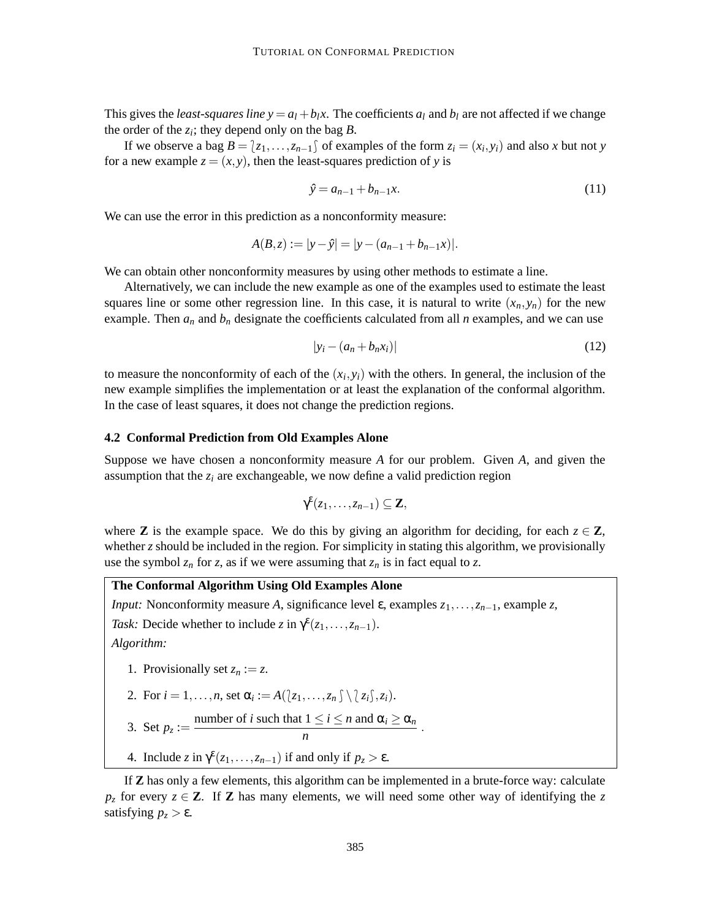This gives the *least-squares line* $y = a_l + b_l x$. The coefficients $a_l$ and $b_l$ are not affected if we change the order of the $z_i$; they depend only on the bag $B$.

If we observe a bag $B = \wr z_1, \ldots, z_{n-1} \int$ of examples of the form $z_i = (x_i, y_i)$ and also $x$ but not $y$ for a new example $z = (x, y)$, then the least-squares prediction of $y$ is

$$\hat{y} = a_{n-1} + b_{n-1} x. \tag{11}$$

We can use the error in this prediction as a nonconformity measure:

$$A(B, z) := |y - \hat{y}| = |y - (a_{n-1} + b_{n-1} x)|.$$

We can obtain other nonconformity measures by using other methods to estimate a line.

Alternatively, we can include the new example as one of the examples used to estimate the least squares line or some other regression line. In this case, it is natural to write $(x_n, y_n)$ for the new example. Then $a_n$ and $b_n$ designate the coefficients calculated from all $n$ examples, and we can use

$$|y_i - (a_n + b_n x_i)| \tag{12}$$

to measure the nonconformity of each of the $(x_i, y_i)$ with the others. In general, the inclusion of the new example simplifies the implementation or at least the explanation of the conformal algorithm. In the case of least squares, it does not change the prediction regions.

### 4.2 Conformal Prediction from Old Examples Alone

Suppose we have chosen a nonconformity measure $A$ for our problem. Given $A$, and given the assumption that the $z_i$ are exchangeable, we now define a valid prediction region

$$\gamma^{\varepsilon}(z_1, \ldots, z_{n-1}) \subseteq \mathbf{Z},$$

where $\mathbf{Z}$ is the example space. We do this by giving an algorithm for deciding, for each $z \in \mathbf{Z}$, whether $z$ should be included in the region. For simplicity in stating this algorithm, we provisionally use the symbol $z_n$ for $z$, as if we were assuming that $z_n$ is in fact equal to $z$.

**The Conformal Algorithm Using Old Examples Alone**

*Input:* Nonconformity measure $A$, significance level $\varepsilon$, examples $z_1, \ldots, z_{n-1}$, example $z$,

*Task:* Decide whether to include $z$ in $\gamma^{\varepsilon}(z_1, \ldots, z_{n-1})$.

*Algorithm:*

1. Provisionally set $z_n := z$.
2. For $i = 1, \ldots, n$, set $\alpha_i := A(\wr z_1, \ldots, z_n \int \setminus \wr z_i \int, z_i)$.
3. Set $p_z := \dfrac{\text{number of } i \text{ such that } 1 \leq i \leq n \text{ and } \alpha_i \geq \alpha_n}{n}$.
4. Include $z$ in $\gamma^{\varepsilon}(z_1, \ldots, z_{n-1})$ if and only if $p_z > \varepsilon$.

If $\mathbf{Z}$ has only a few elements, this algorithm can be implemented in a brute-force way: calculate $p_z$ for every $z \in \mathbf{Z}$. If $\mathbf{Z}$ has many elements, we will need some other way of identifying the $z$ satisfying $p_z > \varepsilon$.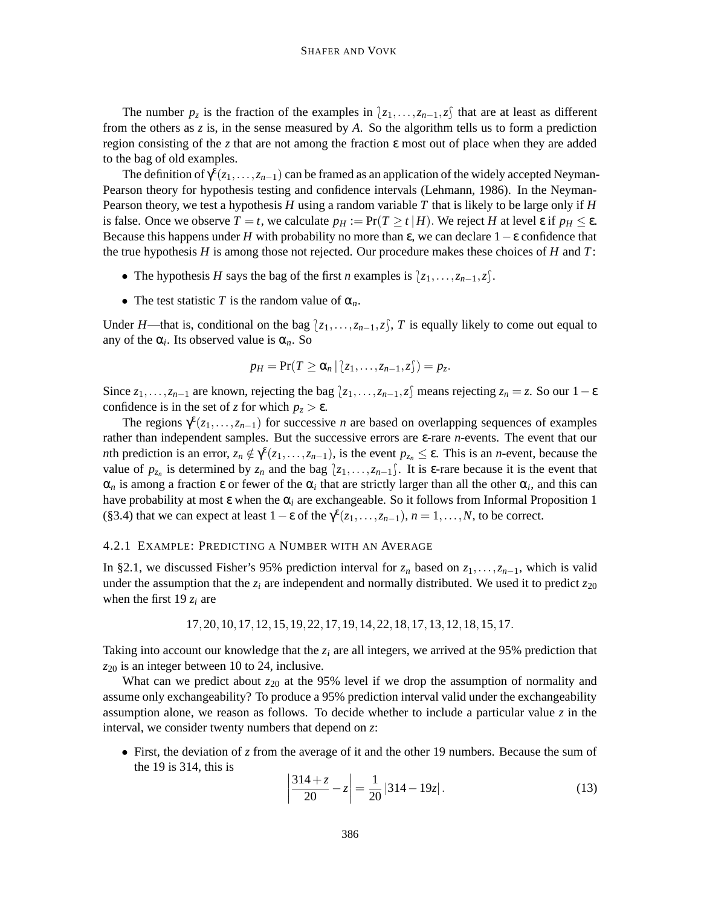The number $p_z$ is the fraction of the examples in $\wr z_1,\ldots,z_{n-1},z \wr$ that are at least as different from the others as $z$ is, in the sense measured by $A$. So the algorithm tells us to form a prediction region consisting of the $z$ that are not among the fraction $\varepsilon$ most out of place when they are added to the bag of old examples.

The definition of $\gamma^\varepsilon(z_1,\ldots,z_{n-1})$ can be framed as an application of the widely accepted Neyman-Pearson theory for hypothesis testing and confidence intervals (Lehmann, 1986). In the Neyman-Pearson theory, we test a hypothesis $H$ using a random variable $T$ that is likely to be large only if $H$ is false. Once we observe $T = t$, we calculate $p_H := \Pr(T \geq t \,|\, H)$. We reject $H$ at level $\varepsilon$ if $p_H \leq \varepsilon$. Because this happens under $H$ with probability no more than $\varepsilon$, we can declare $1-\varepsilon$ confidence that the true hypothesis $H$ is among those not rejected. Our procedure makes these choices of $H$ and $T$:

- The hypothesis $H$ says the bag of the first $n$ examples is $\wr z_1,\ldots,z_{n-1},z \wr$.
- The test statistic $T$ is the random value of $\alpha_n$.

Under $H$—that is, conditional on the bag $\wr z_1,\ldots,z_{n-1},z \wr$, $T$ is equally likely to come out equal to any of the $\alpha_i$. Its observed value is $\alpha_n$. So

$$p_H = \Pr(T \geq \alpha_n \,|\, \wr z_1,\ldots,z_{n-1},z \wr) = p_z.$$

Since $z_1,\ldots,z_{n-1}$ are known, rejecting the bag $\wr z_1,\ldots,z_{n-1},z \wr$ means rejecting $z_n = z$. So our $1-\varepsilon$ confidence is in the set of $z$ for which $p_z > \varepsilon$.

The regions $\gamma^\varepsilon(z_1,\ldots,z_{n-1})$ for successive $n$ are based on overlapping sequences of examples rather than independent samples. But the successive errors are $\varepsilon$-rare $n$-events. The event that our $n$th prediction is an error, $z_n \notin \gamma^\varepsilon(z_1,\ldots,z_{n-1})$, is the event $p_{z_n} \leq \varepsilon$. This is an $n$-event, because the value of $p_{z_n}$ is determined by $z_n$ and the bag $\wr z_1,\ldots,z_{n-1} \wr$. It is $\varepsilon$-rare because it is the event that $\alpha_n$ is among a fraction $\varepsilon$ or fewer of the $\alpha_i$ that are strictly larger than all the other $\alpha_i$, and this can have probability at most $\varepsilon$ when the $\alpha_i$ are exchangeable. So it follows from Informal Proposition 1 (§3.4) that we can expect at least $1-\varepsilon$ of the $\gamma^\varepsilon(z_1,\ldots,z_{n-1})$, $n = 1,\ldots,N$, to be correct.

#### 4.2.1 Example: Predicting a Number with an Average

In §2.1, we discussed Fisher's 95% prediction interval for $z_n$ based on $z_1,\ldots,z_{n-1}$, which is valid under the assumption that the $z_i$ are independent and normally distributed. We used it to predict $z_{20}$ when the first 19 $z_i$ are

$$17, 20, 10, 17, 12, 15, 19, 22, 17, 19, 14, 22, 18, 17, 13, 12, 18, 15, 17.$$

Taking into account our knowledge that the $z_i$ are all integers, we arrived at the 95% prediction that $z_{20}$ is an integer between 10 to 24, inclusive.

What can we predict about $z_{20}$ at the 95% level if we drop the assumption of normality and assume only exchangeability? To produce a 95% prediction interval valid under the exchangeability assumption alone, we reason as follows. To decide whether to include a particular value $z$ in the interval, we consider twenty numbers that depend on $z$:

- First, the deviation of $z$ from the average of it and the other 19 numbers. Because the sum of the 19 is 314, this is

$$\left| \frac{314+z}{20} - z \right| = \frac{1}{20}\left|314 - 19z\right|. \tag{13}$$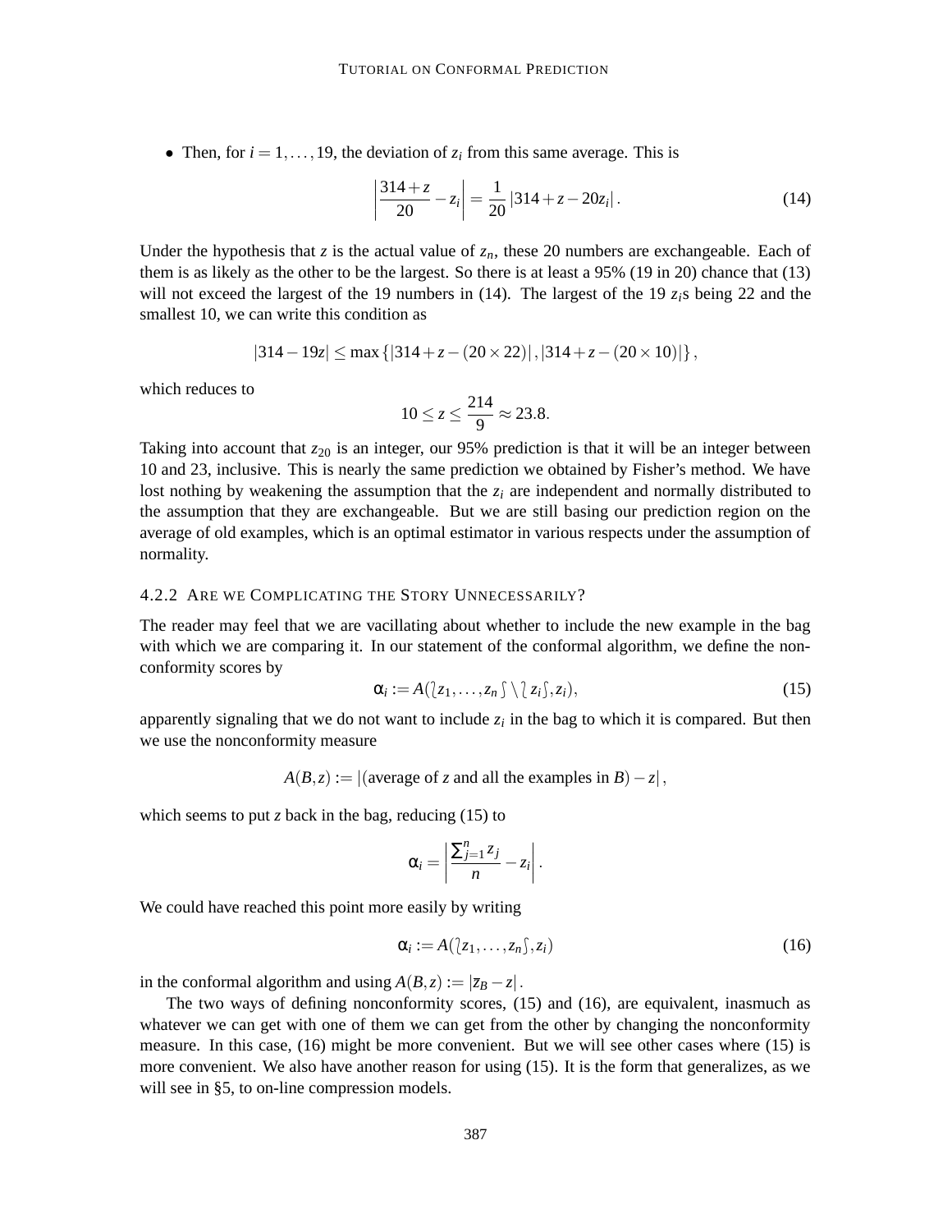- Then, for $i = 1, \ldots, 19$, the deviation of $z_i$ from this same average. This is

$$\left| \frac{314+z}{20} - z_i \right| = \frac{1}{20} \left| 314 + z - 20z_i \right|. \tag{14}$$

Under the hypothesis that $z$ is the actual value of $z_n$, these 20 numbers are exchangeable. Each of them is as likely as the other to be the largest. So there is at least a 95% (19 in 20) chance that (13) will not exceed the largest of the 19 numbers in (14). The largest of the 19 $z_i$s being 22 and the smallest 10, we can write this condition as

$$|314 - 19z| \leq \max\{|314 + z - (20 \times 22)|, |314 + z - (20 \times 10)|\},$$

which reduces to

$$10 \leq z \leq \frac{214}{9} \approx 23.8.$$

Taking into account that $z_{20}$ is an integer, our 95% prediction is that it will be an integer between 10 and 23, inclusive. This is nearly the same prediction we obtained by Fisher's method. We have lost nothing by weakening the assumption that the $z_i$ are independent and normally distributed to the assumption that they are exchangeable. But we are still basing our prediction region on the average of old examples, which is an optimal estimator in various respects under the assumption of normality.

### 4.2.2 Are We Complicating the Story Unnecessarily?

The reader may feel that we are vacillating about whether to include the new example in the bag with which we are comparing it. In our statement of the conformal algorithm, we define the nonconformity scores by

$$\alpha_i := A(\wr z_1, \ldots, z_n \int \setminus \wr z_i \int, z_i), \tag{15}$$

apparently signaling that we do not want to include $z_i$ in the bag to which it is compared. But then we use the nonconformity measure

$$A(B, z) := |(\text{average of } z \text{ and all the examples in } B) - z|,$$

which seems to put $z$ back in the bag, reducing (15) to

$$\alpha_i = \left| \frac{\sum_{j=1}^{n} z_j}{n} - z_i \right|.$$

We could have reached this point more easily by writing

$$\alpha_i := A(\wr z_1, \ldots, z_n \int, z_i) \tag{16}$$

in the conformal algorithm and using $A(B, z) := |\overline{z}_B - z|$.

The two ways of defining nonconformity scores, (15) and (16), are equivalent, inasmuch as whatever we can get with one of them we can get from the other by changing the nonconformity measure. In this case, (16) might be more convenient. But we will see other cases where (15) is more convenient. We also have another reason for using (15). It is the form that generalizes, as we will see in §5, to on-line compression models.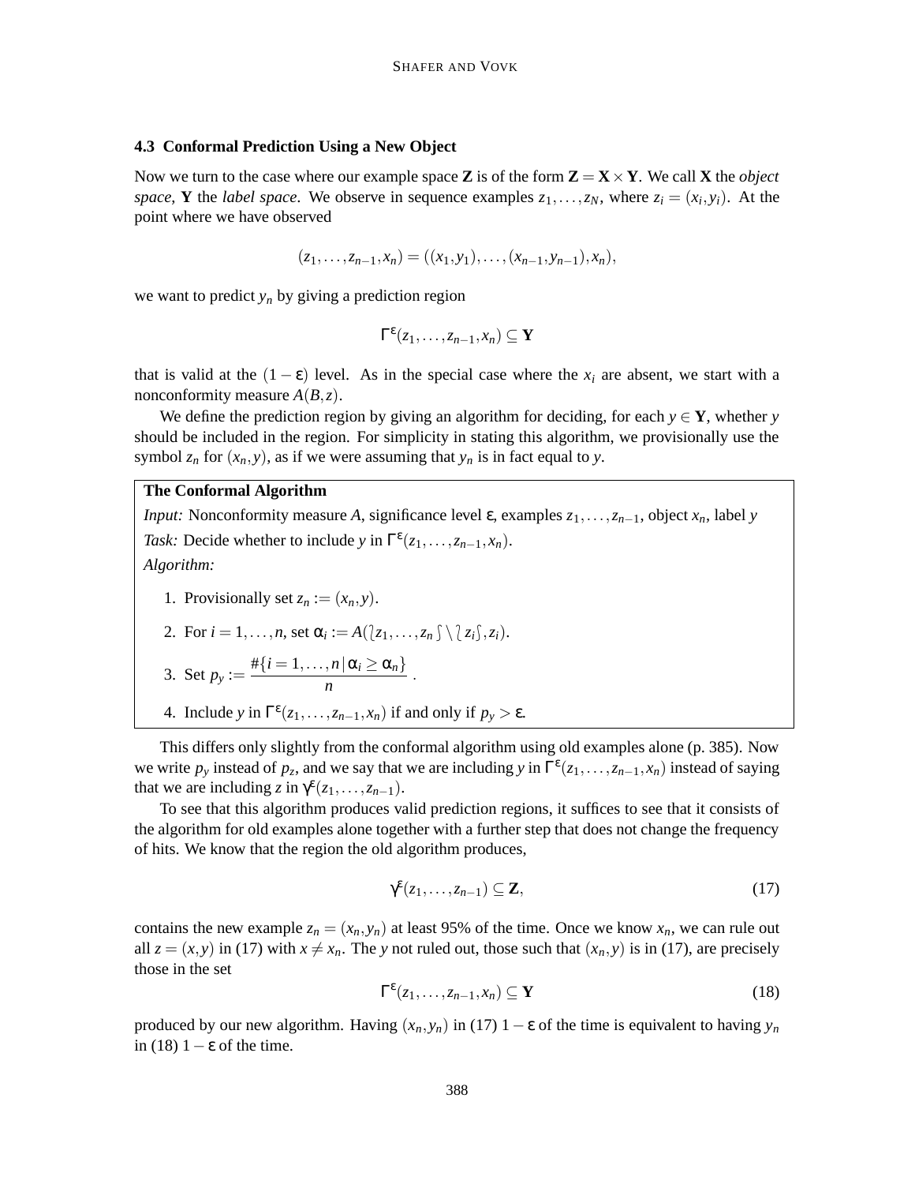### 4.3 Conformal Prediction Using a New Object

Now we turn to the case where our example space $\mathbf{Z}$ is of the form $\mathbf{Z} = \mathbf{X} \times \mathbf{Y}$. We call $\mathbf{X}$ the *object space,* $\mathbf{Y}$ the *label space*. We observe in sequence examples $z_1, \ldots, z_N$, where $z_i = (x_i, y_i)$. At the point where we have observed

$$(z_1, \ldots, z_{n-1}, x_n) = ((x_1, y_1), \ldots, (x_{n-1}, y_{n-1}), x_n),$$

we want to predict $y_n$ by giving a prediction region

$$\Gamma^{\varepsilon}(z_1, \ldots, z_{n-1}, x_n) \subseteq \mathbf{Y}$$

that is valid at the $(1-\varepsilon)$ level. As in the special case where the $x_i$ are absent, we start with a nonconformity measure $A(B,z)$.

We define the prediction region by giving an algorithm for deciding, for each $y \in \mathbf{Y}$, whether $y$ should be included in the region. For simplicity in stating this algorithm, we provisionally use the symbol $z_n$ for $(x_n, y)$, as if we were assuming that $y_n$ is in fact equal to $y$.

**The Conformal Algorithm**

*Input:* Nonconformity measure $A$, significance level $\varepsilon$, examples $z_1, \ldots, z_{n-1}$, object $x_n$, label $y$

*Task:* Decide whether to include $y$ in $\Gamma^{\varepsilon}(z_1, \ldots, z_{n-1}, x_n)$.

*Algorithm:*

1. Provisionally set $z_n := (x_n, y)$.
2. For $i = 1, \ldots, n$, set $\alpha_i := A(\wr z_1, \ldots, z_n \int \setminus \wr z_i \int, z_i)$.
3. Set $p_y := \dfrac{\#\{i = 1, \ldots, n \,|\, \alpha_i \geq \alpha_n\}}{n}$.
4. Include $y$ in $\Gamma^{\varepsilon}(z_1, \ldots, z_{n-1}, x_n)$ if and only if $p_y > \varepsilon$.

This differs only slightly from the conformal algorithm using old examples alone (p. 385). Now we write $p_y$ instead of $p_z$, and we say that we are including $y$ in $\Gamma^{\varepsilon}(z_1, \ldots, z_{n-1}, x_n)$ instead of saying that we are including $z$ in $\gamma^{\varepsilon}(z_1, \ldots, z_{n-1})$.

To see that this algorithm produces valid prediction regions, it suffices to see that it consists of the algorithm for old examples alone together with a further step that does not change the frequency of hits. We know that the region the old algorithm produces,

$$\gamma^{\varepsilon}(z_1, \ldots, z_{n-1}) \subseteq \mathbf{Z}, \tag{17}$$

contains the new example $z_n = (x_n, y_n)$ at least 95% of the time. Once we know $x_n$, we can rule out all $z = (x, y)$ in (17) with $x \neq x_n$. The $y$ not ruled out, those such that $(x_n, y)$ is in (17), are precisely those in the set

$$\Gamma^{\varepsilon}(z_1, \ldots, z_{n-1}, x_n) \subseteq \mathbf{Y} \tag{18}$$

produced by our new algorithm. Having $(x_n, y_n)$ in (17) $1-\varepsilon$ of the time is equivalent to having $y_n$ in (18) $1-\varepsilon$ of the time.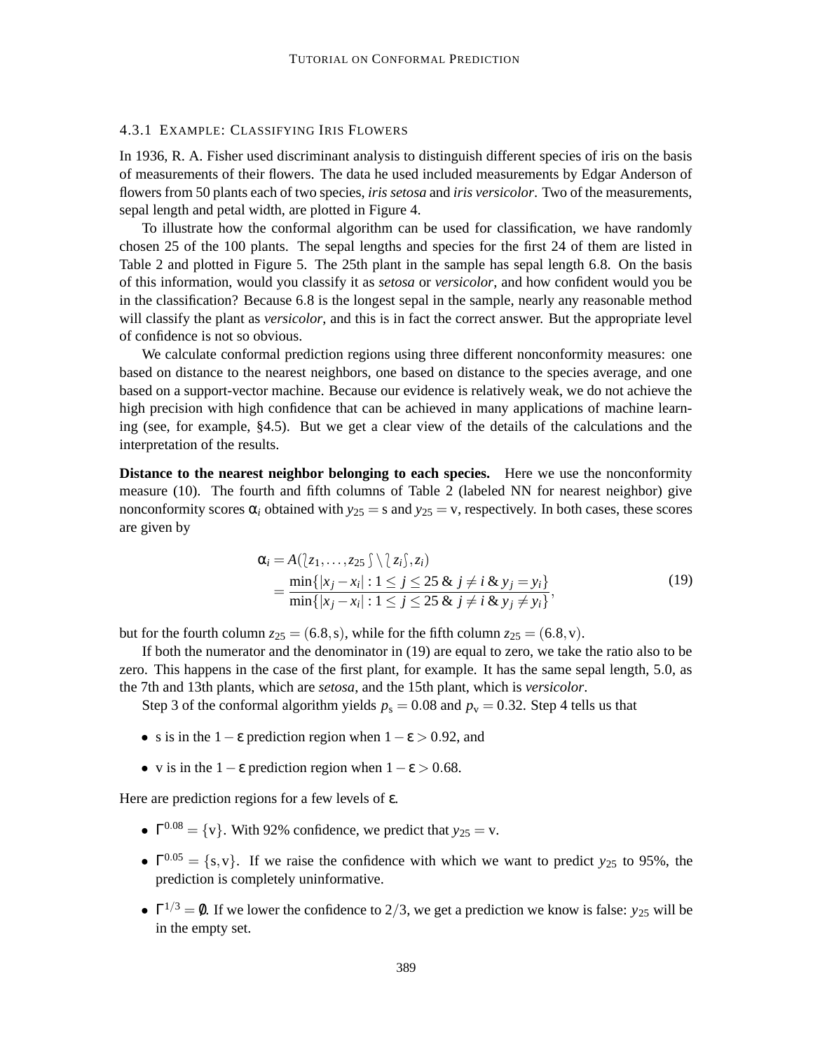#### 4.3.1 Example: Classifying Iris Flowers

In 1936, R. A. Fisher used discriminant analysis to distinguish different species of iris on the basis of measurements of their flowers. The data he used included measurements by Edgar Anderson of flowers from 50 plants each of two species, *iris setosa* and *iris versicolor*. Two of the measurements, sepal length and petal width, are plotted in Figure 4.

To illustrate how the conformal algorithm can be used for classification, we have randomly chosen 25 of the 100 plants. The sepal lengths and species for the first 24 of them are listed in Table 2 and plotted in Figure 5. The 25th plant in the sample has sepal length 6.8. On the basis of this information, would you classify it as *setosa* or *versicolor*, and how confident would you be in the classification? Because 6.8 is the longest sepal in the sample, nearly any reasonable method will classify the plant as *versicolor*, and this is in fact the correct answer. But the appropriate level of confidence is not so obvious.

We calculate conformal prediction regions using three different nonconformity measures: one based on distance to the nearest neighbors, one based on distance to the species average, and one based on a support-vector machine. Because our evidence is relatively weak, we do not achieve the high precision with high confidence that can be achieved in many applications of machine learning (see, for example, §4.5). But we get a clear view of the details of the calculations and the interpretation of the results.

**Distance to the nearest neighbor belonging to each species.** Here we use the nonconformity measure (10). The fourth and fifth columns of Table 2 (labeled NN for nearest neighbor) give nonconformity scores $\alpha_i$ obtained with $y_{25} = \text{s}$ and $y_{25} = \text{v}$, respectively. In both cases, these scores are given by

$$\begin{aligned}
\alpha_i &= A(\wr z_1, \ldots, z_{25} \wr \setminus \wr z_i \wr, z_i) \\
&= \frac{\min\{|x_j - x_i| : 1 \leq j \leq 25 \ \&\ j \neq i \ \&\ y_j = y_i\}}{\min\{|x_j - x_i| : 1 \leq j \leq 25 \ \&\ j \neq i \ \&\ y_j \neq y_i\}},
\end{aligned} \tag{19}$$

but for the fourth column $z_{25} = (6.8, \text{s})$, while for the fifth column $z_{25} = (6.8, \text{v})$.

If both the numerator and the denominator in (19) are equal to zero, we take the ratio also to be zero. This happens in the case of the first plant, for example. It has the same sepal length, 5.0, as the 7th and 13th plants, which are *setosa*, and the 15th plant, which is *versicolor*.

Step 3 of the conformal algorithm yields $p_{\text{s}} = 0.08$ and $p_{\text{v}} = 0.32$. Step 4 tells us that

- s is in the $1-\varepsilon$ prediction region when $1-\varepsilon > 0.92$, and
- v is in the $1-\varepsilon$ prediction region when $1-\varepsilon > 0.68$.

Here are prediction regions for a few levels of $\varepsilon$.

- $\Gamma^{0.08} = \{\text{v}\}$. With 92% confidence, we predict that $y_{25} = \text{v}$.
- $\Gamma^{0.05} = \{\text{s}, \text{v}\}$. If we raise the confidence with which we want to predict $y_{25}$ to 95%, the prediction is completely uninformative.
- $\Gamma^{1/3} = \emptyset$. If we lower the confidence to $2/3$, we get a prediction we know is false: $y_{25}$ will be in the empty set.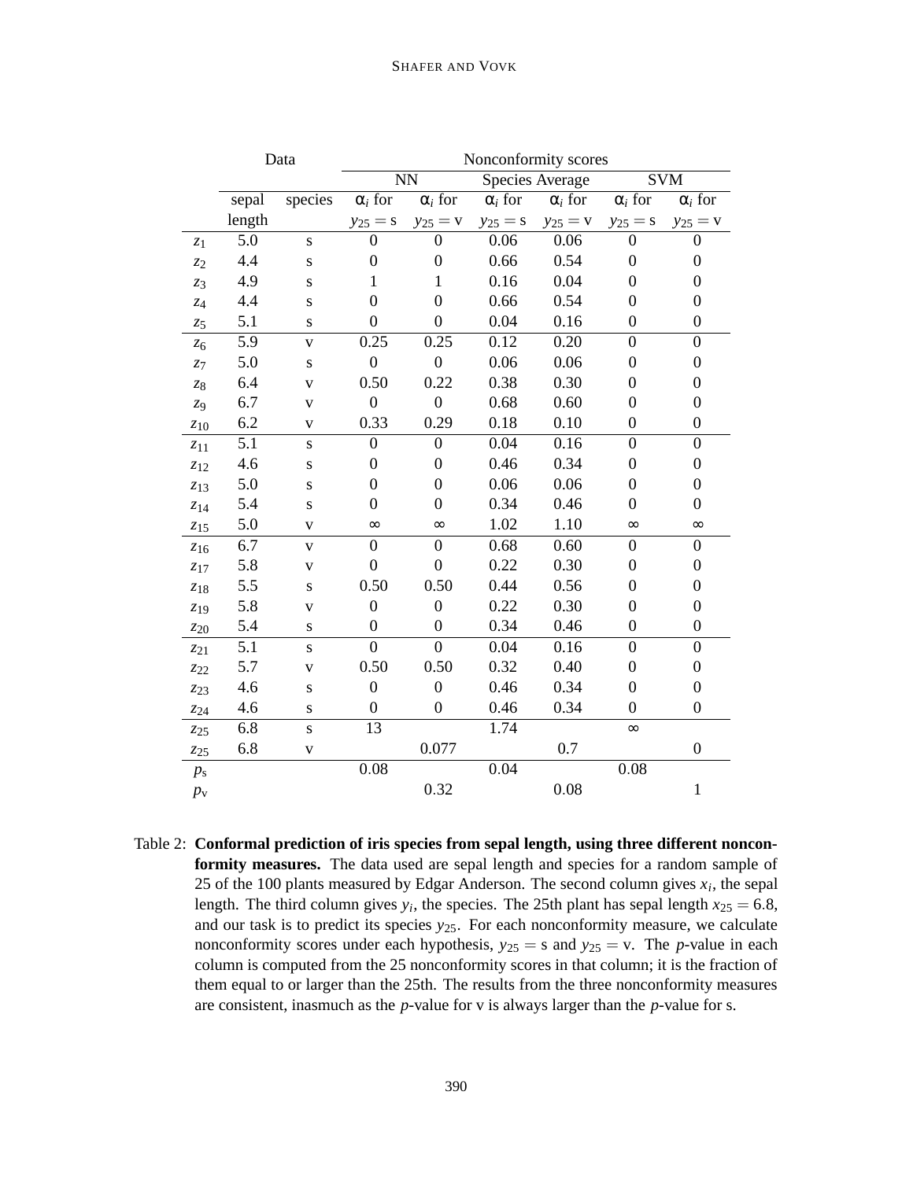| | Data | | Nonconformity scores | | | | | |
|---|---|---|---|---|---|---|---|---|
| | | | NN | | Species Average | | SVM | |
| | sepal length | species | $\alpha_i$ for $y_{25} = \text{s}$ | $\alpha_i$ for $y_{25} = \text{v}$ | $\alpha_i$ for $y_{25} = \text{s}$ | $\alpha_i$ for $y_{25} = \text{v}$ | $\alpha_i$ for $y_{25} = \text{s}$ | $\alpha_i$ for $y_{25} = \text{v}$ |
| $z_1$ | 5.0 | s | 0 | 0 | 0.06 | 0.06 | 0 | 0 |
| $z_2$ | 4.4 | s | 0 | 0 | 0.66 | 0.54 | 0 | 0 |
| $z_3$ | 4.9 | s | 1 | 1 | 0.16 | 0.04 | 0 | 0 |
| $z_4$ | 4.4 | s | 0 | 0 | 0.66 | 0.54 | 0 | 0 |
| $z_5$ | 5.1 | s | 0 | 0 | 0.04 | 0.16 | 0 | 0 |
| $z_6$ | 5.9 | v | 0.25 | 0.25 | 0.12 | 0.20 | 0 | 0 |
| $z_7$ | 5.0 | s | 0 | 0 | 0.06 | 0.06 | 0 | 0 |
| $z_8$ | 6.4 | v | 0.50 | 0.22 | 0.38 | 0.30 | 0 | 0 |
| $z_9$ | 6.7 | v | 0 | 0 | 0.68 | 0.60 | 0 | 0 |
| $z_{10}$ | 6.2 | v | 0.33 | 0.29 | 0.18 | 0.10 | 0 | 0 |
| $z_{11}$ | 5.1 | s | 0 | 0 | 0.04 | 0.16 | 0 | 0 |
| $z_{12}$ | 4.6 | s | 0 | 0 | 0.46 | 0.34 | 0 | 0 |
| $z_{13}$ | 5.0 | s | 0 | 0 | 0.06 | 0.06 | 0 | 0 |
| $z_{14}$ | 5.4 | s | 0 | 0 | 0.34 | 0.46 | 0 | 0 |
| $z_{15}$ | 5.0 | v | $\infty$ | $\infty$ | 1.02 | 1.10 | $\infty$ | $\infty$ |
| $z_{16}$ | 6.7 | v | 0 | 0 | 0.68 | 0.60 | 0 | 0 |
| $z_{17}$ | 5.8 | v | 0 | 0 | 0.22 | 0.30 | 0 | 0 |
| $z_{18}$ | 5.5 | s | 0.50 | 0.50 | 0.44 | 0.56 | 0 | 0 |
| $z_{19}$ | 5.8 | v | 0 | 0 | 0.22 | 0.30 | 0 | 0 |
| $z_{20}$ | 5.4 | s | 0 | 0 | 0.34 | 0.46 | 0 | 0 |
| $z_{21}$ | 5.1 | s | 0 | 0 | 0.04 | 0.16 | 0 | 0 |
| $z_{22}$ | 5.7 | v | 0.50 | 0.50 | 0.32 | 0.40 | 0 | 0 |
| $z_{23}$ | 4.6 | s | 0 | 0 | 0.46 | 0.34 | 0 | 0 |
| $z_{24}$ | 4.6 | s | 0 | 0 | 0.46 | 0.34 | 0 | 0 |
| $z_{25}$ | 6.8 | s | 13 | | 1.74 | | $\infty$ | |
| $z_{25}$ | 6.8 | v | | 0.077 | | 0.7 | | 0 |
| $p_\text{s}$ | | | 0.08 | | 0.04 | | 0.08 | |
| $p_\text{v}$ | | | | 0.32 | | 0.08 | | 1 |

Table 2: **Conformal prediction of iris species from sepal length, using three different nonconformity measures.** The data used are sepal length and species for a random sample of 25 of the 100 plants measured by Edgar Anderson. The second column gives $x_i$, the sepal length. The third column gives $y_i$, the species. The 25th plant has sepal length $x_{25} = 6.8$, and our task is to predict its species $y_{25}$. For each nonconformity measure, we calculate nonconformity scores under each hypothesis, $y_{25} = \text{s}$ and $y_{25} = \text{v}$. The $p$-value in each column is computed from the 25 nonconformity scores in that column; it is the fraction of them equal to or larger than the 25th. The results from the three nonconformity measures are consistent, inasmuch as the $p$-value for v is always larger than the $p$-value for s.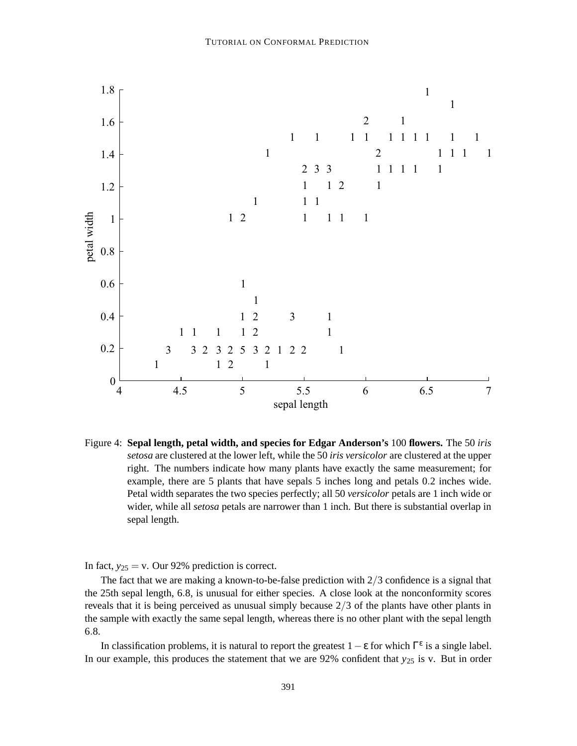Figure 4: **Sepal length, petal width, and species for Edgar Anderson's 100 flowers.** The 50 *iris setosa* are clustered at the lower left, while the 50 *iris versicolor* are clustered at the upper right. The numbers indicate how many plants have exactly the same measurement; for example, there are 5 plants that have sepals 5 inches long and petals 0.2 inches wide. Petal width separates the two species perfectly; all 50 *versicolor* petals are 1 inch wide or wider, while all *setosa* petals are narrower than 1 inch. But there is substantial overlap in sepal length.

In fact, $y_{25} = \text{v}$. Our 92% prediction is correct.

The fact that we are making a known-to-be-false prediction with $2/3$ confidence is a signal that the 25th sepal length, 6.8, is unusual for either species. A close look at the nonconformity scores reveals that it is being perceived as unusual simply because $2/3$ of the plants have other plants in the sample with exactly the same sepal length, whereas there is no other plant with the sepal length 6.8.

In classification problems, it is natural to report the greatest $1-\varepsilon$ for which $\Gamma^{\varepsilon}$ is a single label. In our example, this produces the statement that we are 92% confident that $y_{25}$ is v. But in order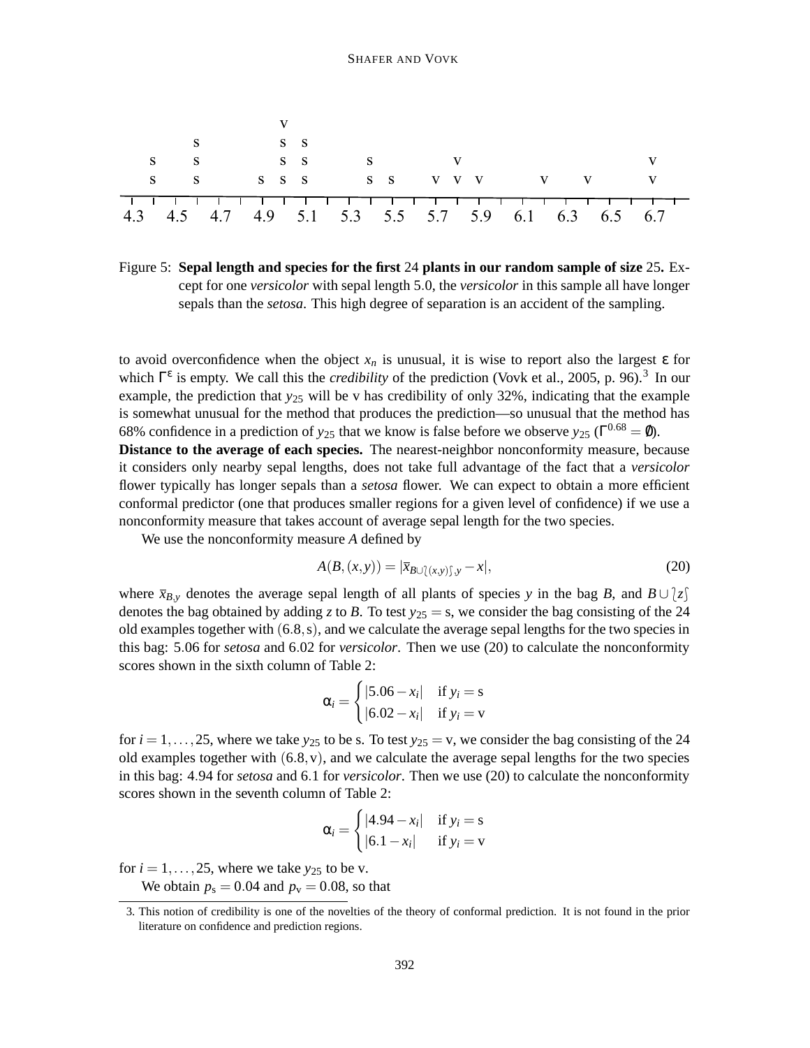Figure 5: **Sepal length and species for the first 24 plants in our random sample of size 25.** Except for one *versicolor* with sepal length 5.0, the *versicolor* in this sample all have longer sepals than the *setosa*. This high degree of separation is an accident of the sampling.

to avoid overconfidence when the object $x_n$ is unusual, it is wise to report also the largest $\varepsilon$ for which $\Gamma^\varepsilon$ is empty. We call this the *credibility* of the prediction (Vovk et al., 2005, p. 96).[3] In our example, the prediction that $y_{25}$ will be v has credibility of only 32%, indicating that the example is somewhat unusual for the method that produces the prediction—so unusual that the method has 68% confidence in a prediction of $y_{25}$ that we know is false before we observe $y_{25}$ ($\Gamma^{0.68} = \emptyset$).

**Distance to the average of each species.** The nearest-neighbor nonconformity measure, because it considers only nearby sepal lengths, does not take full advantage of the fact that a *versicolor* flower typically has longer sepals than a *setosa* flower. We can expect to obtain a more efficient conformal predictor (one that produces smaller regions for a given level of confidence) if we use a nonconformity measure that takes account of average sepal length for the two species.

We use the nonconformity measure $A$ defined by

$$A(B,(x,y)) = |\bar{x}_{B \cup \langle (x,y) \rangle, y} - x|, \tag{20}$$

where $\bar{x}_{B,y}$ denotes the average sepal length of all plants of species $y$ in the bag $B$, and $B \cup \langle z \rangle$ denotes the bag obtained by adding $z$ to $B$. To test $y_{25} = \text{s}$, we consider the bag consisting of the 24 old examples together with $(6.8, \text{s})$, and we calculate the average sepal lengths for the two species in this bag: 5.06 for *setosa* and 6.02 for *versicolor*. Then we use (20) to calculate the nonconformity scores shown in the sixth column of Table 2:

$$\alpha_i = \begin{cases} |5.06 - x_i| & \text{if } y_i = \text{s} \\ |6.02 - x_i| & \text{if } y_i = \text{v} \end{cases}$$

for $i = 1, \ldots, 25$, where we take $y_{25}$ to be s. To test $y_{25} = \text{v}$, we consider the bag consisting of the 24 old examples together with $(6.8, \text{v})$, and we calculate the average sepal lengths for the two species in this bag: 4.94 for *setosa* and 6.1 for *versicolor*. Then we use (20) to calculate the nonconformity scores shown in the seventh column of Table 2:

$$\alpha_i = \begin{cases} |4.94 - x_i| & \text{if } y_i = \text{s} \\ |6.1 - x_i| & \text{if } y_i = \text{v} \end{cases}$$

for $i = 1, \ldots, 25$, where we take $y_{25}$ to be v.

We obtain $p_{\text{s}} = 0.04$ and $p_{\text{v}} = 0.08$, so that

3. This notion of credibility is one of the novelties of the theory of conformal prediction. It is not found in the prior literature on confidence and prediction regions.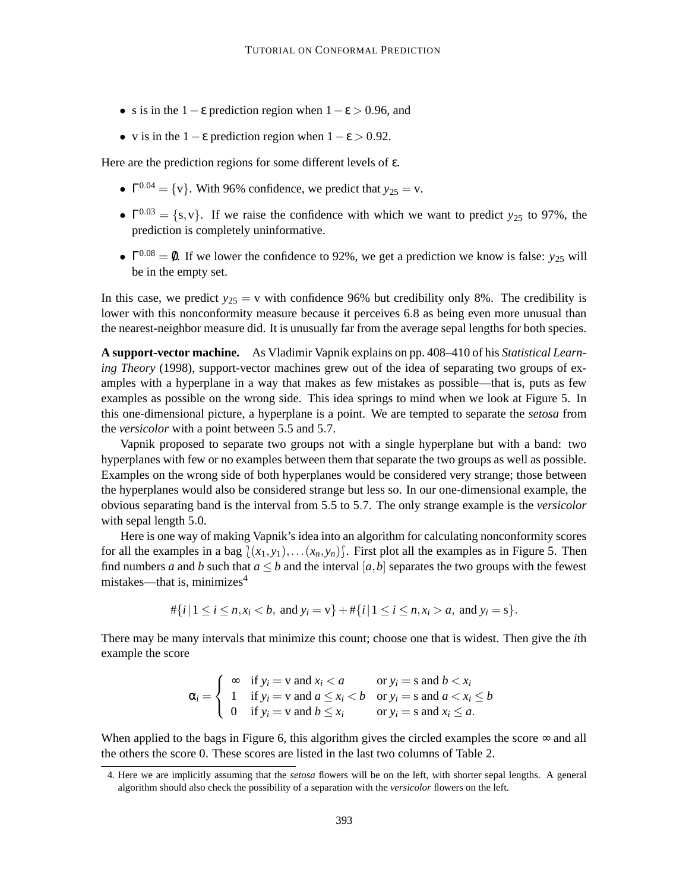- s is in the $1-\epsilon$ prediction region when $1-\epsilon > 0.96$, and
- v is in the $1-\epsilon$ prediction region when $1-\epsilon > 0.92$.

Here are the prediction regions for some different levels of $\epsilon$.

- $\Gamma^{0.04} = \{\text{v}\}$. With 96% confidence, we predict that $y_{25} = \text{v}$.
- $\Gamma^{0.03} = \{\text{s}, \text{v}\}$. If we raise the confidence with which we want to predict $y_{25}$ to 97%, the prediction is completely uninformative.
- $\Gamma^{0.08} = \emptyset$. If we lower the confidence to 92%, we get a prediction we know is false: $y_{25}$ will be in the empty set.

In this case, we predict $y_{25} = \text{v}$ with confidence 96% but credibility only 8%. The credibility is lower with this nonconformity measure because it perceives 6.8 as being even more unusual than the nearest-neighbor measure did. It is unusually far from the average sepal lengths for both species.

**A support-vector machine.** As Vladimir Vapnik explains on pp. 408–410 of his *Statistical Learning Theory* (1998), support-vector machines grew out of the idea of separating two groups of examples with a hyperplane in a way that makes as few mistakes as possible—that is, puts as few examples as possible on the wrong side. This idea springs to mind when we look at Figure 5. In this one-dimensional picture, a hyperplane is a point. We are tempted to separate the *setosa* from the *versicolor* with a point between 5.5 and 5.7.

Vapnik proposed to separate two groups not with a single hyperplane but with a band: two hyperplanes with few or no examples between them that separate the two groups as well as possible. Examples on the wrong side of both hyperplanes would be considered very strange; those between the hyperplanes would also be considered strange but less so. In our one-dimensional example, the obvious separating band is the interval from 5.5 to 5.7. The only strange example is the *versicolor* with sepal length 5.0.

Here is one way of making Vapnik's idea into an algorithm for calculating nonconformity scores for all the examples in a bag $\wr(x_1,y_1),\ldots(x_n,y_n)\wr$. First plot all the examples as in Figure 5. Then find numbers $a$ and $b$ such that $a \leq b$ and the interval $[a,b]$ separates the two groups with the fewest mistakes—that is, minimizes[4]

$$\#\{i \mid 1 \leq i \leq n, x_i < b, \text{ and } y_i = \text{v}\} + \#\{i \mid 1 \leq i \leq n, x_i > a, \text{ and } y_i = \text{s}\}.$$

There may be many intervals that minimize this count; choose one that is widest. Then give the $i$th example the score

$$\alpha_i = \begin{cases} \infty & \text{if } y_i = \text{v and } x_i < a \quad \text{or } y_i = \text{s and } b < x_i \\ 1 & \text{if } y_i = \text{v and } a \leq x_i < b \quad \text{or } y_i = \text{s and } a < x_i \leq b \\ 0 & \text{if } y_i = \text{v and } b \leq x_i \quad \text{or } y_i = \text{s and } x_i \leq a. \end{cases}$$

When applied to the bags in Figure 6, this algorithm gives the circled examples the score $\infty$ and all the others the score 0. These scores are listed in the last two columns of Table 2.

4. Here we are implicitly assuming that the *setosa* flowers will be on the left, with shorter sepal lengths. A general algorithm should also check the possibility of a separation with the *versicolor* flowers on the left.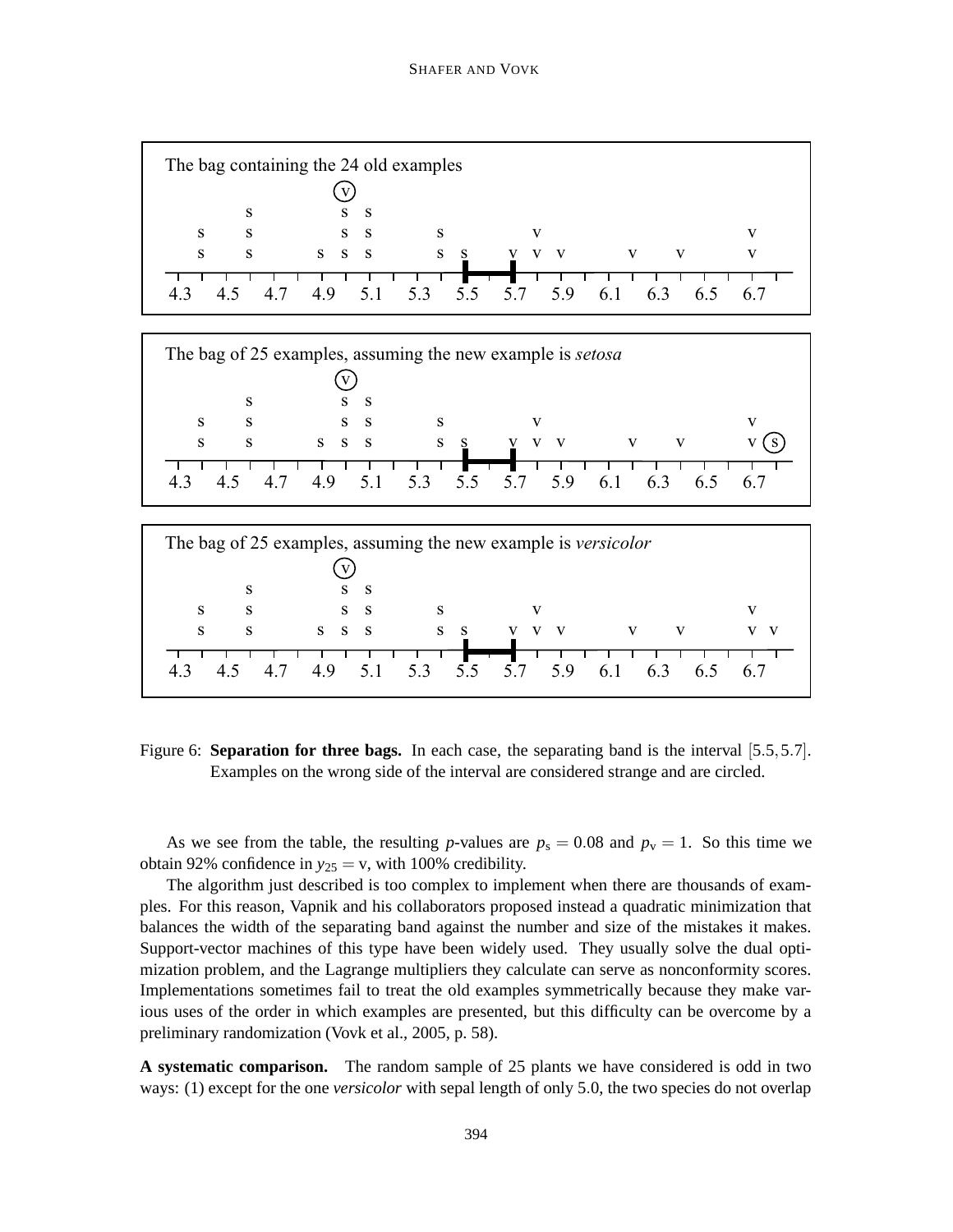Figure 6: **Separation for three bags.** In each case, the separating band is the interval $[5.5, 5.7]$. Examples on the wrong side of the interval are considered strange and are circled.

As we see from the table, the resulting $p$-values are $p_s = 0.08$ and $p_v = 1$. So this time we obtain 92% confidence in $y_{25} = v$, with 100% credibility.

The algorithm just described is too complex to implement when there are thousands of examples. For this reason, Vapnik and his collaborators proposed instead a quadratic minimization that balances the width of the separating band against the number and size of the mistakes it makes. Support-vector machines of this type have been widely used. They usually solve the dual optimization problem, and the Lagrange multipliers they calculate can serve as nonconformity scores. Implementations sometimes fail to treat the old examples symmetrically because they make various uses of the order in which examples are presented, but this difficulty can be overcome by a preliminary randomization (Vovk et al., 2005, p. 58).

**A systematic comparison.** The random sample of 25 plants we have considered is odd in two ways: (1) except for the one *versicolor* with sepal length of only 5.0, the two species do not overlap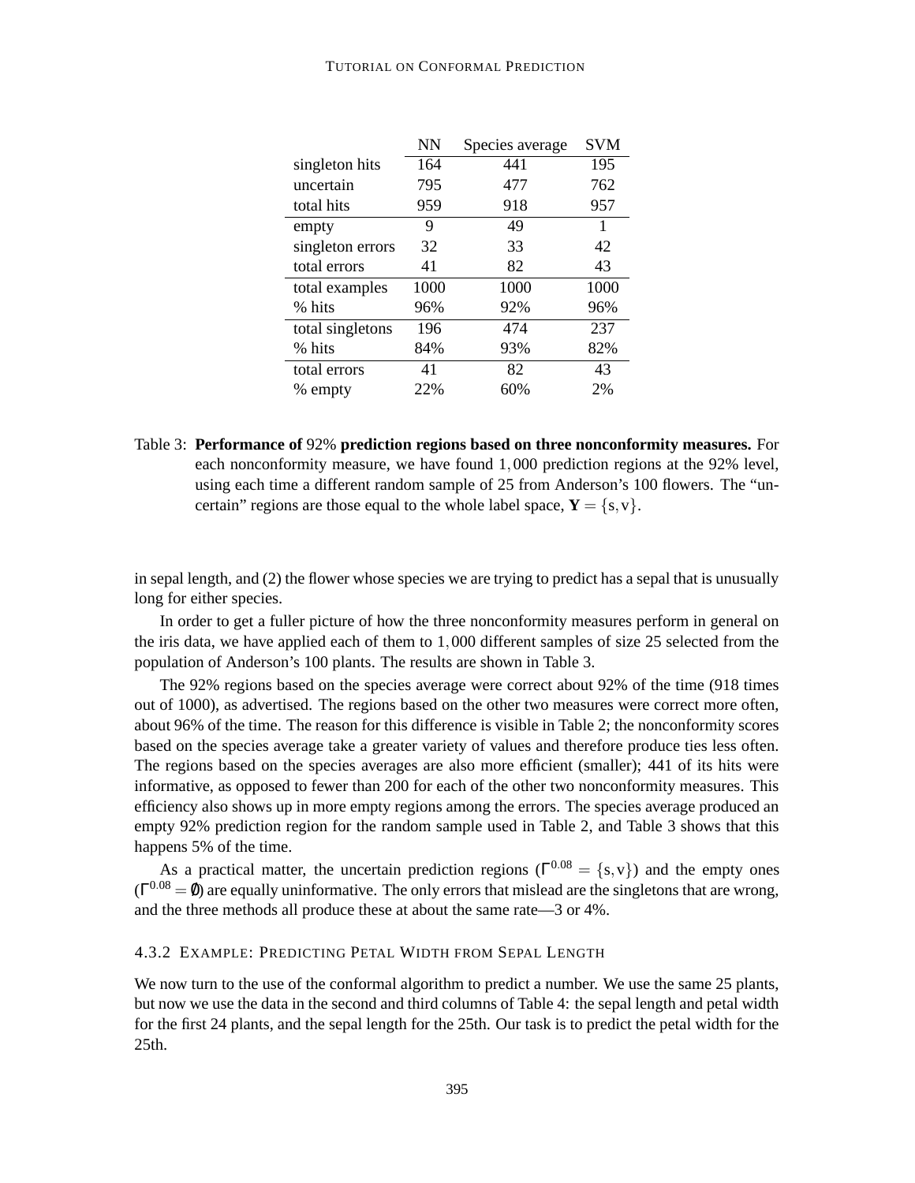| | NN | Species average | SVM |
|---|---|---|---|
| singleton hits | 164 | 441 | 195 |
| uncertain | 795 | 477 | 762 |
| total hits | 959 | 918 | 957 |
| empty | 9 | 49 | 1 |
| singleton errors | 32 | 33 | 42 |
| total errors | 41 | 82 | 43 |
| total examples | 1000 | 1000 | 1000 |
| % hits | 96% | 92% | 96% |
| total singletons | 196 | 474 | 237 |
| % hits | 84% | 93% | 82% |
| total errors | 41 | 82 | 43 |
| % empty | 22% | 60% | 2% |

Table 3: **Performance of** 92% **prediction regions based on three nonconformity measures.** For each nonconformity measure, we have found $1,000$ prediction regions at the 92% level, using each time a different random sample of 25 from Anderson's 100 flowers. The "uncertain" regions are those equal to the whole label space, $\mathbf{Y} = \{s, v\}$.

in sepal length, and (2) the flower whose species we are trying to predict has a sepal that is unusually long for either species.

In order to get a fuller picture of how the three nonconformity measures perform in general on the iris data, we have applied each of them to $1,000$ different samples of size 25 selected from the population of Anderson's 100 plants. The results are shown in Table 3.

The 92% regions based on the species average were correct about 92% of the time (918 times out of 1000), as advertised. The regions based on the other two measures were correct more often, about 96% of the time. The reason for this difference is visible in Table 2; the nonconformity scores based on the species average take a greater variety of values and therefore produce ties less often. The regions based on the species averages are also more efficient (smaller); 441 of its hits were informative, as opposed to fewer than 200 for each of the other two nonconformity measures. This efficiency also shows up in more empty regions among the errors. The species average produced an empty 92% prediction region for the random sample used in Table 2, and Table 3 shows that this happens 5% of the time.

As a practical matter, the uncertain prediction regions ($\Gamma^{0.08} = \{s, v\}$) and the empty ones ($\Gamma^{0.08} = \emptyset$) are equally uninformative. The only errors that mislead are the singletons that are wrong, and the three methods all produce these at about the same rate—3 or 4%.

#### 4.3.2 Example: Predicting Petal Width from Sepal Length

We now turn to the use of the conformal algorithm to predict a number. We use the same 25 plants, but now we use the data in the second and third columns of Table 4: the sepal length and petal width for the first 24 plants, and the sepal length for the 25th. Our task is to predict the petal width for the 25th.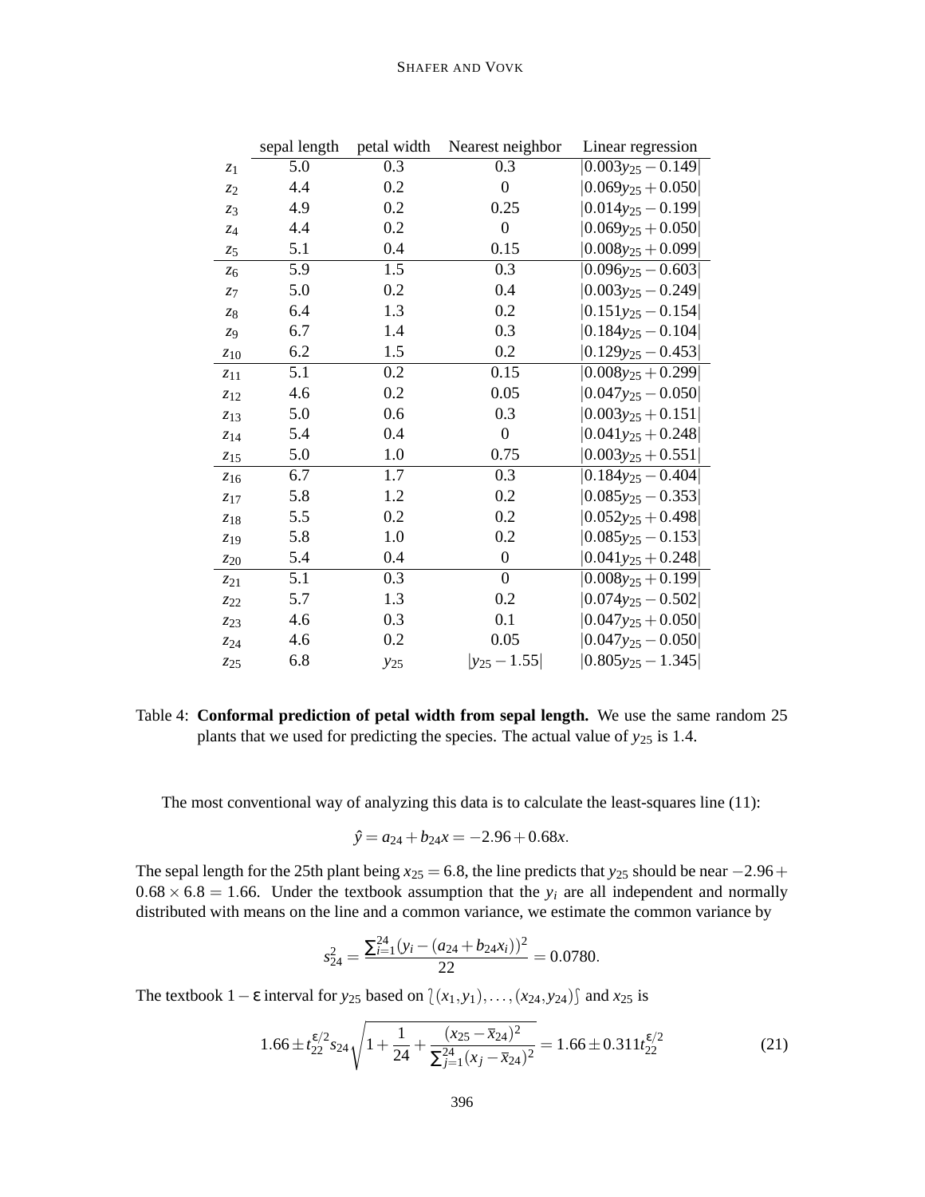|  | sepal length | petal width | Nearest neighbor | Linear regression |
|---|---|---|---|---|
| $z_1$ | 5.0 | 0.3 | 0.3 | $\|0.003y_{25} - 0.149\|$ |
| $z_2$ | 4.4 | 0.2 | 0 | $\|0.069y_{25} + 0.050\|$ |
| $z_3$ | 4.9 | 0.2 | 0.25 | $\|0.014y_{25} - 0.199\|$ |
| $z_4$ | 4.4 | 0.2 | 0 | $\|0.069y_{25} + 0.050\|$ |
| $z_5$ | 5.1 | 0.4 | 0.15 | $\|0.008y_{25} + 0.099\|$ |
| $z_6$ | 5.9 | 1.5 | 0.3 | $\|0.096y_{25} - 0.603\|$ |
| $z_7$ | 5.0 | 0.2 | 0.4 | $\|0.003y_{25} - 0.249\|$ |
| $z_8$ | 6.4 | 1.3 | 0.2 | $\|0.151y_{25} - 0.154\|$ |
| $z_9$ | 6.7 | 1.4 | 0.3 | $\|0.184y_{25} - 0.104\|$ |
| $z_{10}$ | 6.2 | 1.5 | 0.2 | $\|0.129y_{25} - 0.453\|$ |
| $z_{11}$ | 5.1 | 0.2 | 0.15 | $\|0.008y_{25} + 0.299\|$ |
| $z_{12}$ | 4.6 | 0.2 | 0.05 | $\|0.047y_{25} - 0.050\|$ |
| $z_{13}$ | 5.0 | 0.6 | 0.3 | $\|0.003y_{25} + 0.151\|$ |
| $z_{14}$ | 5.4 | 0.4 | 0 | $\|0.041y_{25} + 0.248\|$ |
| $z_{15}$ | 5.0 | 1.0 | 0.75 | $\|0.003y_{25} + 0.551\|$ |
| $z_{16}$ | 6.7 | 1.7 | 0.3 | $\|0.184y_{25} - 0.404\|$ |
| $z_{17}$ | 5.8 | 1.2 | 0.2 | $\|0.085y_{25} - 0.353\|$ |
| $z_{18}$ | 5.5 | 0.2 | 0.2 | $\|0.052y_{25} + 0.498\|$ |
| $z_{19}$ | 5.8 | 1.0 | 0.2 | $\|0.085y_{25} - 0.153\|$ |
| $z_{20}$ | 5.4 | 0.4 | 0 | $\|0.041y_{25} + 0.248\|$ |
| $z_{21}$ | 5.1 | 0.3 | 0 | $\|0.008y_{25} + 0.199\|$ |
| $z_{22}$ | 5.7 | 1.3 | 0.2 | $\|0.074y_{25} - 0.502\|$ |
| $z_{23}$ | 4.6 | 0.3 | 0.1 | $\|0.047y_{25} + 0.050\|$ |
| $z_{24}$ | 4.6 | 0.2 | 0.05 | $\|0.047y_{25} - 0.050\|$ |
| $z_{25}$ | 6.8 | $y_{25}$ | $\|y_{25} - 1.55\|$ | $\|0.805y_{25} - 1.345\|$ |

Table 4: **Conformal prediction of petal width from sepal length.** We use the same random 25 plants that we used for predicting the species. The actual value of $y_{25}$ is 1.4.

The most conventional way of analyzing this data is to calculate the least-squares line (11):

$$\hat{y} = a_{24} + b_{24}x = -2.96 + 0.68x.$$

The sepal length for the 25th plant being $x_{25} = 6.8$, the line predicts that $y_{25}$ should be near $-2.96 + 0.68 \times 6.8 = 1.66$. Under the textbook assumption that the $y_i$ are all independent and normally distributed with means on the line and a common variance, we estimate the common variance by

$$s_{24}^2 = \frac{\sum_{i=1}^{24}(y_i - (a_{24} + b_{24}x_i))^2}{22} = 0.0780.$$

The textbook $1 - \varepsilon$ interval for $y_{25}$ based on $\wr(x_1, y_1), \ldots, (x_{24}, y_{24})\wr$ and $x_{25}$ is

$$1.66 \pm t_{22}^{\varepsilon/2} s_{24} \sqrt{1 + \frac{1}{24} + \frac{(x_{25} - \bar{x}_{24})^2}{\sum_{j=1}^{24}(x_j - \bar{x}_{24})^2}} = 1.66 \pm 0.311 t_{22}^{\varepsilon/2} \tag{21}$$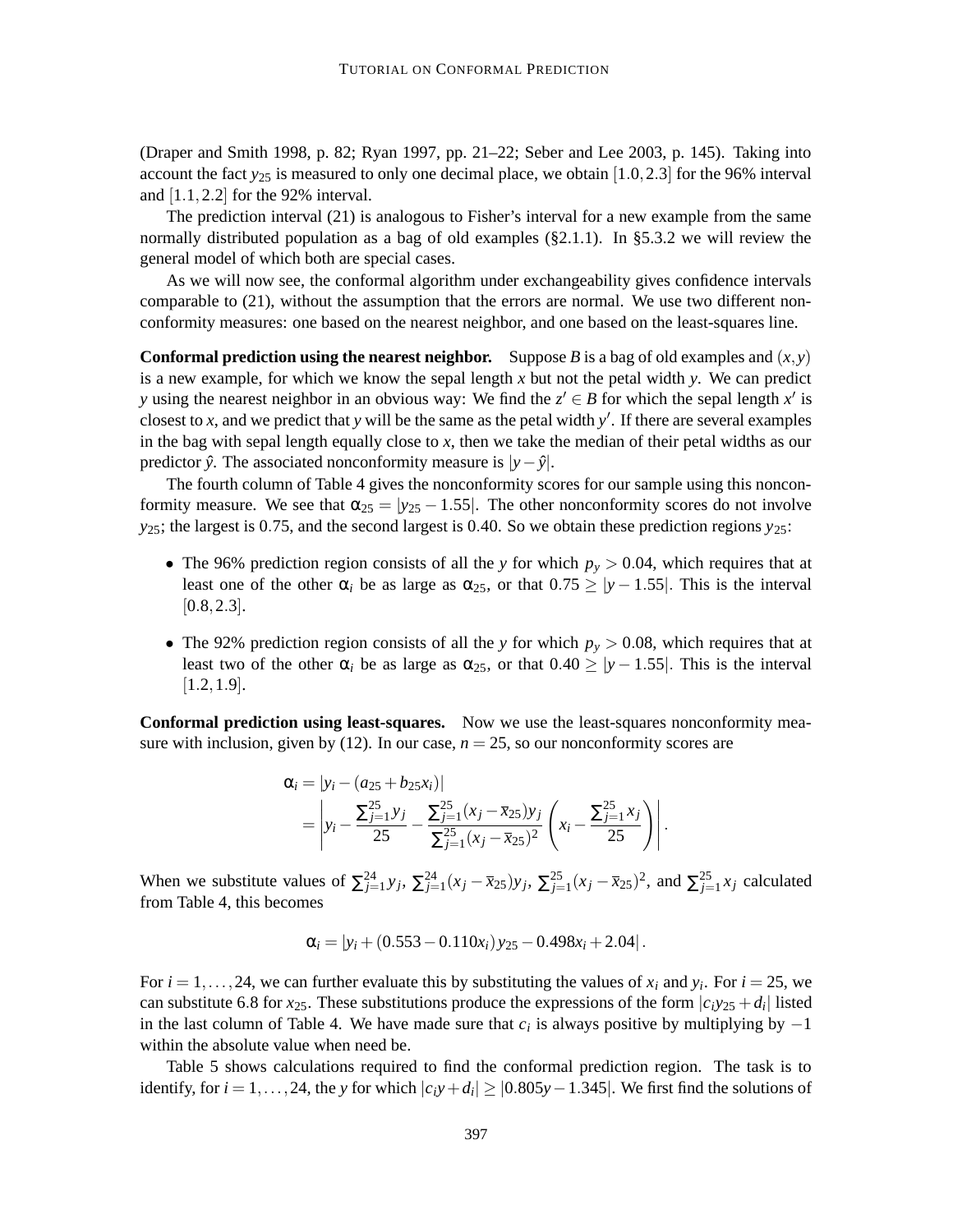(Draper and Smith 1998, p. 82; Ryan 1997, pp. 21–22; Seber and Lee 2003, p. 145). Taking into account the fact $y_{25}$ is measured to only one decimal place, we obtain $[1.0, 2.3]$ for the 96% interval and $[1.1, 2.2]$ for the 92% interval.

The prediction interval (21) is analogous to Fisher's interval for a new example from the same normally distributed population as a bag of old examples (§2.1.1). In §5.3.2 we will review the general model of which both are special cases.

As we will now see, the conformal algorithm under exchangeability gives confidence intervals comparable to (21), without the assumption that the errors are normal. We use two different nonconformity measures: one based on the nearest neighbor, and one based on the least-squares line.

**Conformal prediction using the nearest neighbor.** Suppose $B$ is a bag of old examples and $(x, y)$ is a new example, for which we know the sepal length $x$ but not the petal width $y$. We can predict $y$ using the nearest neighbor in an obvious way: We find the $z' \in B$ for which the sepal length $x'$ is closest to $x$, and we predict that $y$ will be the same as the petal width $y'$. If there are several examples in the bag with sepal length equally close to $x$, then we take the median of their petal widths as our predictor $\hat{y}$. The associated nonconformity measure is $|y - \hat{y}|$.

The fourth column of Table 4 gives the nonconformity scores for our sample using this nonconformity measure. We see that $\alpha_{25} = |y_{25} - 1.55|$. The other nonconformity scores do not involve $y_{25}$; the largest is 0.75, and the second largest is 0.40. So we obtain these prediction regions $y_{25}$:

- The 96% prediction region consists of all the $y$ for which $p_y > 0.04$, which requires that at least one of the other $\alpha_i$ be as large as $\alpha_{25}$, or that $0.75 \geq |y - 1.55|$. This is the interval $[0.8, 2.3]$.

- The 92% prediction region consists of all the $y$ for which $p_y > 0.08$, which requires that at least two of the other $\alpha_i$ be as large as $\alpha_{25}$, or that $0.40 \geq |y - 1.55|$. This is the interval $[1.2, 1.9]$.

**Conformal prediction using least-squares.** Now we use the least-squares nonconformity measure with inclusion, given by (12). In our case, $n = 25$, so our nonconformity scores are

$$
\begin{aligned}
\alpha_i &= |y_i - (a_{25} + b_{25} x_i)| \\
&= \left| y_i - \frac{\sum_{j=1}^{25} y_j}{25} - \frac{\sum_{j=1}^{25} (x_j - \overline{x}_{25}) y_j}{\sum_{j=1}^{25} (x_j - \overline{x}_{25})^2} \left( x_i - \frac{\sum_{j=1}^{25} x_j}{25} \right) \right| .
\end{aligned}
$$

When we substitute values of $\sum_{j=1}^{24} y_j$, $\sum_{j=1}^{24} (x_j - \overline{x}_{25}) y_j$, $\sum_{j=1}^{25} (x_j - \overline{x}_{25})^2$, and $\sum_{j=1}^{25} x_j$ calculated from Table 4, this becomes

$$
\alpha_i = |y_i + (0.553 - 0.110 x_i) y_{25} - 0.498 x_i + 2.04| .
$$

For $i = 1, \ldots, 24$, we can further evaluate this by substituting the values of $x_i$ and $y_i$. For $i = 25$, we can substitute 6.8 for $x_{25}$. These substitutions produce the expressions of the form $|c_i y_{25} + d_i|$ listed in the last column of Table 4. We have made sure that $c_i$ is always positive by multiplying by $-1$ within the absolute value when need be.

Table 5 shows calculations required to find the conformal prediction region. The task is to identify, for $i = 1, \ldots, 24$, the $y$ for which $|c_i y + d_i| \geq |0.805 y - 1.345|$. We first find the solutions of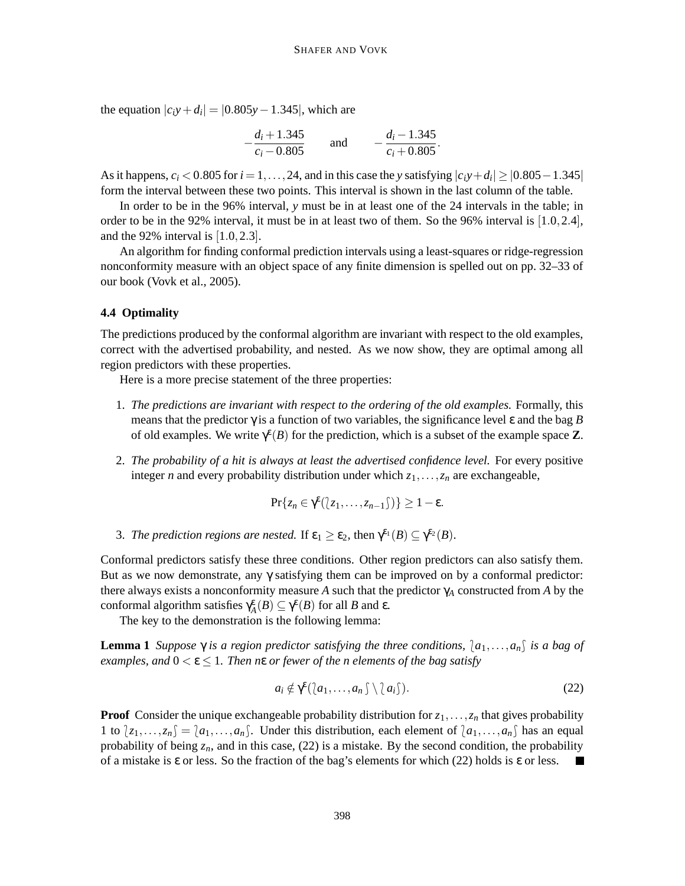the equation $|c_i y + d_i| = |0.805y - 1.345|$, which are

$$-\frac{d_i + 1.345}{c_i - 0.805} \qquad \text{and} \qquad -\frac{d_i - 1.345}{c_i + 0.805}.$$

As it happens, $c_i < 0.805$ for $i = 1, \ldots, 24$, and in this case the $y$ satisfying $|c_i y + d_i| \geq |0.805 - 1.345|$ form the interval between these two points. This interval is shown in the last column of the table.

In order to be in the 96% interval, $y$ must be in at least one of the 24 intervals in the table; in order to be in the 92% interval, it must be in at least two of them. So the 96% interval is $[1.0, 2.4]$, and the 92% interval is $[1.0, 2.3]$.

An algorithm for finding conformal prediction intervals using a least-squares or ridge-regression nonconformity measure with an object space of any finite dimension is spelled out on pp. 32–33 of our book (Vovk et al., 2005).

### 4.4 Optimality

The predictions produced by the conformal algorithm are invariant with respect to the old examples, correct with the advertised probability, and nested. As we now show, they are optimal among all region predictors with these properties.

Here is a more precise statement of the three properties:

1. *The predictions are invariant with respect to the ordering of the old examples.* Formally, this means that the predictor $\gamma$ is a function of two variables, the significance level $\varepsilon$ and the bag $B$ of old examples. We write $\gamma^{\varepsilon}(B)$ for the prediction, which is a subset of the example space $\mathbf{Z}$.

2. *The probability of a hit is always at least the advertised confidence level.* For every positive integer $n$ and every probability distribution under which $z_1, \ldots, z_n$ are exchangeable,

$$\Pr\{z_n \in \gamma^{\varepsilon}(\wr z_1, \ldots, z_{n-1} \int)\} \geq 1 - \varepsilon.$$

3. *The prediction regions are nested.* If $\varepsilon_1 \geq \varepsilon_2$, then $\gamma^{\varepsilon_1}(B) \subseteq \gamma^{\varepsilon_2}(B)$.

Conformal predictors satisfy these three conditions. Other region predictors can also satisfy them. But as we now demonstrate, any $\gamma$ satisfying them can be improved on by a conformal predictor: there always exists a nonconformity measure $A$ such that the predictor $\gamma_A$ constructed from $A$ by the conformal algorithm satisfies $\gamma_A^{\varepsilon}(B) \subseteq \gamma^{\varepsilon}(B)$ for all $B$ and $\varepsilon$.

The key to the demonstration is the following lemma:

**Lemma 1** *Suppose $\gamma$ is a region predictor satisfying the three conditions, $\wr a_1, \ldots, a_n \int$ is a bag of examples, and $0 < \varepsilon \leq 1$. Then $n\varepsilon$ or fewer of the $n$ elements of the bag satisfy*

$$a_i \notin \gamma^{\varepsilon}(\wr a_1, \ldots, a_n \int \setminus \wr a_i \int). \tag{22}$$

**Proof** Consider the unique exchangeable probability distribution for $z_1, \ldots, z_n$ that gives probability 1 to $\wr z_1, \ldots, z_n \int = \wr a_1, \ldots, a_n \int$. Under this distribution, each element of $\wr a_1, \ldots, a_n \int$ has an equal probability of being $z_n$, and in this case, (22) is a mistake. By the second condition, the probability of a mistake is $\varepsilon$ or less. So the fraction of the bag's elements for which (22) holds is $\varepsilon$ or less. ■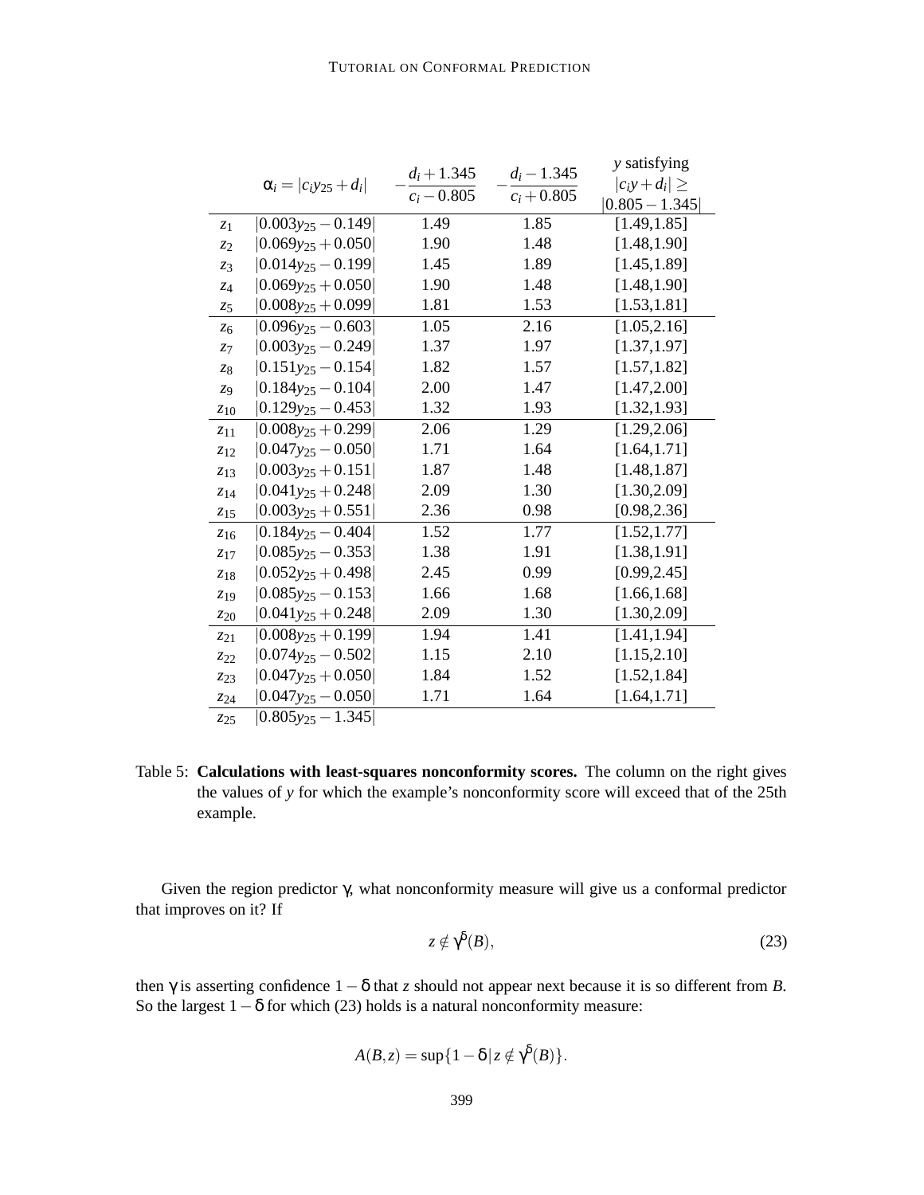| | $\alpha_i = \lvert c_i y_{25} + d_i \rvert$ | $-\frac{d_i + 1.345}{c_i - 0.805}$ | $-\frac{d_i - 1.345}{c_i + 0.805}$ | $y$ satisfying $\lvert c_i y + d_i \rvert \geq \lvert 0.805 - 1.345 \rvert$ |
|---|---|---|---|---|
| $z_1$ | $\lvert 0.003y_{25} - 0.149 \rvert$ | 1.49 | 1.85 | [1.49,1.85] |
| $z_2$ | $\lvert 0.069y_{25} + 0.050 \rvert$ | 1.90 | 1.48 | [1.48,1.90] |
| $z_3$ | $\lvert 0.014y_{25} - 0.199 \rvert$ | 1.45 | 1.89 | [1.45,1.89] |
| $z_4$ | $\lvert 0.069y_{25} + 0.050 \rvert$ | 1.90 | 1.48 | [1.48,1.90] |
| $z_5$ | $\lvert 0.008y_{25} + 0.099 \rvert$ | 1.81 | 1.53 | [1.53,1.81] |
| $z_6$ | $\lvert 0.096y_{25} - 0.603 \rvert$ | 1.05 | 2.16 | [1.05,2.16] |
| $z_7$ | $\lvert 0.003y_{25} - 0.249 \rvert$ | 1.37 | 1.97 | [1.37,1.97] |
| $z_8$ | $\lvert 0.151y_{25} - 0.154 \rvert$ | 1.82 | 1.57 | [1.57,1.82] |
| $z_9$ | $\lvert 0.184y_{25} - 0.104 \rvert$ | 2.00 | 1.47 | [1.47,2.00] |
| $z_{10}$ | $\lvert 0.129y_{25} - 0.453 \rvert$ | 1.32 | 1.93 | [1.32,1.93] |
| $z_{11}$ | $\lvert 0.008y_{25} + 0.299 \rvert$ | 2.06 | 1.29 | [1.29,2.06] |
| $z_{12}$ | $\lvert 0.047y_{25} - 0.050 \rvert$ | 1.71 | 1.64 | [1.64,1.71] |
| $z_{13}$ | $\lvert 0.003y_{25} + 0.151 \rvert$ | 1.87 | 1.48 | [1.48,1.87] |
| $z_{14}$ | $\lvert 0.041y_{25} + 0.248 \rvert$ | 2.09 | 1.30 | [1.30,2.09] |
| $z_{15}$ | $\lvert 0.003y_{25} + 0.551 \rvert$ | 2.36 | 0.98 | [0.98,2.36] |
| $z_{16}$ | $\lvert 0.184y_{25} - 0.404 \rvert$ | 1.52 | 1.77 | [1.52,1.77] |
| $z_{17}$ | $\lvert 0.085y_{25} - 0.353 \rvert$ | 1.38 | 1.91 | [1.38,1.91] |
| $z_{18}$ | $\lvert 0.052y_{25} + 0.498 \rvert$ | 2.45 | 0.99 | [0.99,2.45] |
| $z_{19}$ | $\lvert 0.085y_{25} - 0.153 \rvert$ | 1.66 | 1.68 | [1.66,1.68] |
| $z_{20}$ | $\lvert 0.041y_{25} + 0.248 \rvert$ | 2.09 | 1.30 | [1.30,2.09] |
| $z_{21}$ | $\lvert 0.008y_{25} + 0.199 \rvert$ | 1.94 | 1.41 | [1.41,1.94] |
| $z_{22}$ | $\lvert 0.074y_{25} - 0.502 \rvert$ | 1.15 | 2.10 | [1.15,2.10] |
| $z_{23}$ | $\lvert 0.047y_{25} + 0.050 \rvert$ | 1.84 | 1.52 | [1.52,1.84] |
| $z_{24}$ | $\lvert 0.047y_{25} - 0.050 \rvert$ | 1.71 | 1.64 | [1.64,1.71] |
| $z_{25}$ | $\lvert 0.805y_{25} - 1.345 \rvert$ | | | |

Table 5: **Calculations with least-squares nonconformity scores.** The column on the right gives the values of $y$ for which the example's nonconformity score will exceed that of the 25th example.

Given the region predictor $\gamma$, what nonconformity measure will give us a conformal predictor that improves on it? If

$$z \notin \gamma^{\delta}(B), \tag{23}$$

then $\gamma$ is asserting confidence $1-\delta$ that $z$ should not appear next because it is so different from $B$. So the largest $1-\delta$ for which (23) holds is a natural nonconformity measure:

$$A(B,z) = \sup\{1-\delta \,|\, z \notin \gamma^{\delta}(B)\}.$$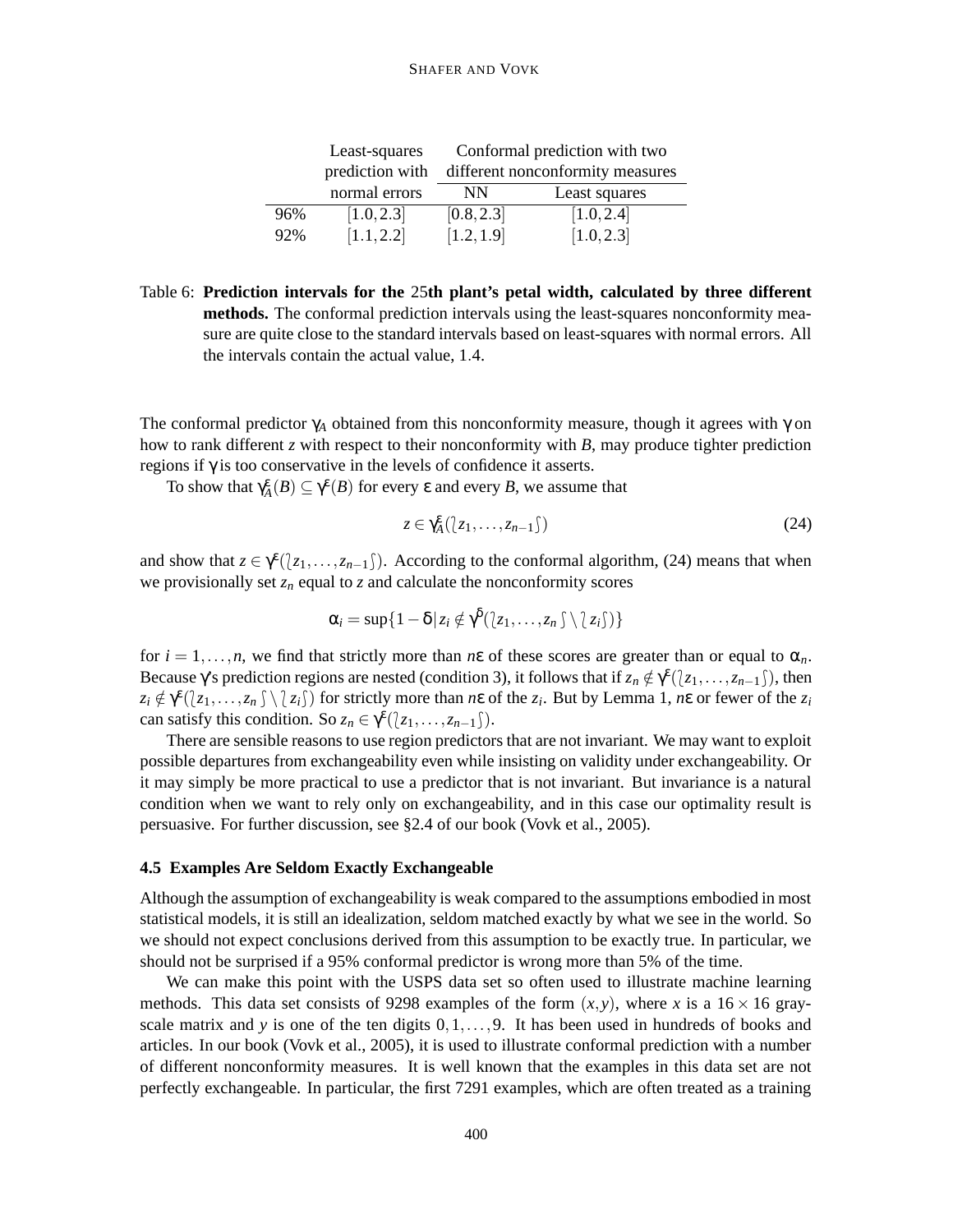| | Least-squares prediction with normal errors | Conformal prediction with two different nonconformity measures | |
|---|---|---|---|
| | | NN | Least squares |
| 96% | $[1.0, 2.3]$ | $[0.8, 2.3]$ | $[1.0, 2.4]$ |
| 92% | $[1.1, 2.2]$ | $[1.2, 1.9]$ | $[1.0, 2.3]$ |

Table 6: **Prediction intervals for the 25th plant's petal width, calculated by three different methods.** The conformal prediction intervals using the least-squares nonconformity measure are quite close to the standard intervals based on least-squares with normal errors. All the intervals contain the actual value, 1.4.

The conformal predictor $\gamma_A$ obtained from this nonconformity measure, though it agrees with $\gamma$ on how to rank different $z$ with respect to their nonconformity with $B$, may produce tighter prediction regions if $\gamma$ is too conservative in the levels of confidence it asserts.

To show that $\gamma_A^\epsilon(B) \subseteq \gamma^\epsilon(B)$ for every $\epsilon$ and every $B$, we assume that

$$z \in \gamma_A^\epsilon(\lbag z_1, \ldots, z_{n-1} \rbag) \tag{24}$$

and show that $z \in \gamma^\epsilon(\lbag z_1, \ldots, z_{n-1} \rbag)$. According to the conformal algorithm, (24) means that when we provisionally set $z_n$ equal to $z$ and calculate the nonconformity scores

$$\alpha_i = \sup\{1 - \delta \,|\, z_i \notin \gamma^\delta(\lbag z_1, \ldots, z_n \rbag \setminus \lbag z_i \rbag)\}$$

for $i = 1, \ldots, n$, we find that strictly more than $n\epsilon$ of these scores are greater than or equal to $\alpha_n$. Because $\gamma$'s prediction regions are nested (condition 3), it follows that if $z_n \notin \gamma^\epsilon(\lbag z_1, \ldots, z_{n-1} \rbag)$, then $z_i \notin \gamma^\epsilon(\lbag z_1, \ldots, z_n \rbag \setminus \lbag z_i \rbag)$ for strictly more than $n\epsilon$ of the $z_i$. But by Lemma 1, $n\epsilon$ or fewer of the $z_i$ can satisfy this condition. So $z_n \in \gamma^\epsilon(\lbag z_1, \ldots, z_{n-1} \rbag)$.

There are sensible reasons to use region predictors that are not invariant. We may want to exploit possible departures from exchangeability even while insisting on validity under exchangeability. Or it may simply be more practical to use a predictor that is not invariant. But invariance is a natural condition when we want to rely only on exchangeability, and in this case our optimality result is persuasive. For further discussion, see §2.4 of our book (Vovk et al., 2005).

### 4.5 Examples Are Seldom Exactly Exchangeable

Although the assumption of exchangeability is weak compared to the assumptions embodied in most statistical models, it is still an idealization, seldom matched exactly by what we see in the world. So we should not expect conclusions derived from this assumption to be exactly true. In particular, we should not be surprised if a 95% conformal predictor is wrong more than 5% of the time.

We can make this point with the USPS data set so often used to illustrate machine learning methods. This data set consists of 9298 examples of the form $(x, y)$, where $x$ is a $16 \times 16$ gray-scale matrix and $y$ is one of the ten digits $0, 1, \ldots, 9$. It has been used in hundreds of books and articles. In our book (Vovk et al., 2005), it is used to illustrate conformal prediction with a number of different nonconformity measures. It is well known that the examples in this data set are not perfectly exchangeable. In particular, the first 7291 examples, which are often treated as a training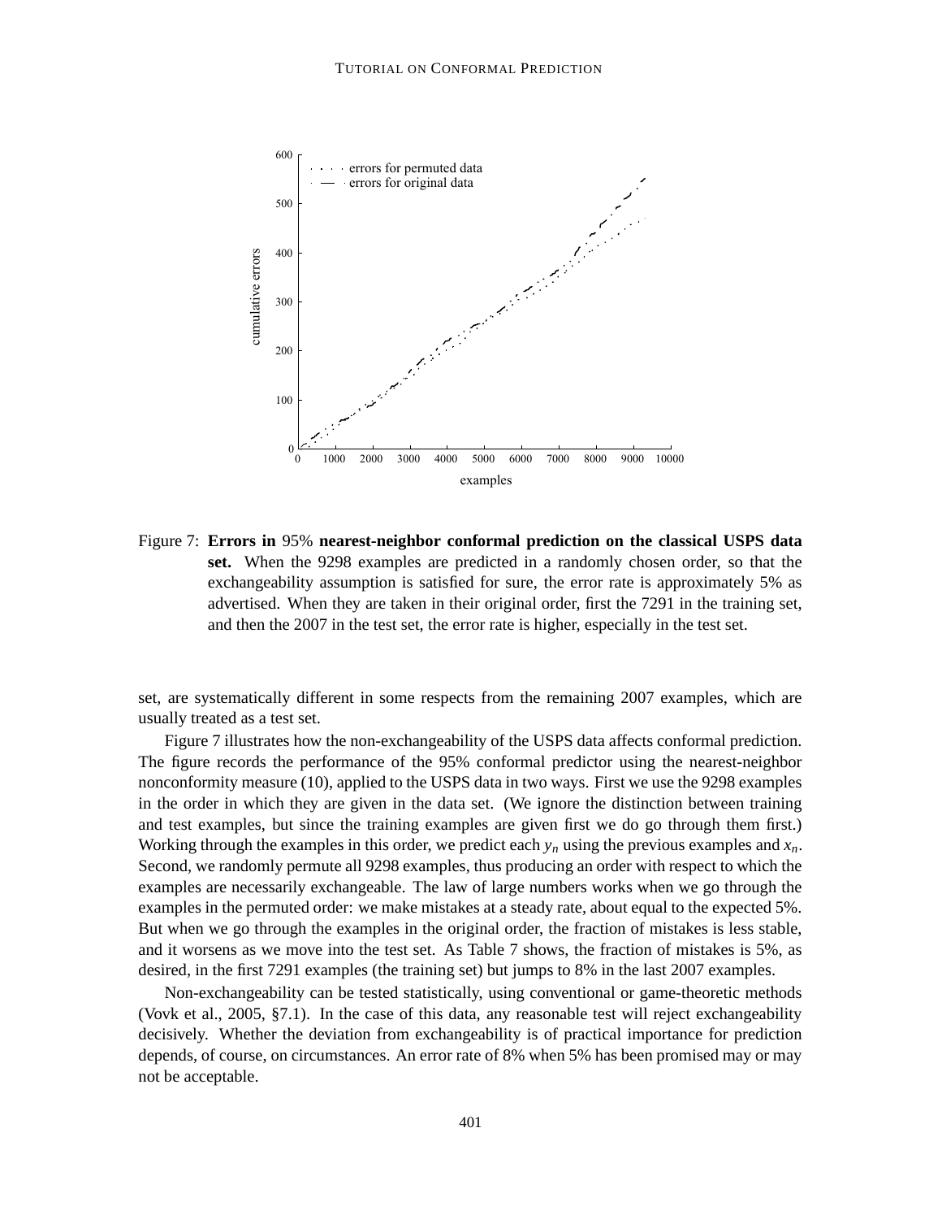Figure 7: **Errors in 95% nearest-neighbor conformal prediction on the classical USPS data set.** When the 9298 examples are predicted in a randomly chosen order, so that the exchangeability assumption is satisfied for sure, the error rate is approximately 5% as advertised. When they are taken in their original order, first the 7291 in the training set, and then the 2007 in the test set, the error rate is higher, especially in the test set.

set, are systematically different in some respects from the remaining 2007 examples, which are usually treated as a test set.

Figure 7 illustrates how the non-exchangeability of the USPS data affects conformal prediction. The figure records the performance of the 95% conformal predictor using the nearest-neighbor nonconformity measure (10), applied to the USPS data in two ways. First we use the 9298 examples in the order in which they are given in the data set. (We ignore the distinction between training and test examples, but since the training examples are given first we do go through them first.) Working through the examples in this order, we predict each $y_n$ using the previous examples and $x_n$. Second, we randomly permute all 9298 examples, thus producing an order with respect to which the examples are necessarily exchangeable. The law of large numbers works when we go through the examples in the permuted order: we make mistakes at a steady rate, about equal to the expected 5%. But when we go through the examples in the original order, the fraction of mistakes is less stable, and it worsens as we move into the test set. As Table 7 shows, the fraction of mistakes is 5%, as desired, in the first 7291 examples (the training set) but jumps to 8% in the last 2007 examples.

Non-exchangeability can be tested statistically, using conventional or game-theoretic methods (Vovk et al., 2005, §7.1). In the case of this data, any reasonable test will reject exchangeability decisively. Whether the deviation from exchangeability is of practical importance for prediction depends, of course, on circumstances. An error rate of 8% when 5% has been promised may or may not be acceptable.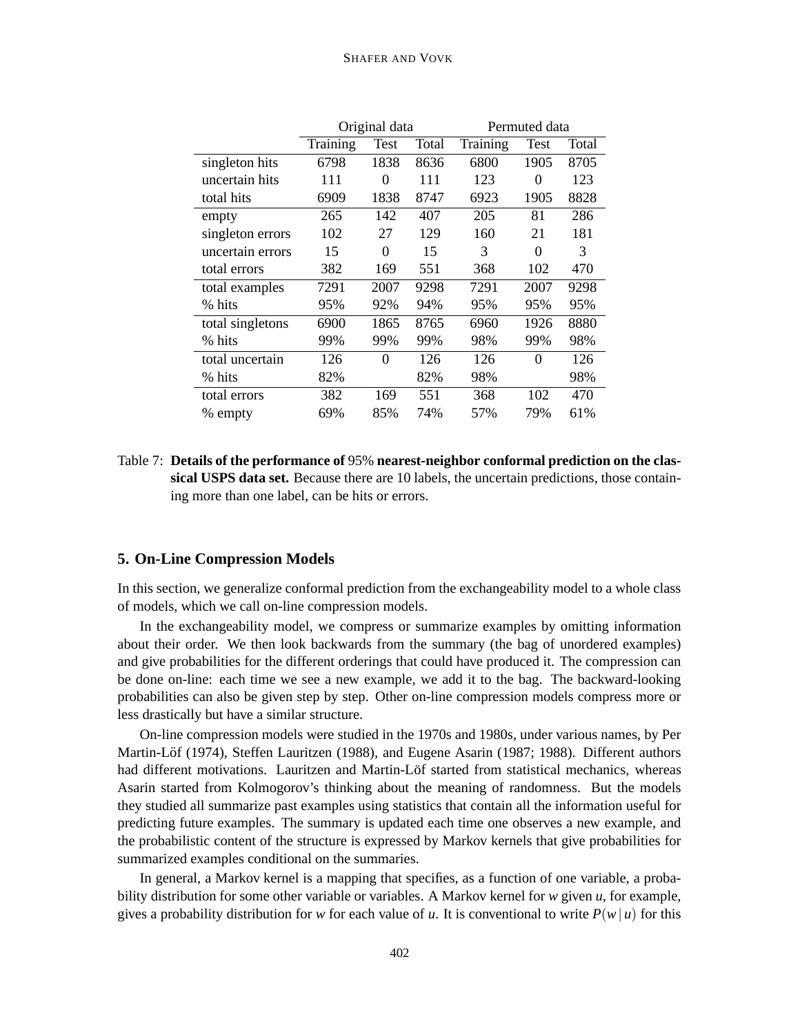| | Original data | | | Permuted data | | |
|---|---|---|---|---|---|---|
| | Training | Test | Total | Training | Test | Total |
| singleton hits | 6798 | 1838 | 8636 | 6800 | 1905 | 8705 |
| uncertain hits | 111 | 0 | 111 | 123 | 0 | 123 |
| total hits | 6909 | 1838 | 8747 | 6923 | 1905 | 8828 |
| empty | 265 | 142 | 407 | 205 | 81 | 286 |
| singleton errors | 102 | 27 | 129 | 160 | 21 | 181 |
| uncertain errors | 15 | 0 | 15 | 3 | 0 | 3 |
| total errors | 382 | 169 | 551 | 368 | 102 | 470 |
| total examples | 7291 | 2007 | 9298 | 7291 | 2007 | 9298 |
| % hits | 95% | 92% | 94% | 95% | 95% | 95% |
| total singletons | 6900 | 1865 | 8765 | 6960 | 1926 | 8880 |
| % hits | 99% | 99% | 99% | 98% | 99% | 98% |
| total uncertain | 126 | 0 | 126 | 126 | 0 | 126 |
| % hits | 82% | | 82% | 98% | | 98% |
| total errors | 382 | 169 | 551 | 368 | 102 | 470 |
| % empty | 69% | 85% | 74% | 57% | 79% | 61% |

Table 7: **Details of the performance of** 95% **nearest-neighbor conformal prediction on the classical USPS data set.** Because there are 10 labels, the uncertain predictions, those containing more than one label, can be hits or errors.

## 5. On-Line Compression Models

In this section, we generalize conformal prediction from the exchangeability model to a whole class of models, which we call on-line compression models.

In the exchangeability model, we compress or summarize examples by omitting information about their order. We then look backwards from the summary (the bag of unordered examples) and give probabilities for the different orderings that could have produced it. The compression can be done on-line: each time we see a new example, we add it to the bag. The backward-looking probabilities can also be given step by step. Other on-line compression models compress more or less drastically but have a similar structure.

On-line compression models were studied in the 1970s and 1980s, under various names, by Per Martin-Löf (1974), Steffen Lauritzen (1988), and Eugene Asarin (1987; 1988). Different authors had different motivations. Lauritzen and Martin-Löf started from statistical mechanics, whereas Asarin started from Kolmogorov's thinking about the meaning of randomness. But the models they studied all summarize past examples using statistics that contain all the information useful for predicting future examples. The summary is updated each time one observes a new example, and the probabilistic content of the structure is expressed by Markov kernels that give probabilities for summarized examples conditional on the summaries.

In general, a Markov kernel is a mapping that specifies, as a function of one variable, a probability distribution for some other variable or variables. A Markov kernel for $w$ given $u$, for example, gives a probability distribution for $w$ for each value of $u$. It is conventional to write $P(w \mid u)$ for this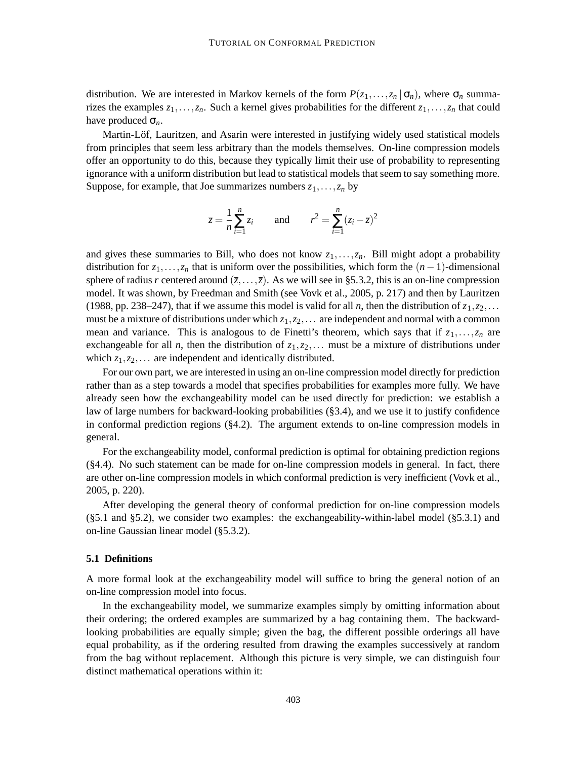distribution. We are interested in Markov kernels of the form $P(z_1,\dots,z_n \,|\, \sigma_n)$, where $\sigma_n$ summarizes the examples $z_1,\dots,z_n$. Such a kernel gives probabilities for the different $z_1,\dots,z_n$ that could have produced $\sigma_n$.

Martin-Löf, Lauritzen, and Asarin were interested in justifying widely used statistical models from principles that seem less arbitrary than the models themselves. On-line compression models offer an opportunity to do this, because they typically limit their use of probability to representing ignorance with a uniform distribution but lead to statistical models that seem to say something more. Suppose, for example, that Joe summarizes numbers $z_1,\dots,z_n$ by

$$\bar{z} = \frac{1}{n}\sum_{i=1}^{n} z_i \qquad \text{and} \qquad r^2 = \sum_{i=1}^{n}(z_i - \bar{z})^2$$

and gives these summaries to Bill, who does not know $z_1,\dots,z_n$. Bill might adopt a probability distribution for $z_1,\dots,z_n$ that is uniform over the possibilities, which form the $(n-1)$-dimensional sphere of radius $r$ centered around $(\bar{z},\dots,\bar{z})$. As we will see in §5.3.2, this is an on-line compression model. It was shown, by Freedman and Smith (see Vovk et al., 2005, p. 217) and then by Lauritzen (1988, pp. 238–247), that if we assume this model is valid for all $n$, then the distribution of $z_1, z_2, \dots$ must be a mixture of distributions under which $z_1, z_2, \dots$ are independent and normal with a common mean and variance. This is analogous to de Finetti's theorem, which says that if $z_1,\dots,z_n$ are exchangeable for all $n$, then the distribution of $z_1, z_2, \dots$ must be a mixture of distributions under which $z_1, z_2, \dots$ are independent and identically distributed.

For our own part, we are interested in using an on-line compression model directly for prediction rather than as a step towards a model that specifies probabilities for examples more fully. We have already seen how the exchangeability model can be used directly for prediction: we establish a law of large numbers for backward-looking probabilities (§3.4), and we use it to justify confidence in conformal prediction regions (§4.2). The argument extends to on-line compression models in general.

For the exchangeability model, conformal prediction is optimal for obtaining prediction regions (§4.4). No such statement can be made for on-line compression models in general. In fact, there are other on-line compression models in which conformal prediction is very inefficient (Vovk et al., 2005, p. 220).

After developing the general theory of conformal prediction for on-line compression models (§5.1 and §5.2), we consider two examples: the exchangeability-within-label model (§5.3.1) and on-line Gaussian linear model (§5.3.2).

### 5.1 Definitions

A more formal look at the exchangeability model will suffice to bring the general notion of an on-line compression model into focus.

In the exchangeability model, we summarize examples simply by omitting information about their ordering; the ordered examples are summarized by a bag containing them. The backward-looking probabilities are equally simple; given the bag, the different possible orderings all have equal probability, as if the ordering resulted from drawing the examples successively at random from the bag without replacement. Although this picture is very simple, we can distinguish four distinct mathematical operations within it: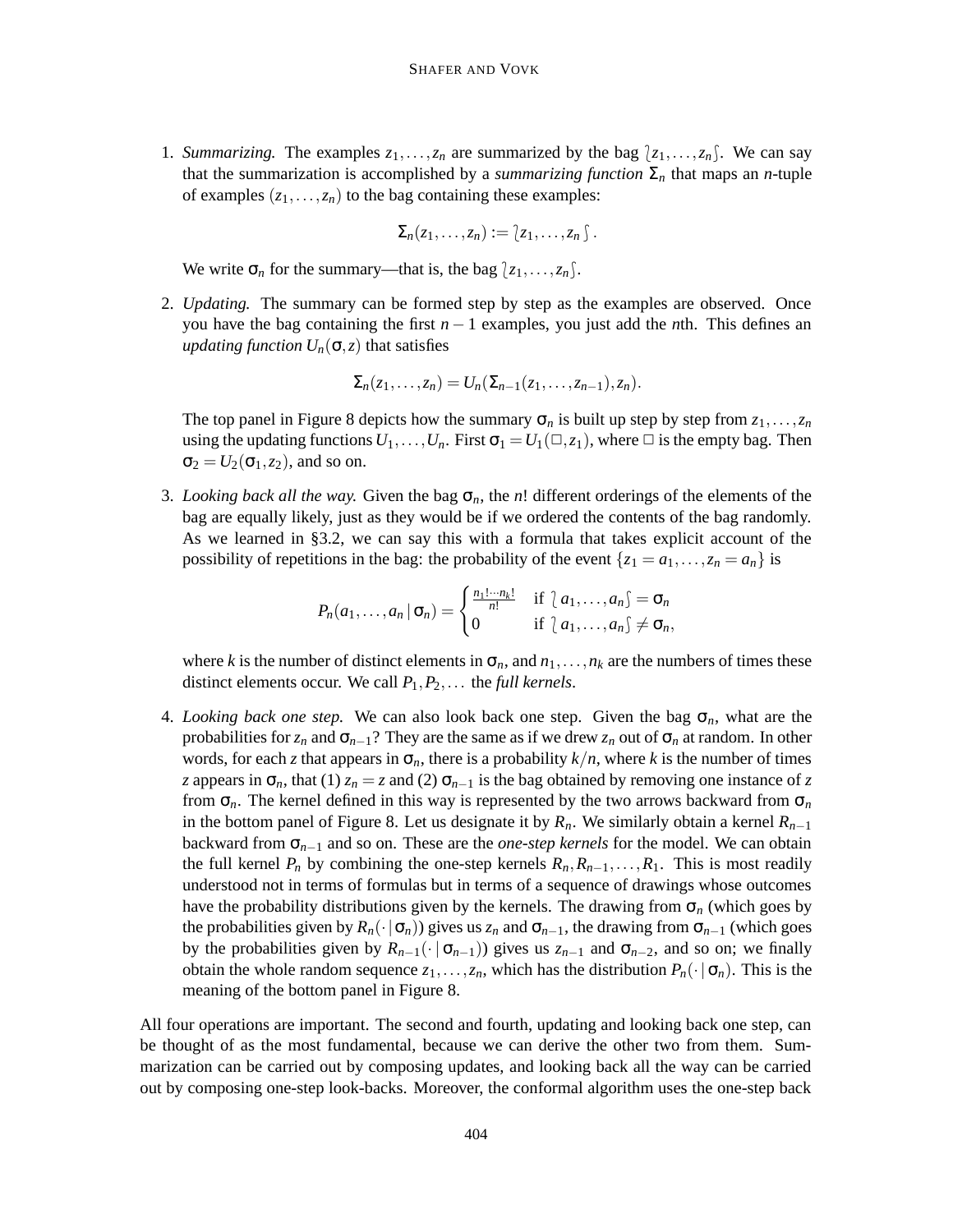1. *Summarizing.* The examples $z_1, \ldots, z_n$ are summarized by the bag $\wr z_1, \ldots, z_n \int$. We can say that the summarization is accomplished by a *summarizing function* $\Sigma_n$ that maps an $n$-tuple of examples $(z_1, \ldots, z_n)$ to the bag containing these examples:

$$\Sigma_n(z_1, \ldots, z_n) := \wr z_1, \ldots, z_n \int .$$

We write $\sigma_n$ for the summary—that is, the bag $\wr z_1, \ldots, z_n \int$.

2. *Updating.* The summary can be formed step by step as the examples are observed. Once you have the bag containing the first $n-1$ examples, you just add the $n$th. This defines an *updating function* $U_n(\sigma, z)$ that satisfies

$$\Sigma_n(z_1, \ldots, z_n) = U_n(\Sigma_{n-1}(z_1, \ldots, z_{n-1}), z_n).$$

The top panel in Figure 8 depicts how the summary $\sigma_n$ is built up step by step from $z_1, \ldots, z_n$ using the updating functions $U_1, \ldots, U_n$. First $\sigma_1 = U_1(\Box, z_1)$, where $\Box$ is the empty bag. Then $\sigma_2 = U_2(\sigma_1, z_2)$, and so on.

3. *Looking back all the way.* Given the bag $\sigma_n$, the $n!$ different orderings of the elements of the bag are equally likely, just as they would be if we ordered the contents of the bag randomly. As we learned in §3.2, we can say this with a formula that takes explicit account of the possibility of repetitions in the bag: the probability of the event $\{z_1 = a_1, \ldots, z_n = a_n\}$ is

$$P_n(a_1, \ldots, a_n \mid \sigma_n) = \begin{cases} \frac{n_1! \cdots n_k!}{n!} & \text{if } \wr a_1, \ldots, a_n \int = \sigma_n \\ 0 & \text{if } \wr a_1, \ldots, a_n \int \neq \sigma_n, \end{cases}$$

where $k$ is the number of distinct elements in $\sigma_n$, and $n_1, \ldots, n_k$ are the numbers of times these distinct elements occur. We call $P_1, P_2, \ldots$ the *full kernels*.

4. *Looking back one step.* We can also look back one step. Given the bag $\sigma_n$, what are the probabilities for $z_n$ and $\sigma_{n-1}$? They are the same as if we drew $z_n$ out of $\sigma_n$ at random. In other words, for each $z$ that appears in $\sigma_n$, there is a probability $k/n$, where $k$ is the number of times $z$ appears in $\sigma_n$, that (1) $z_n = z$ and (2) $\sigma_{n-1}$ is the bag obtained by removing one instance of $z$ from $\sigma_n$. The kernel defined in this way is represented by the two arrows backward from $\sigma_n$ in the bottom panel of Figure 8. Let us designate it by $R_n$. We similarly obtain a kernel $R_{n-1}$ backward from $\sigma_{n-1}$ and so on. These are the *one-step kernels* for the model. We can obtain the full kernel $P_n$ by combining the one-step kernels $R_n, R_{n-1}, \ldots, R_1$. This is most readily understood not in terms of formulas but in terms of a sequence of drawings whose outcomes have the probability distributions given by the kernels. The drawing from $\sigma_n$ (which goes by the probabilities given by $R_n(\cdot \mid \sigma_n)$) gives us $z_n$ and $\sigma_{n-1}$, the drawing from $\sigma_{n-1}$ (which goes by the probabilities given by $R_{n-1}(\cdot \mid \sigma_{n-1})$) gives us $z_{n-1}$ and $\sigma_{n-2}$, and so on; we finally obtain the whole random sequence $z_1, \ldots, z_n$, which has the distribution $P_n(\cdot \mid \sigma_n)$. This is the meaning of the bottom panel in Figure 8.

All four operations are important. The second and fourth, updating and looking back one step, can be thought of as the most fundamental, because we can derive the other two from them. Summarization can be carried out by composing updates, and looking back all the way can be carried out by composing one-step look-backs. Moreover, the conformal algorithm uses the one-step back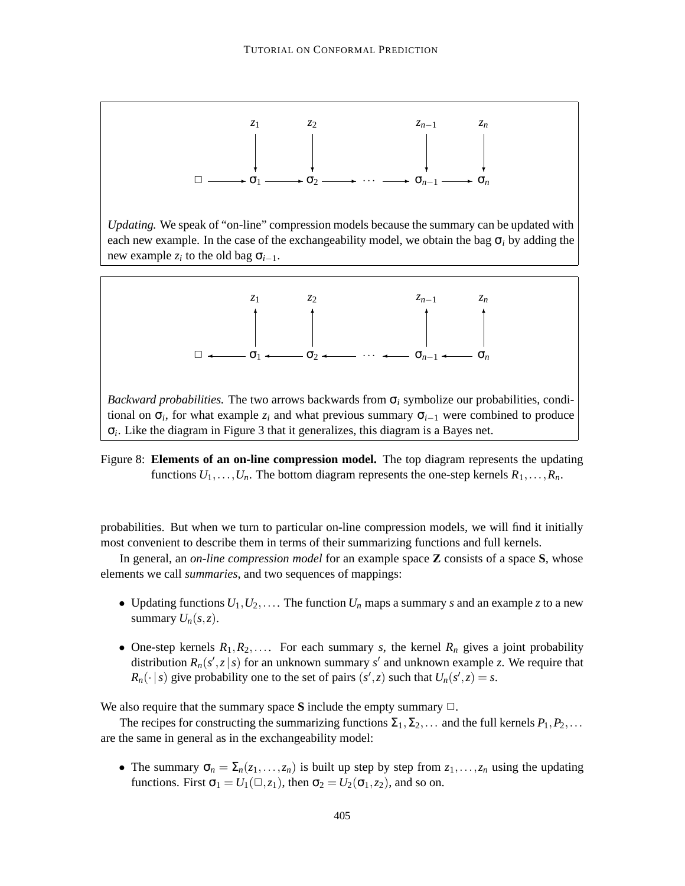$$z_1 \quad z_2 \quad \cdots \quad z_{n-1} \quad z_n$$

$$\Box \longrightarrow \sigma_1 \longrightarrow \sigma_2 \longrightarrow \cdots \longrightarrow \sigma_{n-1} \longrightarrow \sigma_n$$

*Updating.* We speak of "on-line" compression models because the summary can be updated with each new example. In the case of the exchangeability model, we obtain the bag $\sigma_i$ by adding the new example $z_i$ to the old bag $\sigma_{i-1}$.

$$z_1 \quad z_2 \quad \cdots \quad z_{n-1} \quad z_n$$

$$\Box \longleftarrow \sigma_1 \longleftarrow \sigma_2 \longleftarrow \cdots \longleftarrow \sigma_{n-1} \longleftarrow \sigma_n$$

*Backward probabilities.* The two arrows backwards from $\sigma_i$ symbolize our probabilities, conditional on $\sigma_i$, for what example $z_i$ and what previous summary $\sigma_{i-1}$ were combined to produce $\sigma_i$. Like the diagram in Figure 3 that it generalizes, this diagram is a Bayes net.

Figure 8: **Elements of an on-line compression model.** The top diagram represents the updating functions $U_1,\ldots,U_n$. The bottom diagram represents the one-step kernels $R_1,\ldots,R_n$.

probabilities. But when we turn to particular on-line compression models, we will find it initially most convenient to describe them in terms of their summarizing functions and full kernels.

In general, an *on-line compression model* for an example space $\mathbf{Z}$ consists of a space $\mathbf{S}$, whose elements we call *summaries*, and two sequences of mappings:

- Updating functions $U_1,U_2,\ldots$. The function $U_n$ maps a summary $s$ and an example $z$ to a new summary $U_n(s,z)$.
- One-step kernels $R_1,R_2,\ldots$. For each summary $s$, the kernel $R_n$ gives a joint probability distribution $R_n(s',z\,|\,s)$ for an unknown summary $s'$ and unknown example $z$. We require that $R_n(\cdot\,|\,s)$ give probability one to the set of pairs $(s',z)$ such that $U_n(s',z)=s$.

We also require that the summary space $\mathbf{S}$ include the empty summary $\Box$.

The recipes for constructing the summarizing functions $\Sigma_1,\Sigma_2,\ldots$ and the full kernels $P_1,P_2,\ldots$ are the same in general as in the exchangeability model:

- The summary $\sigma_n = \Sigma_n(z_1,\ldots,z_n)$ is built up step by step from $z_1,\ldots,z_n$ using the updating functions. First $\sigma_1 = U_1(\Box,z_1)$, then $\sigma_2 = U_2(\sigma_1,z_2)$, and so on.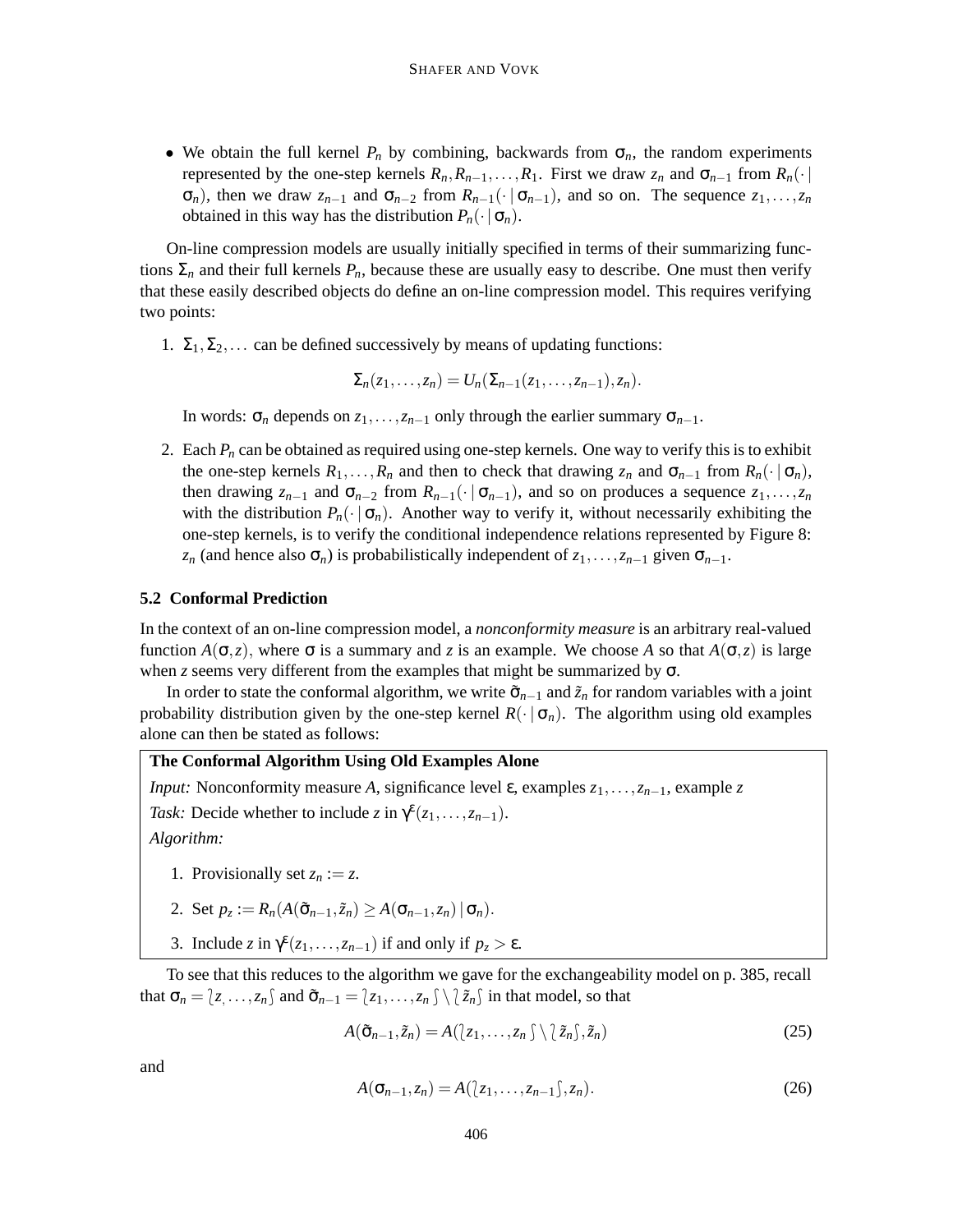- We obtain the full kernel $P_n$ by combining, backwards from $\sigma_n$, the random experiments represented by the one-step kernels $R_n, R_{n-1}, \ldots, R_1$. First we draw $z_n$ and $\sigma_{n-1}$ from $R_n(\cdot \mid \sigma_n)$, then we draw $z_{n-1}$ and $\sigma_{n-2}$ from $R_{n-1}(\cdot \mid \sigma_{n-1})$, and so on. The sequence $z_1, \ldots, z_n$ obtained in this way has the distribution $P_n(\cdot \mid \sigma_n)$.

On-line compression models are usually initially specified in terms of their summarizing functions $\Sigma_n$ and their full kernels $P_n$, because these are usually easy to describe. One must then verify that these easily described objects do define an on-line compression model. This requires verifying two points:

1. $\Sigma_1, \Sigma_2, \ldots$ can be defined successively by means of updating functions:

$$\Sigma_n(z_1, \ldots, z_n) = U_n(\Sigma_{n-1}(z_1, \ldots, z_{n-1}), z_n).$$

   In words: $\sigma_n$ depends on $z_1, \ldots, z_{n-1}$ only through the earlier summary $\sigma_{n-1}$.

2. Each $P_n$ can be obtained as required using one-step kernels. One way to verify this is to exhibit the one-step kernels $R_1, \ldots, R_n$ and then to check that drawing $z_n$ and $\sigma_{n-1}$ from $R_n(\cdot \mid \sigma_n)$, then drawing $z_{n-1}$ and $\sigma_{n-2}$ from $R_{n-1}(\cdot \mid \sigma_{n-1})$, and so on produces a sequence $z_1, \ldots, z_n$ with the distribution $P_n(\cdot \mid \sigma_n)$. Another way to verify it, without necessarily exhibiting the one-step kernels, is to verify the conditional independence relations represented by Figure 8: $z_n$ (and hence also $\sigma_n$) is probabilistically independent of $z_1, \ldots, z_{n-1}$ given $\sigma_{n-1}$.

### 5.2 Conformal Prediction

In the context of an on-line compression model, a *nonconformity measure* is an arbitrary real-valued function $A(\sigma, z)$, where $\sigma$ is a summary and $z$ is an example. We choose $A$ so that $A(\sigma, z)$ is large when $z$ seems very different from the examples that might be summarized by $\sigma$.

In order to state the conformal algorithm, we write $\tilde{\sigma}_{n-1}$ and $\tilde{z}_n$ for random variables with a joint probability distribution given by the one-step kernel $R(\cdot \mid \sigma_n)$. The algorithm using old examples alone can then be stated as follows:

**The Conformal Algorithm Using Old Examples Alone**

*Input:* Nonconformity measure $A$, significance level $\epsilon$, examples $z_1, \ldots, z_{n-1}$, example $z$

*Task:* Decide whether to include $z$ in $\gamma^\epsilon(z_1, \ldots, z_{n-1})$.

*Algorithm:*

1. Provisionally set $z_n := z$.
2. Set $p_z := R_n(A(\tilde{\sigma}_{n-1}, \tilde{z}_n) \geq A(\sigma_{n-1}, z_n) \mid \sigma_n)$.
3. Include $z$ in $\gamma^\epsilon(z_1, \ldots, z_{n-1})$ if and only if $p_z > \epsilon$.

To see that this reduces to the algorithm we gave for the exchangeability model on p. 385, recall that $\sigma_n = \lbag z_, \ldots, z_n \rbag$ and $\tilde{\sigma}_{n-1} = \lbag z_1, \ldots, z_n \rbag \setminus \lbag \tilde{z}_n \rbag$ in that model, so that

$$A(\tilde{\sigma}_{n-1}, \tilde{z}_n) = A(\lbag z_1, \ldots, z_n \rbag \setminus \lbag \tilde{z}_n \rbag, \tilde{z}_n) \tag{25}$$

and

$$A(\sigma_{n-1}, z_n) = A(\lbag z_1, \ldots, z_{n-1} \rbag, z_n). \tag{26}$$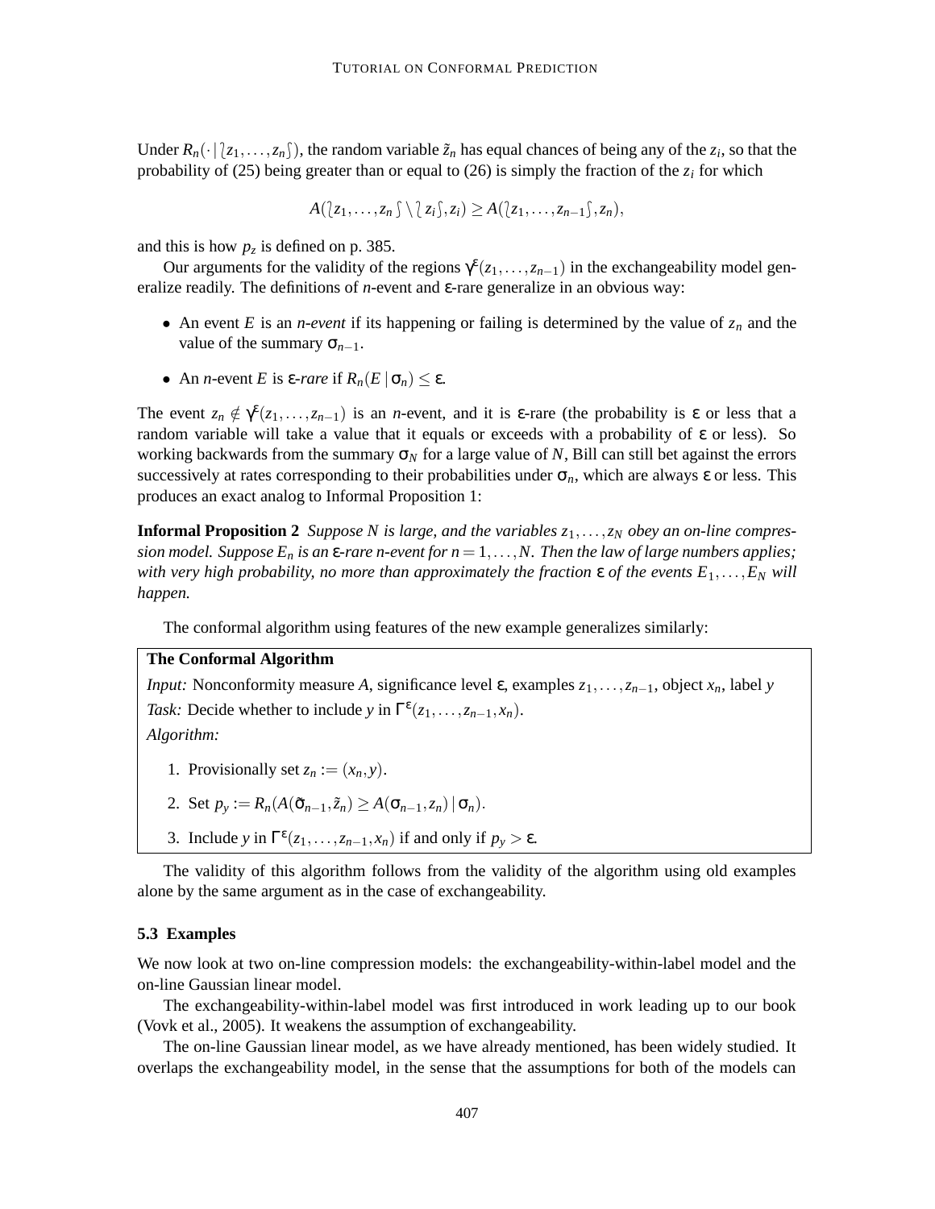Under $R_n(\cdot \mid \wr z_1, \ldots, z_n \wr)$, the random variable $\tilde{z}_n$ has equal chances of being any of the $z_i$, so that the probability of (25) being greater than or equal to (26) is simply the fraction of the $z_i$ for which

$$A(\wr z_1, \ldots, z_n \wr \setminus \wr z_i \wr, z_i) \geq A(\wr z_1, \ldots, z_{n-1} \wr, z_n),$$

and this is how $p_z$ is defined on p. 385.

Our arguments for the validity of the regions $\gamma^\varepsilon(z_1, \ldots, z_{n-1})$ in the exchangeability model generalize readily. The definitions of *n*-event and $\varepsilon$-rare generalize in an obvious way:

- An event $E$ is an *n-event* if its happening or failing is determined by the value of $z_n$ and the value of the summary $\sigma_{n-1}$.
- An *n*-event $E$ is $\varepsilon$-*rare* if $R_n(E \mid \sigma_n) \leq \varepsilon$.

The event $z_n \notin \gamma^\varepsilon(z_1, \ldots, z_{n-1})$ is an *n*-event, and it is $\varepsilon$-rare (the probability is $\varepsilon$ or less that a random variable will take a value that it equals or exceeds with a probability of $\varepsilon$ or less). So working backwards from the summary $\sigma_N$ for a large value of $N$, Bill can still bet against the errors successively at rates corresponding to their probabilities under $\sigma_n$, which are always $\varepsilon$ or less. This produces an exact analog to Informal Proposition 1:

**Informal Proposition 2** *Suppose $N$ is large, and the variables $z_1, \ldots, z_N$ obey an on-line compression model. Suppose $E_n$ is an $\varepsilon$-rare n-event for $n = 1, \ldots, N$. Then the law of large numbers applies; with very high probability, no more than approximately the fraction $\varepsilon$ of the events $E_1, \ldots, E_N$ will happen.*

The conformal algorithm using features of the new example generalizes similarly:

**The Conformal Algorithm**

*Input:* Nonconformity measure $A$, significance level $\varepsilon$, examples $z_1, \ldots, z_{n-1}$, object $x_n$, label $y$

*Task:* Decide whether to include $y$ in $\Gamma^\varepsilon(z_1, \ldots, z_{n-1}, x_n)$.

*Algorithm:*

1. Provisionally set $z_n := (x_n, y)$.
2. Set $p_y := R_n(A(\tilde{\sigma}_{n-1}, \tilde{z}_n) \geq A(\sigma_{n-1}, z_n) \mid \sigma_n)$.
3. Include $y$ in $\Gamma^\varepsilon(z_1, \ldots, z_{n-1}, x_n)$ if and only if $p_y > \varepsilon$.

The validity of this algorithm follows from the validity of the algorithm using old examples alone by the same argument as in the case of exchangeability.

### 5.3 Examples

We now look at two on-line compression models: the exchangeability-within-label model and the on-line Gaussian linear model.

The exchangeability-within-label model was first introduced in work leading up to our book (Vovk et al., 2005). It weakens the assumption of exchangeability.

The on-line Gaussian linear model, as we have already mentioned, has been widely studied. It overlaps the exchangeability model, in the sense that the assumptions for both of the models can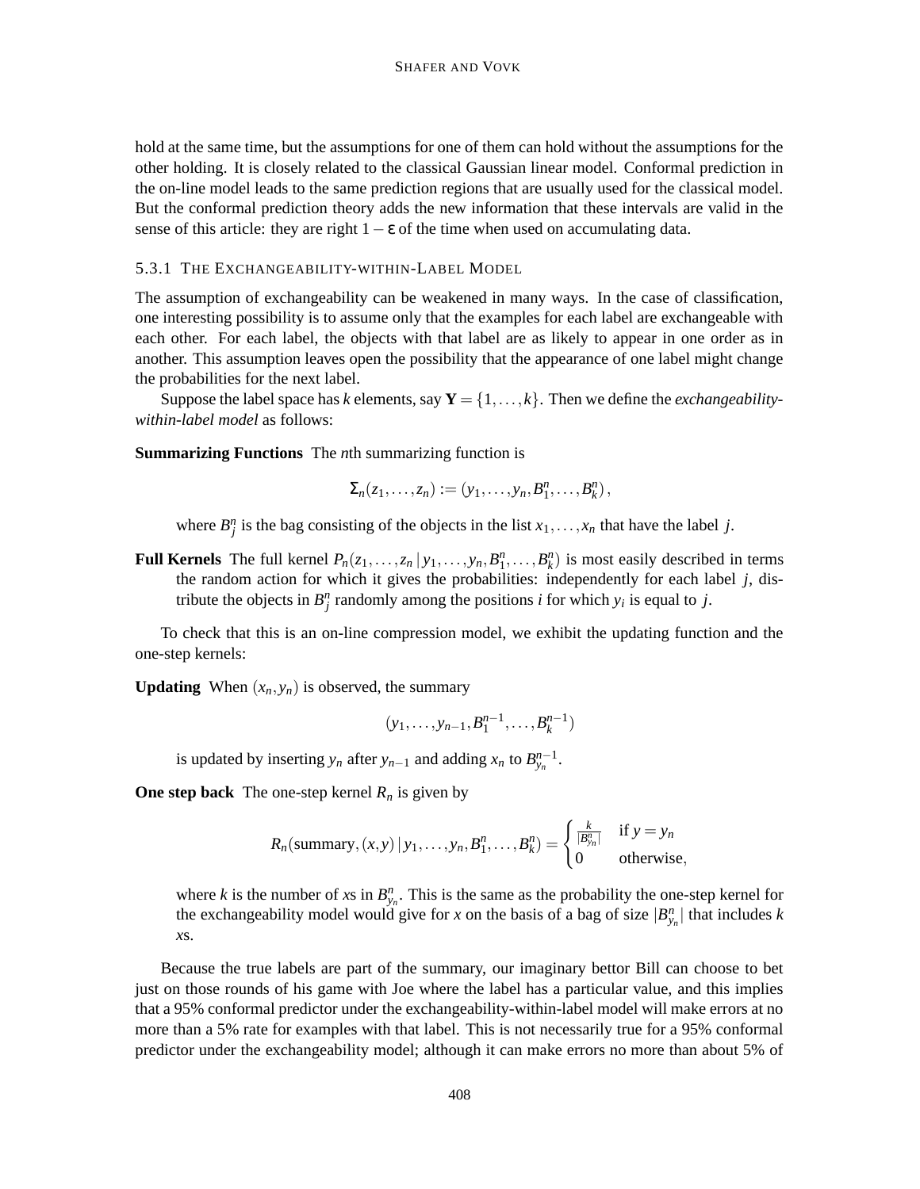hold at the same time, but the assumptions for one of them can hold without the assumptions for the other holding. It is closely related to the classical Gaussian linear model. Conformal prediction in the on-line model leads to the same prediction regions that are usually used for the classical model. But the conformal prediction theory adds the new information that these intervals are valid in the sense of this article: they are right $1-\varepsilon$ of the time when used on accumulating data.

#### 5.3.1 The Exchangeability-within-Label Model

The assumption of exchangeability can be weakened in many ways. In the case of classification, one interesting possibility is to assume only that the examples for each label are exchangeable with each other. For each label, the objects with that label are as likely to appear in one order as in another. This assumption leaves open the possibility that the appearance of one label might change the probabilities for the next label.

Suppose the label space has $k$ elements, say $\mathbf{Y} = \{1,\dots,k\}$. Then we define the *exchangeability-within-label model* as follows:

**Summarizing Functions** The $n$th summarizing function is

$$\Sigma_n(z_1,\dots,z_n) := (y_1,\dots,y_n,B_1^n,\dots,B_k^n),$$

where $B_j^n$ is the bag consisting of the objects in the list $x_1,\dots,x_n$ that have the label $j$.

**Full Kernels** The full kernel $P_n(z_1,\dots,z_n \mid y_1,\dots,y_n,B_1^n,\dots,B_k^n)$ is most easily described in terms the random action for which it gives the probabilities: independently for each label $j$, distribute the objects in $B_j^n$ randomly among the positions $i$ for which $y_i$ is equal to $j$.

To check that this is an on-line compression model, we exhibit the updating function and the one-step kernels:

**Updating** When $(x_n,y_n)$ is observed, the summary

$$(y_1,\dots,y_{n-1},B_1^{n-1},\dots,B_k^{n-1})$$

is updated by inserting $y_n$ after $y_{n-1}$ and adding $x_n$ to $B_{y_n}^{n-1}$.

**One step back** The one-step kernel $R_n$ is given by

$$R_n(\text{summary},(x,y)\mid y_1,\dots,y_n,B_1^n,\dots,B_k^n) = \begin{cases} \frac{k}{|B_{y_n}^n|} & \text{if } y = y_n \\ 0 & \text{otherwise,} \end{cases}$$

where $k$ is the number of $x$s in $B_{y_n}^n$. This is the same as the probability the one-step kernel for the exchangeability model would give for $x$ on the basis of a bag of size $|B_{y_n}^n|$ that includes $k$ $x$s.

Because the true labels are part of the summary, our imaginary bettor Bill can choose to bet just on those rounds of his game with Joe where the label has a particular value, and this implies that a 95% conformal predictor under the exchangeability-within-label model will make errors at no more than a 5% rate for examples with that label. This is not necessarily true for a 95% conformal predictor under the exchangeability model; although it can make errors no more than about 5% of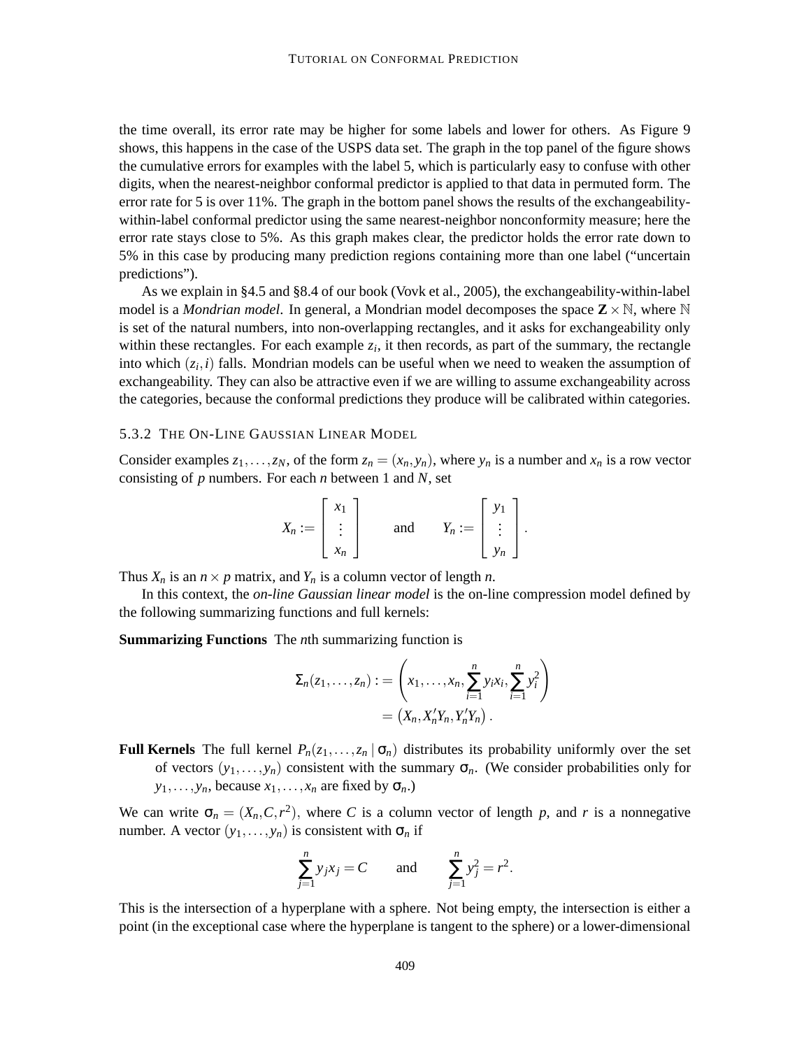the time overall, its error rate may be higher for some labels and lower for others. As Figure 9 shows, this happens in the case of the USPS data set. The graph in the top panel of the figure shows the cumulative errors for examples with the label 5, which is particularly easy to confuse with other digits, when the nearest-neighbor conformal predictor is applied to that data in permuted form. The error rate for 5 is over 11%. The graph in the bottom panel shows the results of the exchangeability-within-label conformal predictor using the same nearest-neighbor nonconformity measure; here the error rate stays close to 5%. As this graph makes clear, the predictor holds the error rate down to 5% in this case by producing many prediction regions containing more than one label ("uncertain predictions").

As we explain in §4.5 and §8.4 of our book (Vovk et al., 2005), the exchangeability-within-label model is a *Mondrian model*. In general, a Mondrian model decomposes the space $\mathbf{Z} \times \mathbb{N}$, where $\mathbb{N}$ is set of the natural numbers, into non-overlapping rectangles, and it asks for exchangeability only within these rectangles. For each example $z_i$, it then records, as part of the summary, the rectangle into which $(z_i, i)$ falls. Mondrian models can be useful when we need to weaken the assumption of exchangeability. They can also be attractive even if we are willing to assume exchangeability across the categories, because the conformal predictions they produce will be calibrated within categories.

### 5.3.2 The On-Line Gaussian Linear Model

Consider examples $z_1, \ldots, z_N$, of the form $z_n = (x_n, y_n)$, where $y_n$ is a number and $x_n$ is a row vector consisting of $p$ numbers. For each $n$ between 1 and $N$, set

$$X_n := \begin{bmatrix} x_1 \\ \vdots \\ x_n \end{bmatrix} \qquad \text{and} \qquad Y_n := \begin{bmatrix} y_1 \\ \vdots \\ y_n \end{bmatrix}.$$

Thus $X_n$ is an $n \times p$ matrix, and $Y_n$ is a column vector of length $n$.

In this context, the *on-line Gaussian linear model* is the on-line compression model defined by the following summarizing functions and full kernels:

**Summarizing Functions** The $n$th summarizing function is

$$\begin{aligned} \Sigma_n(z_1, \ldots, z_n) : &= \left( x_1, \ldots, x_n, \sum_{i=1}^{n} y_i x_i, \sum_{i=1}^{n} y_i^2 \right) \\ &= \left( X_n, X_n' Y_n, Y_n' Y_n \right). \end{aligned}$$

**Full Kernels** The full kernel $P_n(z_1, \ldots, z_n \mid \sigma_n)$ distributes its probability uniformly over the set of vectors $(y_1, \ldots, y_n)$ consistent with the summary $\sigma_n$. (We consider probabilities only for $y_1, \ldots, y_n$, because $x_1, \ldots, x_n$ are fixed by $\sigma_n$.)

We can write $\sigma_n = (X_n, C, r^2)$, where $C$ is a column vector of length $p$, and $r$ is a nonnegative number. A vector $(y_1, \ldots, y_n)$ is consistent with $\sigma_n$ if

$$\sum_{j=1}^{n} y_j x_j = C \qquad \text{and} \qquad \sum_{j=1}^{n} y_j^2 = r^2.$$

This is the intersection of a hyperplane with a sphere. Not being empty, the intersection is either a point (in the exceptional case where the hyperplane is tangent to the sphere) or a lower-dimensional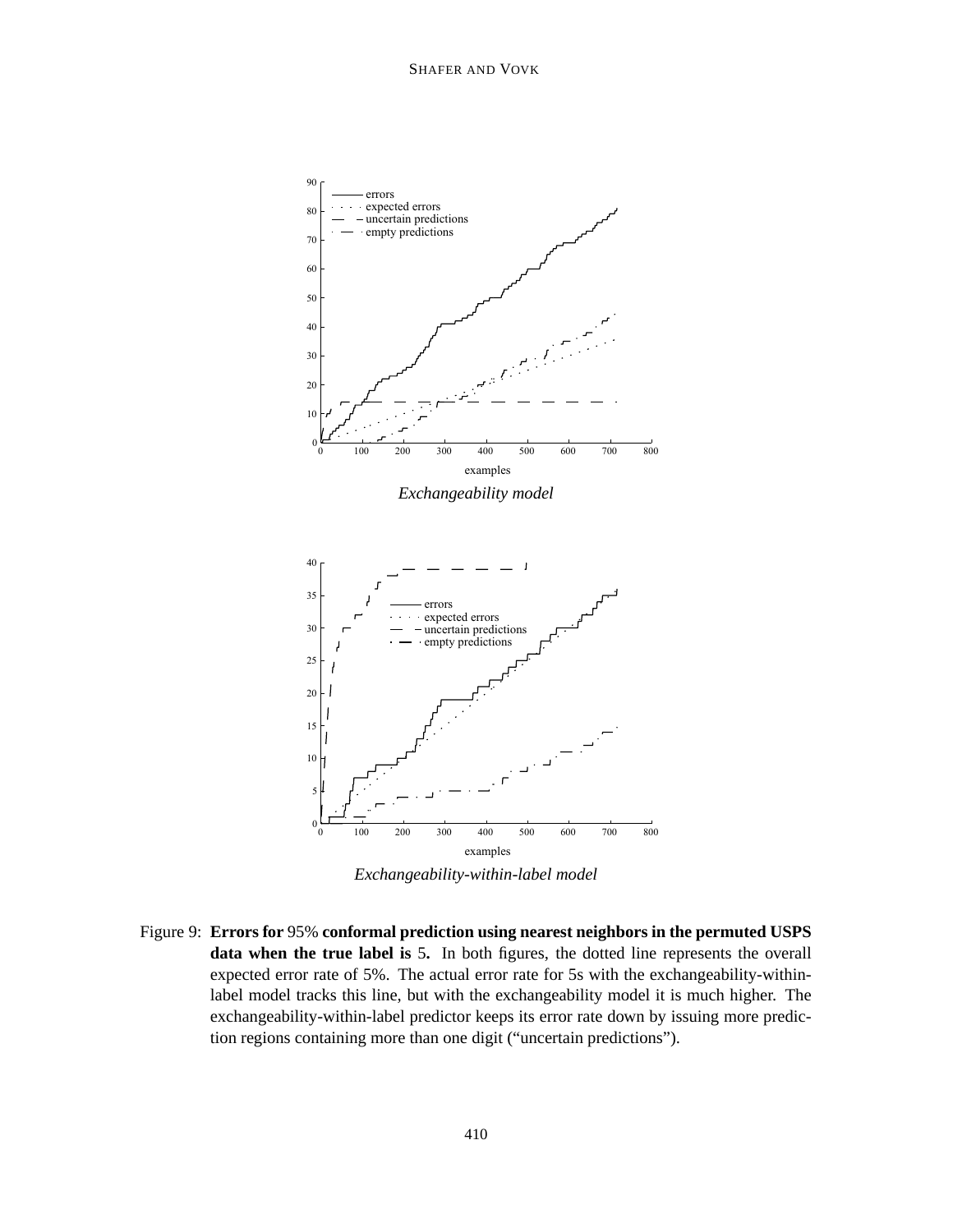*Exchangeability model*

*Exchangeability-within-label model*

Figure 9: **Errors for 95% conformal prediction using nearest neighbors in the permuted USPS data when the true label is 5.** In both figures, the dotted line represents the overall expected error rate of 5%. The actual error rate for 5s with the exchangeability-within-label model tracks this line, but with the exchangeability model it is much higher. The exchangeability-within-label predictor keeps its error rate down by issuing more prediction regions containing more than one digit ("uncertain predictions").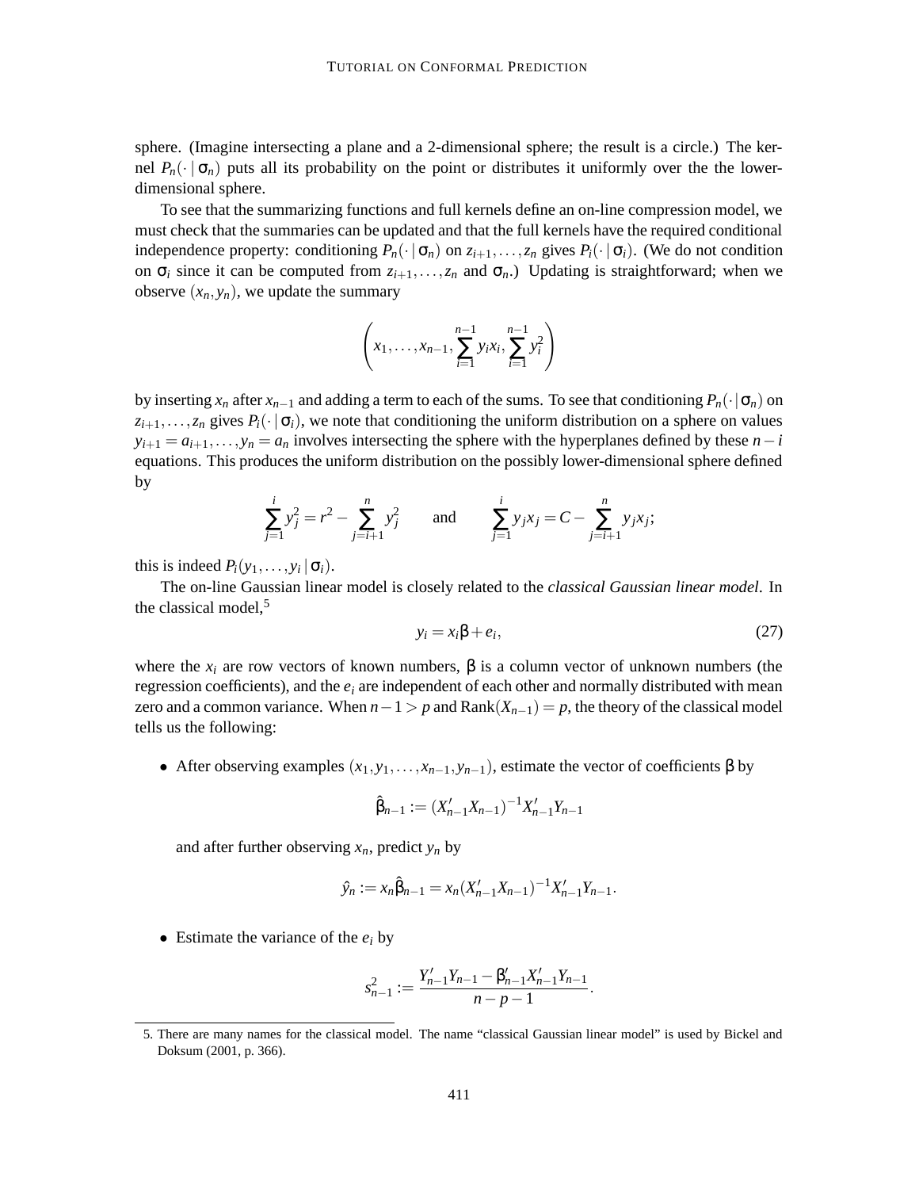sphere. (Imagine intersecting a plane and a 2-dimensional sphere; the result is a circle.) The kernel $P_n(\cdot \mid \sigma_n)$ puts all its probability on the point or distributes it uniformly over the the lower-dimensional sphere.

To see that the summarizing functions and full kernels define an on-line compression model, we must check that the summaries can be updated and that the full kernels have the required conditional independence property: conditioning $P_n(\cdot \mid \sigma_n)$ on $z_{i+1}, \ldots, z_n$ gives $P_i(\cdot \mid \sigma_i)$. (We do not condition on $\sigma_i$ since it can be computed from $z_{i+1}, \ldots, z_n$ and $\sigma_n$.) Updating is straightforward; when we observe $(x_n, y_n)$, we update the summary

$$\left( x_1, \ldots, x_{n-1}, \sum_{i=1}^{n-1} y_i x_i, \sum_{i=1}^{n-1} y_i^2 \right)$$

by inserting $x_n$ after $x_{n-1}$ and adding a term to each of the sums. To see that conditioning $P_n(\cdot \mid \sigma_n)$ on $z_{i+1}, \ldots, z_n$ gives $P_i(\cdot \mid \sigma_i)$, we note that conditioning the uniform distribution on a sphere on values $y_{i+1} = a_{i+1}, \ldots, y_n = a_n$ involves intersecting the sphere with the hyperplanes defined by these $n-i$ equations. This produces the uniform distribution on the possibly lower-dimensional sphere defined by

$$\sum_{j=1}^{i} y_j^2 = r^2 - \sum_{j=i+1}^{n} y_j^2 \qquad \text{and} \qquad \sum_{j=1}^{i} y_j x_j = C - \sum_{j=i+1}^{n} y_j x_j;$$

this is indeed $P_i(y_1, \ldots, y_i \mid \sigma_i)$.

The on-line Gaussian linear model is closely related to the *classical Gaussian linear model*. In the classical model,[5]

$$y_i = x_i \beta + e_i, \tag{27}$$

where the $x_i$ are row vectors of known numbers, $\beta$ is a column vector of unknown numbers (the regression coefficients), and the $e_i$ are independent of each other and normally distributed with mean zero and a common variance. When $n-1 > p$ and $\text{Rank}(X_{n-1}) = p$, the theory of the classical model tells us the following:

- After observing examples $(x_1, y_1, \ldots, x_{n-1}, y_{n-1})$, estimate the vector of coefficients $\beta$ by

  $$\hat{\beta}_{n-1} := (X'_{n-1} X_{n-1})^{-1} X'_{n-1} Y_{n-1}$$

  and after further observing $x_n$, predict $y_n$ by

  $$\hat{y}_n := x_n \hat{\beta}_{n-1} = x_n (X'_{n-1} X_{n-1})^{-1} X'_{n-1} Y_{n-1}.$$

- Estimate the variance of the $e_i$ by

  $$s_{n-1}^2 := \frac{Y'_{n-1} Y_{n-1} - \beta'_{n-1} X'_{n-1} Y_{n-1}}{n-p-1}.$$

5. There are many names for the classical model. The name "classical Gaussian linear model" is used by Bickel and Doksum (2001, p. 366).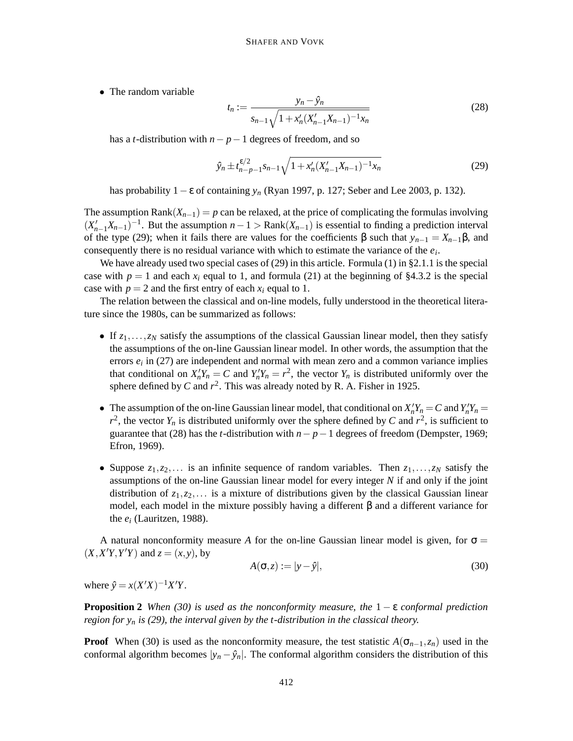- The random variable

$$t_n := \frac{y_n - \hat{y}_n}{s_{n-1}\sqrt{1 + x_n'(X_{n-1}'X_{n-1})^{-1}x_n}} \tag{28}$$

has a $t$-distribution with $n - p - 1$ degrees of freedom, and so

$$\hat{y}_n \pm t_{n-p-1}^{\varepsilon/2} s_{n-1}\sqrt{1 + x_n'(X_{n-1}'X_{n-1})^{-1}x_n} \tag{29}$$

has probability $1 - \varepsilon$ of containing $y_n$ (Ryan 1997, p. 127; Seber and Lee 2003, p. 132).

The assumption $\text{Rank}(X_{n-1}) = p$ can be relaxed, at the price of complicating the formulas involving $(X_{n-1}'X_{n-1})^{-1}$. But the assumption $n - 1 > \text{Rank}(X_{n-1})$ is essential to finding a prediction interval of the type (29); when it fails there are values for the coefficients $\beta$ such that $y_{n-1} = X_{n-1}\beta$, and consequently there is no residual variance with which to estimate the variance of the $e_i$.

We have already used two special cases of (29) in this article. Formula (1) in §2.1.1 is the special case with $p = 1$ and each $x_i$ equal to 1, and formula (21) at the beginning of §4.3.2 is the special case with $p = 2$ and the first entry of each $x_i$ equal to 1.

The relation between the classical and on-line models, fully understood in the theoretical literature since the 1980s, can be summarized as follows:

- If $z_1, \ldots, z_N$ satisfy the assumptions of the classical Gaussian linear model, then they satisfy the assumptions of the on-line Gaussian linear model. In other words, the assumption that the errors $e_i$ in (27) are independent and normal with mean zero and a common variance implies that conditional on $X_n'Y_n = C$ and $Y_n'Y_n = r^2$, the vector $Y_n$ is distributed uniformly over the sphere defined by $C$ and $r^2$. This was already noted by R. A. Fisher in 1925.

- The assumption of the on-line Gaussian linear model, that conditional on $X_n'Y_n = C$ and $Y_n'Y_n = r^2$, the vector $Y_n$ is distributed uniformly over the sphere defined by $C$ and $r^2$, is sufficient to guarantee that (28) has the $t$-distribution with $n - p - 1$ degrees of freedom (Dempster, 1969; Efron, 1969).

- Suppose $z_1, z_2, \ldots$ is an infinite sequence of random variables. Then $z_1, \ldots, z_N$ satisfy the assumptions of the on-line Gaussian linear model for every integer $N$ if and only if the joint distribution of $z_1, z_2, \ldots$ is a mixture of distributions given by the classical Gaussian linear model, each model in the mixture possibly having a different $\beta$ and a different variance for the $e_i$ (Lauritzen, 1988).

A natural nonconformity measure $A$ for the on-line Gaussian linear model is given, for $\sigma = (X, X'Y, Y'Y)$ and $z = (x, y)$, by

$$A(\sigma, z) := |y - \hat{y}|, \tag{30}$$

where $\hat{y} = x(X'X)^{-1}X'Y$.

**Proposition 2** *When (30) is used as the nonconformity measure, the* $1 - \varepsilon$ *conformal prediction region for* $y_n$ *is (29), the interval given by the t-distribution in the classical theory.*

**Proof** When (30) is used as the nonconformity measure, the test statistic $A(\sigma_{n-1}, z_n)$ used in the conformal algorithm becomes $|y_n - \hat{y}_n|$. The conformal algorithm considers the distribution of this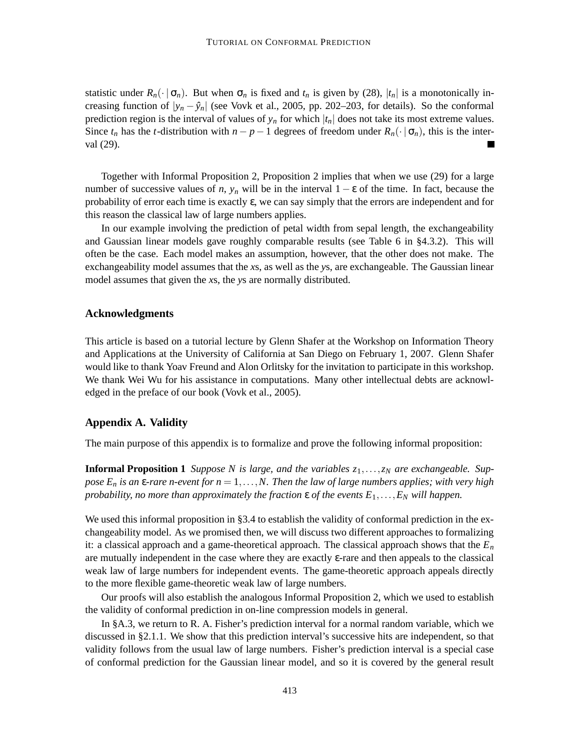statistic under $R_n(\cdot \mid \sigma_n)$. But when $\sigma_n$ is fixed and $t_n$ is given by (28), $|t_n|$ is a monotonically increasing function of $|y_n - \hat{y}_n|$ (see Vovk et al., 2005, pp. 202–203, for details). So the conformal prediction region is the interval of values of $y_n$ for which $|t_n|$ does not take its most extreme values. Since $t_n$ has the $t$-distribution with $n-p-1$ degrees of freedom under $R_n(\cdot \mid \sigma_n)$, this is the interval (29). ∎

Together with Informal Proposition 2, Proposition 2 implies that when we use (29) for a large number of successive values of $n$, $y_n$ will be in the interval $1-\varepsilon$ of the time. In fact, because the probability of error each time is exactly $\varepsilon$, we can say simply that the errors are independent and for this reason the classical law of large numbers applies.

In our example involving the prediction of petal width from sepal length, the exchangeability and Gaussian linear models gave roughly comparable results (see Table 6 in §4.3.2). This will often be the case. Each model makes an assumption, however, that the other does not make. The exchangeability model assumes that the $x$s, as well as the $y$s, are exchangeable. The Gaussian linear model assumes that given the $x$s, the $y$s are normally distributed.

## Acknowledgments

This article is based on a tutorial lecture by Glenn Shafer at the Workshop on Information Theory and Applications at the University of California at San Diego on February 1, 2007. Glenn Shafer would like to thank Yoav Freund and Alon Orlitsky for the invitation to participate in this workshop. We thank Wei Wu for his assistance in computations. Many other intellectual debts are acknowledged in the preface of our book (Vovk et al., 2005).

## Appendix A. Validity

The main purpose of this appendix is to formalize and prove the following informal proposition:

**Informal Proposition 1** *Suppose $N$ is large, and the variables $z_1, \ldots, z_N$ are exchangeable. Suppose $E_n$ is an $\varepsilon$-rare $n$-event for $n = 1, \ldots, N$. Then the law of large numbers applies; with very high probability, no more than approximately the fraction $\varepsilon$ of the events $E_1, \ldots, E_N$ will happen.*

We used this informal proposition in §3.4 to establish the validity of conformal prediction in the exchangeability model. As we promised then, we will discuss two different approaches to formalizing it: a classical approach and a game-theoretical approach. The classical approach shows that the $E_n$ are mutually independent in the case where they are exactly $\varepsilon$-rare and then appeals to the classical weak law of large numbers for independent events. The game-theoretic approach appeals directly to the more flexible game-theoretic weak law of large numbers.

Our proofs will also establish the analogous Informal Proposition 2, which we used to establish the validity of conformal prediction in on-line compression models in general.

In §A.3, we return to R. A. Fisher's prediction interval for a normal random variable, which we discussed in §2.1.1. We show that this prediction interval's successive hits are independent, so that validity follows from the usual law of large numbers. Fisher's prediction interval is a special case of conformal prediction for the Gaussian linear model, and so it is covered by the general result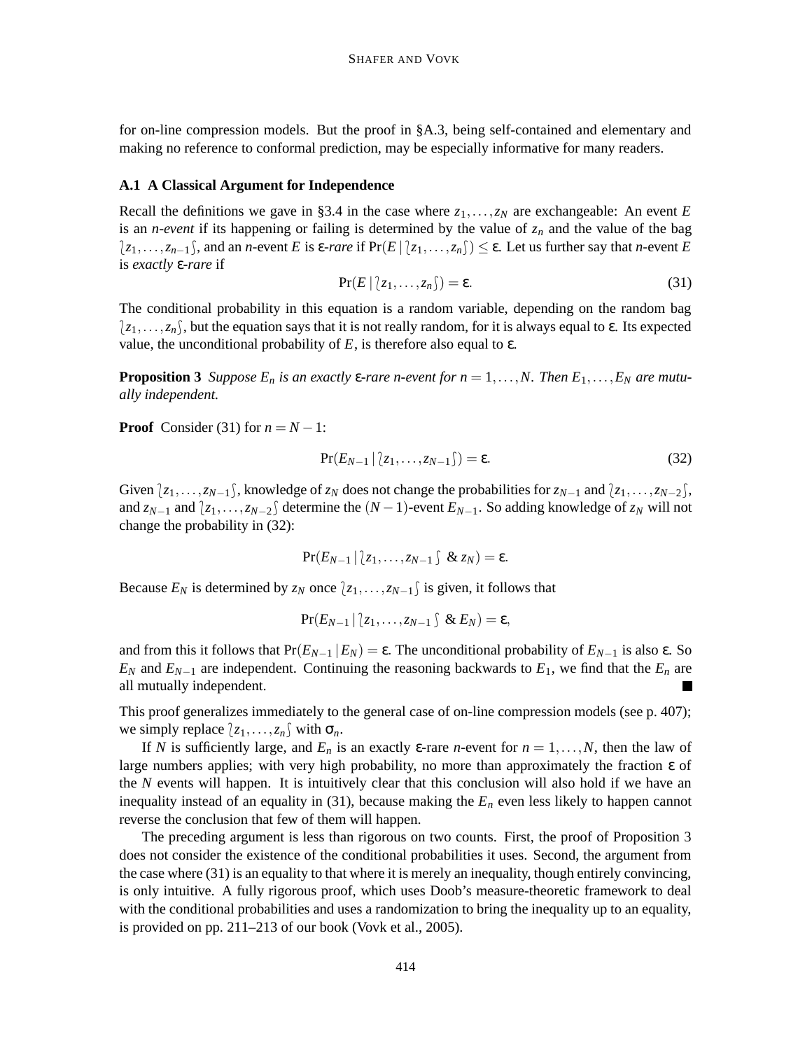for on-line compression models. But the proof in §A.3, being self-contained and elementary and making no reference to conformal prediction, may be especially informative for many readers.

### A.1 A Classical Argument for Independence

Recall the definitions we gave in §3.4 in the case where $z_1, \ldots, z_N$ are exchangeable: An event $E$ is an *n-event* if its happening or failing is determined by the value of $z_n$ and the value of the bag $\wr z_1, \ldots, z_{n-1} \int$, and an $n$-event $E$ is $\varepsilon$*-rare* if $\Pr(E \mid \wr z_1, \ldots, z_n \int) \leq \varepsilon$. Let us further say that $n$-event $E$ is *exactly* $\varepsilon$*-rare* if

$$\Pr(E \mid \wr z_1, \ldots, z_n \int) = \varepsilon. \tag{31}$$

The conditional probability in this equation is a random variable, depending on the random bag $\wr z_1, \ldots, z_n \int$, but the equation says that it is not really random, for it is always equal to $\varepsilon$. Its expected value, the unconditional probability of $E$, is therefore also equal to $\varepsilon$.

**Proposition 3** *Suppose $E_n$ is an exactly $\varepsilon$-rare $n$-event for $n = 1, \ldots, N$. Then $E_1, \ldots, E_N$ are mutually independent.*

**Proof** Consider (31) for $n = N - 1$:

$$\Pr(E_{N-1} \mid \wr z_1, \ldots, z_{N-1} \int) = \varepsilon. \tag{32}$$

Given $\wr z_1, \ldots, z_{N-1} \int$, knowledge of $z_N$ does not change the probabilities for $z_{N-1}$ and $\wr z_1, \ldots, z_{N-2} \int$, and $z_{N-1}$ and $\wr z_1, \ldots, z_{N-2} \int$ determine the $(N-1)$-event $E_{N-1}$. So adding knowledge of $z_N$ will not change the probability in (32):

$$\Pr(E_{N-1} \mid \wr z_1, \ldots, z_{N-1} \int \ \& \ z_N) = \varepsilon.$$

Because $E_N$ is determined by $z_N$ once $\wr z_1, \ldots, z_{N-1} \int$ is given, it follows that

$$\Pr(E_{N-1} \mid \wr z_1, \ldots, z_{N-1} \int \ \& \ E_N) = \varepsilon,$$

and from this it follows that $\Pr(E_{N-1} \mid E_N) = \varepsilon$. The unconditional probability of $E_{N-1}$ is also $\varepsilon$. So $E_N$ and $E_{N-1}$ are independent. Continuing the reasoning backwards to $E_1$, we find that the $E_n$ are all mutually independent. ■

This proof generalizes immediately to the general case of on-line compression models (see p. 407); we simply replace $\wr z_1, \ldots, z_n \int$ with $\sigma_n$.

If $N$ is sufficiently large, and $E_n$ is an exactly $\varepsilon$-rare $n$-event for $n = 1, \ldots, N$, then the law of large numbers applies; with very high probability, no more than approximately the fraction $\varepsilon$ of the $N$ events will happen. It is intuitively clear that this conclusion will also hold if we have an inequality instead of an equality in (31), because making the $E_n$ even less likely to happen cannot reverse the conclusion that few of them will happen.

The preceding argument is less than rigorous on two counts. First, the proof of Proposition 3 does not consider the existence of the conditional probabilities it uses. Second, the argument from the case where (31) is an equality to that where it is merely an inequality, though entirely convincing, is only intuitive. A fully rigorous proof, which uses Doob's measure-theoretic framework to deal with the conditional probabilities and uses a randomization to bring the inequality up to an equality, is provided on pp. 211–213 of our book (Vovk et al., 2005).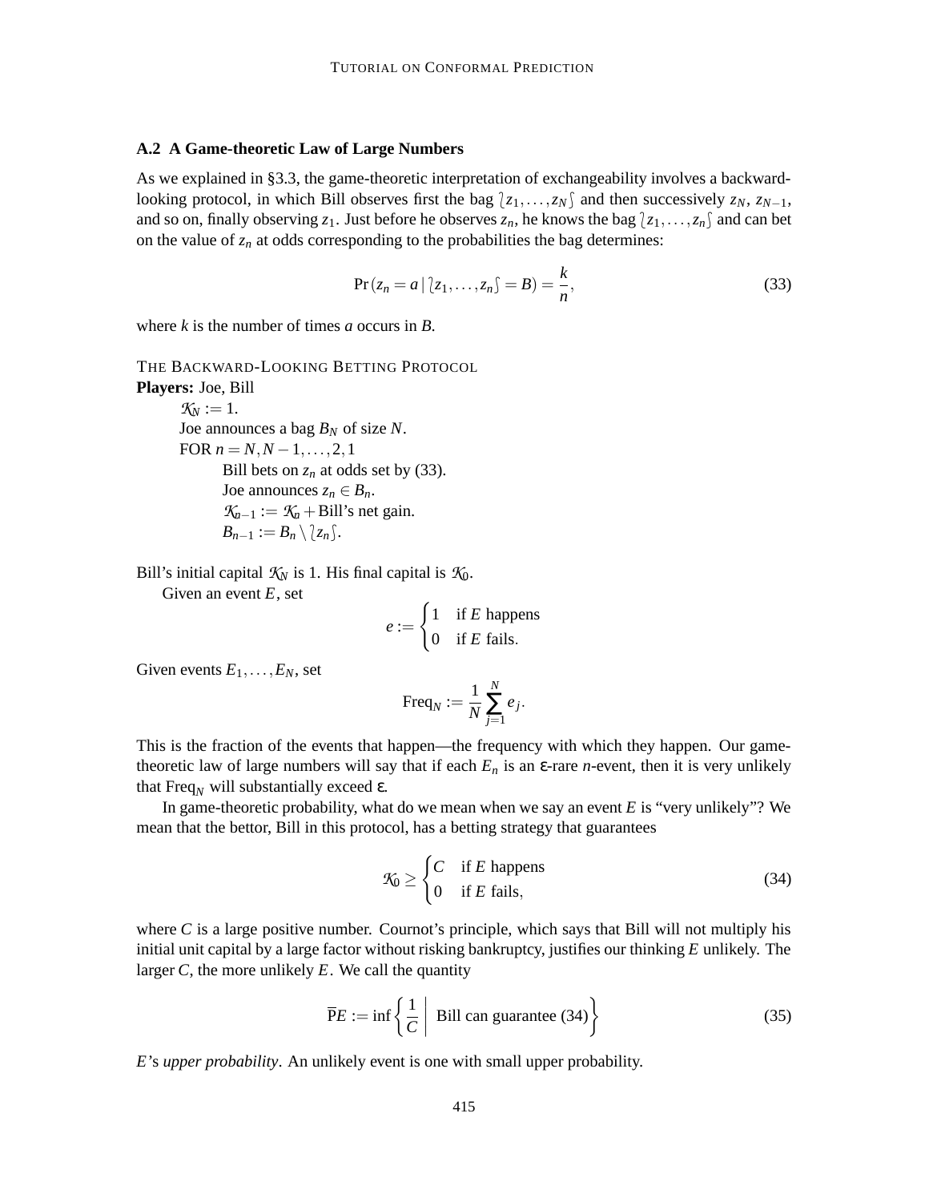### A.2 A Game-theoretic Law of Large Numbers

As we explained in §3.3, the game-theoretic interpretation of exchangeability involves a backward-looking protocol, in which Bill observes first the bag $\wr z_1, \ldots, z_N \wr$ and then successively $z_N$, $z_{N-1}$, and so on, finally observing $z_1$. Just before he observes $z_n$, he knows the bag $\wr z_1, \ldots, z_n \wr$ and can bet on the value of $z_n$ at odds corresponding to the probabilities the bag determines:

$$\Pr(z_n = a \mid \wr z_1, \ldots, z_n \wr = B) = \frac{k}{n}, \tag{33}$$

where $k$ is the number of times $a$ occurs in $B$.

THE BACKWARD-LOOKING BETTING PROTOCOL

**Players:** Joe, Bill

$\mathcal{K}_N := 1$.
Joe announces a bag $B_N$ of size $N$.
FOR $n = N, N-1, \ldots, 2, 1$
  Bill bets on $z_n$ at odds set by (33).
  Joe announces $z_n \in B_n$.
  $\mathcal{K}_{n-1} := \mathcal{K}_n +$ Bill's net gain.
  $B_{n-1} := B_n \setminus \wr z_n \wr$.

Bill's initial capital $\mathcal{K}_N$ is 1. His final capital is $\mathcal{K}_0$.

Given an event $E$, set

$$e := \begin{cases} 1 & \text{if } E \text{ happens} \\ 0 & \text{if } E \text{ fails.} \end{cases}$$

Given events $E_1, \ldots, E_N$, set

$$\text{Freq}_N := \frac{1}{N} \sum_{j=1}^{N} e_j.$$

This is the fraction of the events that happen—the frequency with which they happen. Our game-theoretic law of large numbers will say that if each $E_n$ is an $\varepsilon$-rare $n$-event, then it is very unlikely that $\text{Freq}_N$ will substantially exceed $\varepsilon$.

In game-theoretic probability, what do we mean when we say an event $E$ is "very unlikely"? We mean that the bettor, Bill in this protocol, has a betting strategy that guarantees

$$\mathcal{K}_0 \geq \begin{cases} C & \text{if } E \text{ happens} \\ 0 & \text{if } E \text{ fails,} \end{cases} \tag{34}$$

where $C$ is a large positive number. Cournot's principle, which says that Bill will not multiply his initial unit capital by a large factor without risking bankruptcy, justifies our thinking $E$ unlikely. The larger $C$, the more unlikely $E$. We call the quantity

$$\overline{\mathbb{P}}E := \inf \left\{ \frac{1}{C} \;\middle|\; \text{Bill can guarantee (34)} \right\} \tag{35}$$

$E$'s *upper probability*. An unlikely event is one with small upper probability.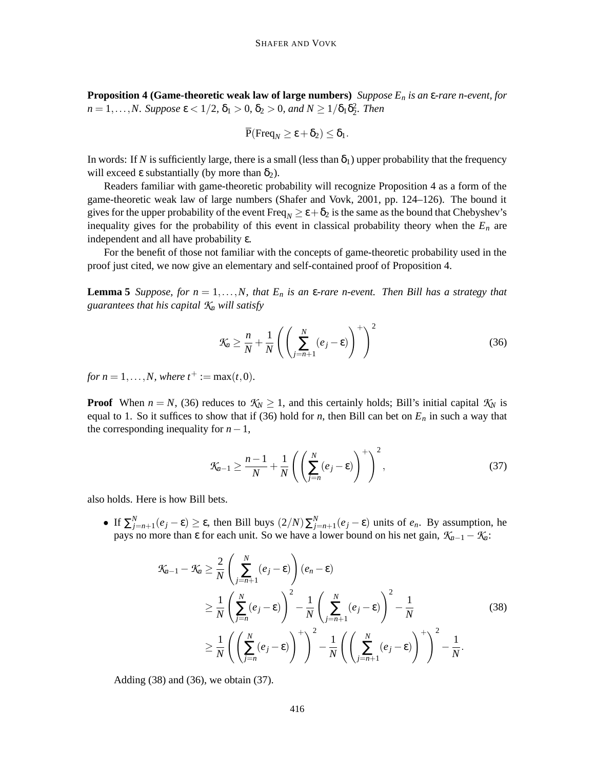**Proposition 4 (Game-theoretic weak law of large numbers)** *Suppose $E_n$ is an $\varepsilon$-rare $n$-event, for $n = 1,\ldots,N$. Suppose $\varepsilon < 1/2$, $\delta_1 > 0$, $\delta_2 > 0$, and $N \geq 1/\delta_1\delta_2^2$. Then*

$$\overline{\mathrm{P}}(\mathrm{Freq}_N \geq \varepsilon + \delta_2) \leq \delta_1.$$

In words: If $N$ is sufficiently large, there is a small (less than $\delta_1$) upper probability that the frequency will exceed $\varepsilon$ substantially (by more than $\delta_2$).

Readers familiar with game-theoretic probability will recognize Proposition 4 as a form of the game-theoretic weak law of large numbers (Shafer and Vovk, 2001, pp. 124–126). The bound it gives for the upper probability of the event $\mathrm{Freq}_N \geq \varepsilon + \delta_2$ is the same as the bound that Chebyshev's inequality gives for the probability of this event in classical probability theory when the $E_n$ are independent and all have probability $\varepsilon$.

For the benefit of those not familiar with the concepts of game-theoretic probability used in the proof just cited, we now give an elementary and self-contained proof of Proposition 4.

**Lemma 5** *Suppose, for $n = 1,\ldots,N$, that $E_n$ is an $\varepsilon$-rare $n$-event. Then Bill has a strategy that guarantees that his capital $\mathcal{K}_n$ will satisfy*

$$\mathcal{K}_n \geq \frac{n}{N} + \frac{1}{N}\left(\left(\sum_{j=n+1}^{N}(e_j - \varepsilon)\right)^+\right)^2 \tag{36}$$

*for $n = 1,\ldots,N$, where $t^+ := \max(t,0)$.*

**Proof** When $n = N$, (36) reduces to $\mathcal{K}_N \geq 1$, and this certainly holds; Bill's initial capital $\mathcal{K}_N$ is equal to 1. So it suffices to show that if (36) hold for $n$, then Bill can bet on $E_n$ in such a way that the corresponding inequality for $n-1$,

$$\mathcal{K}_{n-1} \geq \frac{n-1}{N} + \frac{1}{N}\left(\left(\sum_{j=n}^{N}(e_j - \varepsilon)\right)^+\right)^2, \tag{37}$$

also holds. Here is how Bill bets.

- If $\sum_{j=n+1}^{N}(e_j - \varepsilon) \geq \varepsilon$, then Bill buys $(2/N)\sum_{j=n+1}^{N}(e_j - \varepsilon)$ units of $e_n$. By assumption, he pays no more than $\varepsilon$ for each unit. So we have a lower bound on his net gain, $\mathcal{K}_{n-1} - \mathcal{K}_n$:

$$\begin{aligned}
\mathcal{K}_{n-1} - \mathcal{K}_n &\geq \frac{2}{N}\left(\sum_{j=n+1}^{N}(e_j - \varepsilon)\right)(e_n - \varepsilon) \\
&\geq \frac{1}{N}\left(\sum_{j=n}^{N}(e_j - \varepsilon)\right)^2 - \frac{1}{N}\left(\sum_{j=n+1}^{N}(e_j - \varepsilon)\right)^2 - \frac{1}{N} \\
&\geq \frac{1}{N}\left(\left(\sum_{j=n}^{N}(e_j - \varepsilon)\right)^+\right)^2 - \frac{1}{N}\left(\left(\sum_{j=n+1}^{N}(e_j - \varepsilon)\right)^+\right)^2 - \frac{1}{N}.
\end{aligned} \tag{38}$$

  Adding (38) and (36), we obtain (37).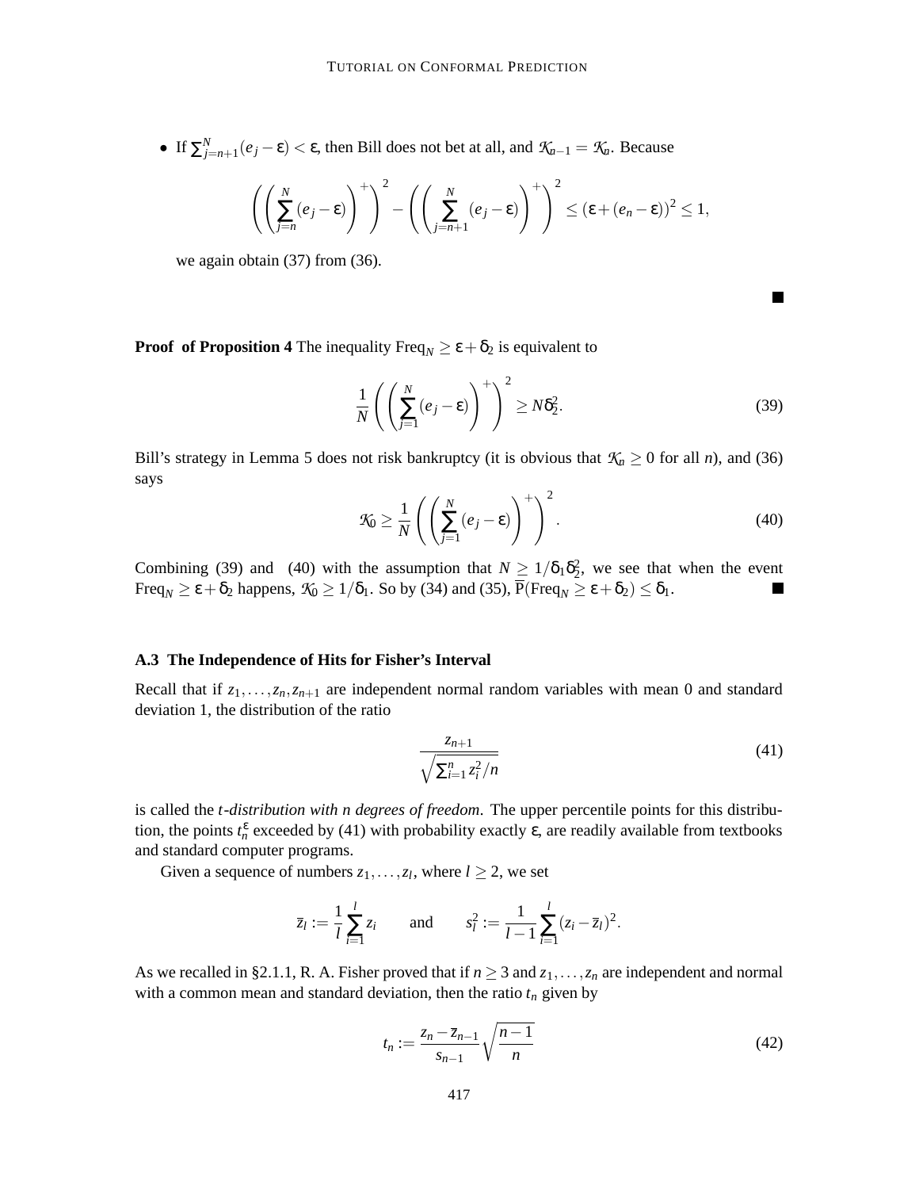- If $\sum_{j=n+1}^{N}(e_j - \epsilon) < \epsilon$, then Bill does not bet at all, and $\mathcal{K}_{n-1} = \mathcal{K}_n$. Because

$$\left(\left(\sum_{j=n}^{N}(e_j - \epsilon)\right)^+\right)^2 - \left(\left(\sum_{j=n+1}^{N}(e_j - \epsilon)\right)^+\right)^2 \leq (\epsilon + (e_n - \epsilon))^2 \leq 1,$$

  we again obtain (37) from (36).

■

**Proof of Proposition 4** The inequality $\text{Freq}_N \geq \epsilon + \delta_2$ is equivalent to

$$\frac{1}{N}\left(\left(\sum_{j=1}^{N}(e_j - \epsilon)\right)^+\right)^2 \geq N\delta_2^2. \tag{39}$$

Bill's strategy in Lemma 5 does not risk bankruptcy (it is obvious that $\mathcal{K}_n \geq 0$ for all $n$), and (36) says

$$\mathcal{K}_0 \geq \frac{1}{N}\left(\left(\sum_{j=1}^{N}(e_j - \epsilon)\right)^+\right)^2. \tag{40}$$

Combining (39) and (40) with the assumption that $N \geq 1/\delta_1\delta_2^2$, we see that when the event $\text{Freq}_N \geq \epsilon + \delta_2$ happens, $\mathcal{K}_0 \geq 1/\delta_1$. So by (34) and (35), $\overline{\mathbb{P}}(\text{Freq}_N \geq \epsilon + \delta_2) \leq \delta_1$. ■

### A.3 The Independence of Hits for Fisher's Interval

Recall that if $z_1, \ldots, z_n, z_{n+1}$ are independent normal random variables with mean 0 and standard deviation 1, the distribution of the ratio

$$\frac{z_{n+1}}{\sqrt{\sum_{i=1}^{n} z_i^2 / n}} \tag{41}$$

is called the *t-distribution with n degrees of freedom*. The upper percentile points for this distribution, the points $t_n^\epsilon$ exceeded by (41) with probability exactly $\epsilon$, are readily available from textbooks and standard computer programs.

Given a sequence of numbers $z_1, \ldots, z_l$, where $l \geq 2$, we set

$$\overline{z}_l := \frac{1}{l}\sum_{i=1}^{l} z_i \qquad \text{and} \qquad s_l^2 := \frac{1}{l-1}\sum_{i=1}^{l}(z_i - \overline{z}_l)^2.$$

As we recalled in §2.1.1, R. A. Fisher proved that if $n \geq 3$ and $z_1, \ldots, z_n$ are independent and normal with a common mean and standard deviation, then the ratio $t_n$ given by

$$t_n := \frac{z_n - \overline{z}_{n-1}}{s_{n-1}}\sqrt{\frac{n-1}{n}} \tag{42}$$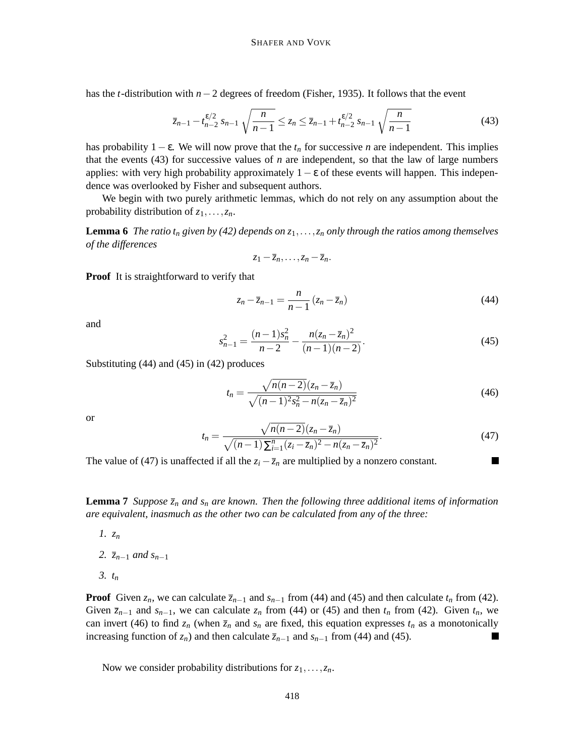has the $t$-distribution with $n-2$ degrees of freedom (Fisher, 1935). It follows that the event

$$\overline{z}_{n-1} - t_{n-2}^{\varepsilon/2}\, s_{n-1} \sqrt{\frac{n}{n-1}} \leq z_n \leq \overline{z}_{n-1} + t_{n-2}^{\varepsilon/2}\, s_{n-1} \sqrt{\frac{n}{n-1}} \tag{43}$$

has probability $1-\varepsilon$. We will now prove that the $t_n$ for successive $n$ are independent. This implies that the events (43) for successive values of $n$ are independent, so that the law of large numbers applies: with very high probability approximately $1-\varepsilon$ of these events will happen. This independence was overlooked by Fisher and subsequent authors.

We begin with two purely arithmetic lemmas, which do not rely on any assumption about the probability distribution of $z_1, \ldots, z_n$.

**Lemma 6** *The ratio $t_n$ given by (42) depends on $z_1, \ldots, z_n$ only through the ratios among themselves of the differences*

$$z_1 - \overline{z}_n, \ldots, z_n - \overline{z}_n.$$

**Proof** It is straightforward to verify that

$$z_n - \overline{z}_{n-1} = \frac{n}{n-1}(z_n - \overline{z}_n) \tag{44}$$

and

$$s_{n-1}^2 = \frac{(n-1)s_n^2}{n-2} - \frac{n(z_n - \overline{z}_n)^2}{(n-1)(n-2)}. \tag{45}$$

Substituting (44) and (45) in (42) produces

$$t_n = \frac{\sqrt{n(n-2)}(z_n - \overline{z}_n)}{\sqrt{(n-1)^2 s_n^2 - n(z_n - \overline{z}_n)^2}} \tag{46}$$

or

$$t_n = \frac{\sqrt{n(n-2)}(z_n - \overline{z}_n)}{\sqrt{(n-1)\sum_{i=1}^n (z_i - \overline{z}_n)^2 - n(z_n - \overline{z}_n)^2}}. \tag{47}$$

The value of (47) is unaffected if all the $z_i - \overline{z}_n$ are multiplied by a nonzero constant. ■

**Lemma 7** *Suppose $\overline{z}_n$ and $s_n$ are known. Then the following three additional items of information are equivalent, inasmuch as the other two can be calculated from any of the three:*

1. $z_n$
2. $\overline{z}_{n-1}$ *and* $s_{n-1}$
3. $t_n$

**Proof** Given $z_n$, we can calculate $\overline{z}_{n-1}$ and $s_{n-1}$ from (44) and (45) and then calculate $t_n$ from (42). Given $\overline{z}_{n-1}$ and $s_{n-1}$, we can calculate $z_n$ from (44) or (45) and then $t_n$ from (42). Given $t_n$, we can invert (46) to find $z_n$ (when $\overline{z}_n$ and $s_n$ are fixed, this equation expresses $t_n$ as a monotonically increasing function of $z_n$) and then calculate $\overline{z}_{n-1}$ and $s_{n-1}$ from (44) and (45). ■

Now we consider probability distributions for $z_1, \ldots, z_n$.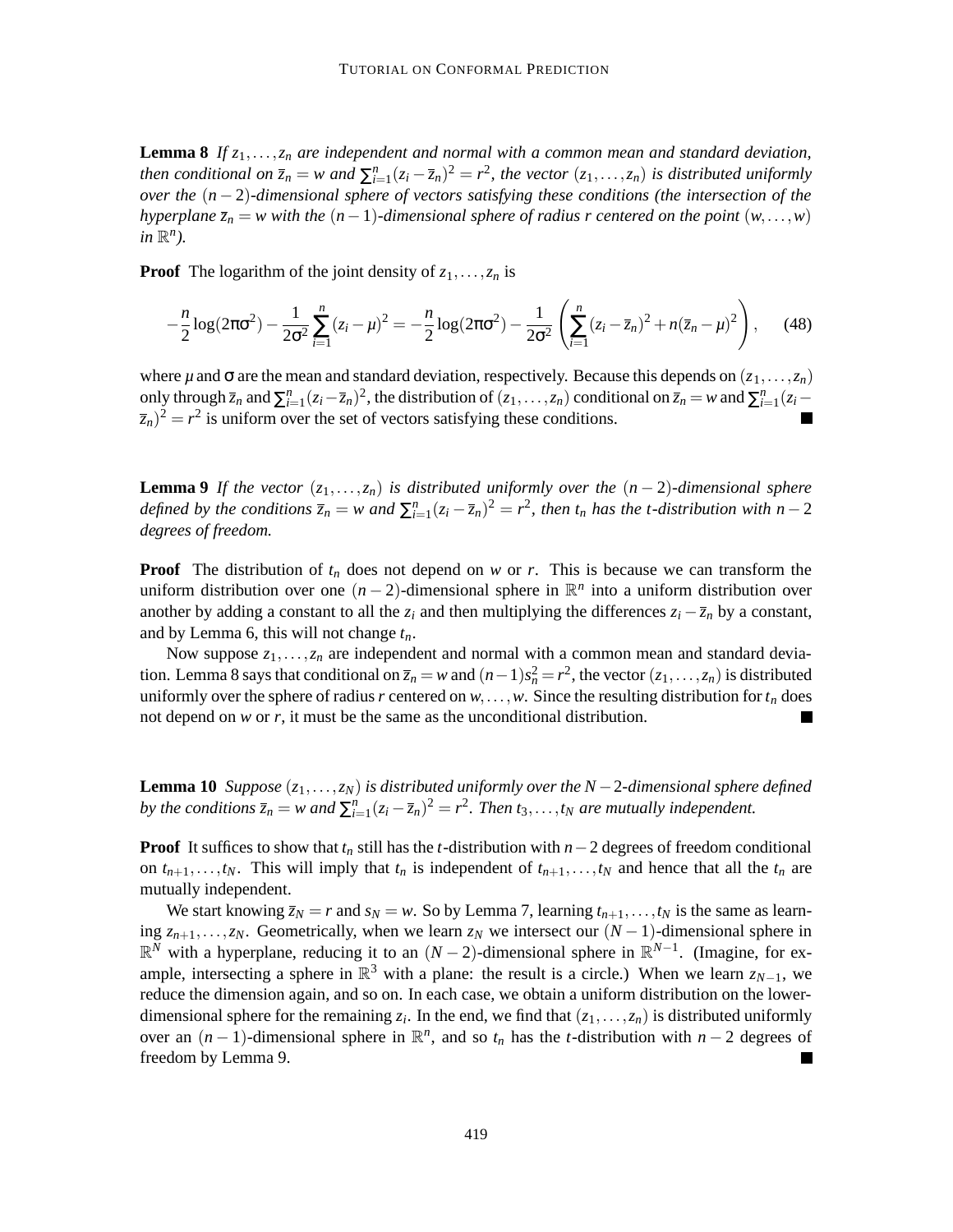**Lemma 8** *If $z_1, \ldots, z_n$ are independent and normal with a common mean and standard deviation, then conditional on $\bar{z}_n = w$ and $\sum_{i=1}^n (z_i - \bar{z}_n)^2 = r^2$, the vector $(z_1, \ldots, z_n)$ is distributed uniformly over the $(n-2)$-dimensional sphere of vectors satisfying these conditions (the intersection of the hyperplane $\bar{z}_n = w$ with the $(n-1)$-dimensional sphere of radius $r$ centered on the point $(w, \ldots, w)$ in $\mathbb{R}^n$).*

**Proof** The logarithm of the joint density of $z_1, \ldots, z_n$ is

$$-\frac{n}{2}\log(2\pi\sigma^2) - \frac{1}{2\sigma^2}\sum_{i=1}^{n}(z_i - \mu)^2 = -\frac{n}{2}\log(2\pi\sigma^2) - \frac{1}{2\sigma^2}\left(\sum_{i=1}^{n}(z_i - \bar{z}_n)^2 + n(\bar{z}_n - \mu)^2\right), \tag{48}$$

where $\mu$ and $\sigma$ are the mean and standard deviation, respectively. Because this depends on $(z_1, \ldots, z_n)$ only through $\bar{z}_n$ and $\sum_{i=1}^n (z_i - \bar{z}_n)^2$, the distribution of $(z_1, \ldots, z_n)$ conditional on $\bar{z}_n = w$ and $\sum_{i=1}^n (z_i - \bar{z}_n)^2 = r^2$ is uniform over the set of vectors satisfying these conditions. ■

**Lemma 9** *If the vector $(z_1, \ldots, z_n)$ is distributed uniformly over the $(n-2)$-dimensional sphere defined by the conditions $\bar{z}_n = w$ and $\sum_{i=1}^n (z_i - \bar{z}_n)^2 = r^2$, then $t_n$ has the t-distribution with $n-2$ degrees of freedom.*

**Proof** The distribution of $t_n$ does not depend on $w$ or $r$. This is because we can transform the uniform distribution over one $(n-2)$-dimensional sphere in $\mathbb{R}^n$ into a uniform distribution over another by adding a constant to all the $z_i$ and then multiplying the differences $z_i - \bar{z}_n$ by a constant, and by Lemma 6, this will not change $t_n$.

Now suppose $z_1, \ldots, z_n$ are independent and normal with a common mean and standard deviation. Lemma 8 says that conditional on $\bar{z}_n = w$ and $(n-1)s_n^2 = r^2$, the vector $(z_1, \ldots, z_n)$ is distributed uniformly over the sphere of radius $r$ centered on $w, \ldots, w$. Since the resulting distribution for $t_n$ does not depend on $w$ or $r$, it must be the same as the unconditional distribution. ■

**Lemma 10** *Suppose $(z_1, \ldots, z_N)$ is distributed uniformly over the $N-2$-dimensional sphere defined by the conditions $\bar{z}_n = w$ and $\sum_{i=1}^n (z_i - \bar{z}_n)^2 = r^2$. Then $t_3, \ldots, t_N$ are mutually independent.*

**Proof** It suffices to show that $t_n$ still has the $t$-distribution with $n-2$ degrees of freedom conditional on $t_{n+1}, \ldots, t_N$. This will imply that $t_n$ is independent of $t_{n+1}, \ldots, t_N$ and hence that all the $t_n$ are mutually independent.

We start knowing $\bar{z}_N = r$ and $s_N = w$. So by Lemma 7, learning $t_{n+1}, \ldots, t_N$ is the same as learning $z_{n+1}, \ldots, z_N$. Geometrically, when we learn $z_N$ we intersect our $(N-1)$-dimensional sphere in $\mathbb{R}^N$ with a hyperplane, reducing it to an $(N-2)$-dimensional sphere in $\mathbb{R}^{N-1}$. (Imagine, for example, intersecting a sphere in $\mathbb{R}^3$ with a plane: the result is a circle.) When we learn $z_{N-1}$, we reduce the dimension again, and so on. In each case, we obtain a uniform distribution on the lower-dimensional sphere for the remaining $z_i$. In the end, we find that $(z_1, \ldots, z_n)$ is distributed uniformly over an $(n-1)$-dimensional sphere in $\mathbb{R}^n$, and so $t_n$ has the $t$-distribution with $n-2$ degrees of freedom by Lemma 9. ■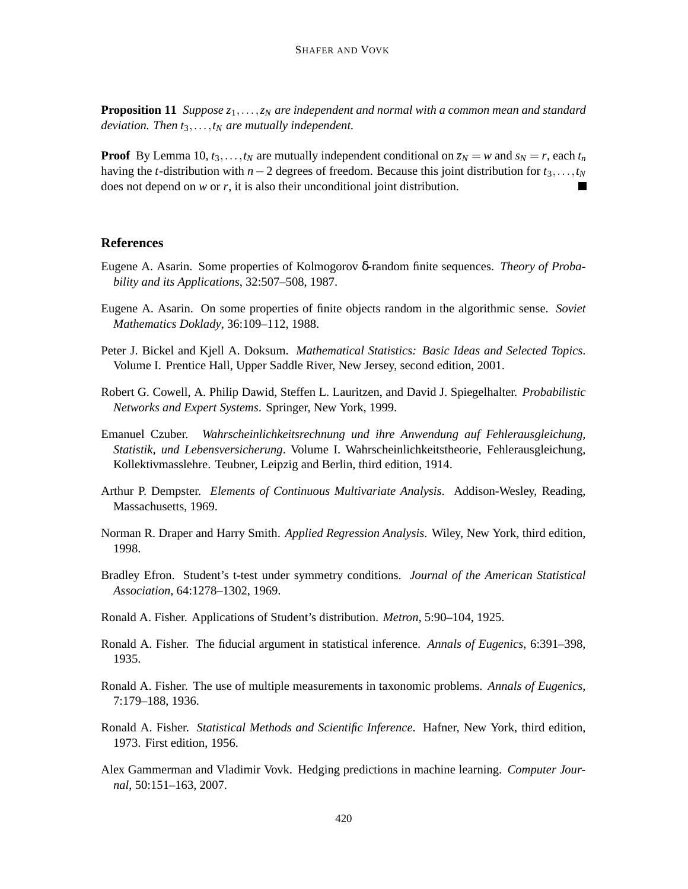**Proposition 11** *Suppose $z_1, \ldots, z_N$ are independent and normal with a common mean and standard deviation. Then $t_3, \ldots, t_N$ are mutually independent.*

**Proof** By Lemma 10, $t_3, \ldots, t_N$ are mutually independent conditional on $\bar{z}_N = w$ and $s_N = r$, each $t_n$ having the $t$-distribution with $n-2$ degrees of freedom. Because this joint distribution for $t_3, \ldots, t_N$ does not depend on $w$ or $r$, it is also their unconditional joint distribution. ■

## References

Eugene A. Asarin. Some properties of Kolmogorov δ-random finite sequences. *Theory of Probability and its Applications*, 32:507–508, 1987.

Eugene A. Asarin. On some properties of finite objects random in the algorithmic sense. *Soviet Mathematics Doklady*, 36:109–112, 1988.

Peter J. Bickel and Kjell A. Doksum. *Mathematical Statistics: Basic Ideas and Selected Topics*. Volume I. Prentice Hall, Upper Saddle River, New Jersey, second edition, 2001.

Robert G. Cowell, A. Philip Dawid, Steffen L. Lauritzen, and David J. Spiegelhalter. *Probabilistic Networks and Expert Systems*. Springer, New York, 1999.

Emanuel Czuber. *Wahrscheinlichkeitsrechnung und ihre Anwendung auf Fehlerausgleichung, Statistik, und Lebensversicherung*. Volume I. Wahrscheinlichkeitstheorie, Fehlerausgleichung, Kollektivmasslehre. Teubner, Leipzig and Berlin, third edition, 1914.

Arthur P. Dempster. *Elements of Continuous Multivariate Analysis*. Addison-Wesley, Reading, Massachusetts, 1969.

Norman R. Draper and Harry Smith. *Applied Regression Analysis*. Wiley, New York, third edition, 1998.

Bradley Efron. Student's t-test under symmetry conditions. *Journal of the American Statistical Association*, 64:1278–1302, 1969.

Ronald A. Fisher. Applications of Student's distribution. *Metron*, 5:90–104, 1925.

Ronald A. Fisher. The fiducial argument in statistical inference. *Annals of Eugenics*, 6:391–398, 1935.

Ronald A. Fisher. The use of multiple measurements in taxonomic problems. *Annals of Eugenics*, 7:179–188, 1936.

Ronald A. Fisher. *Statistical Methods and Scientific Inference*. Hafner, New York, third edition, 1973. First edition, 1956.

Alex Gammerman and Vladimir Vovk. Hedging predictions in machine learning. *Computer Journal*, 50:151–163, 2007.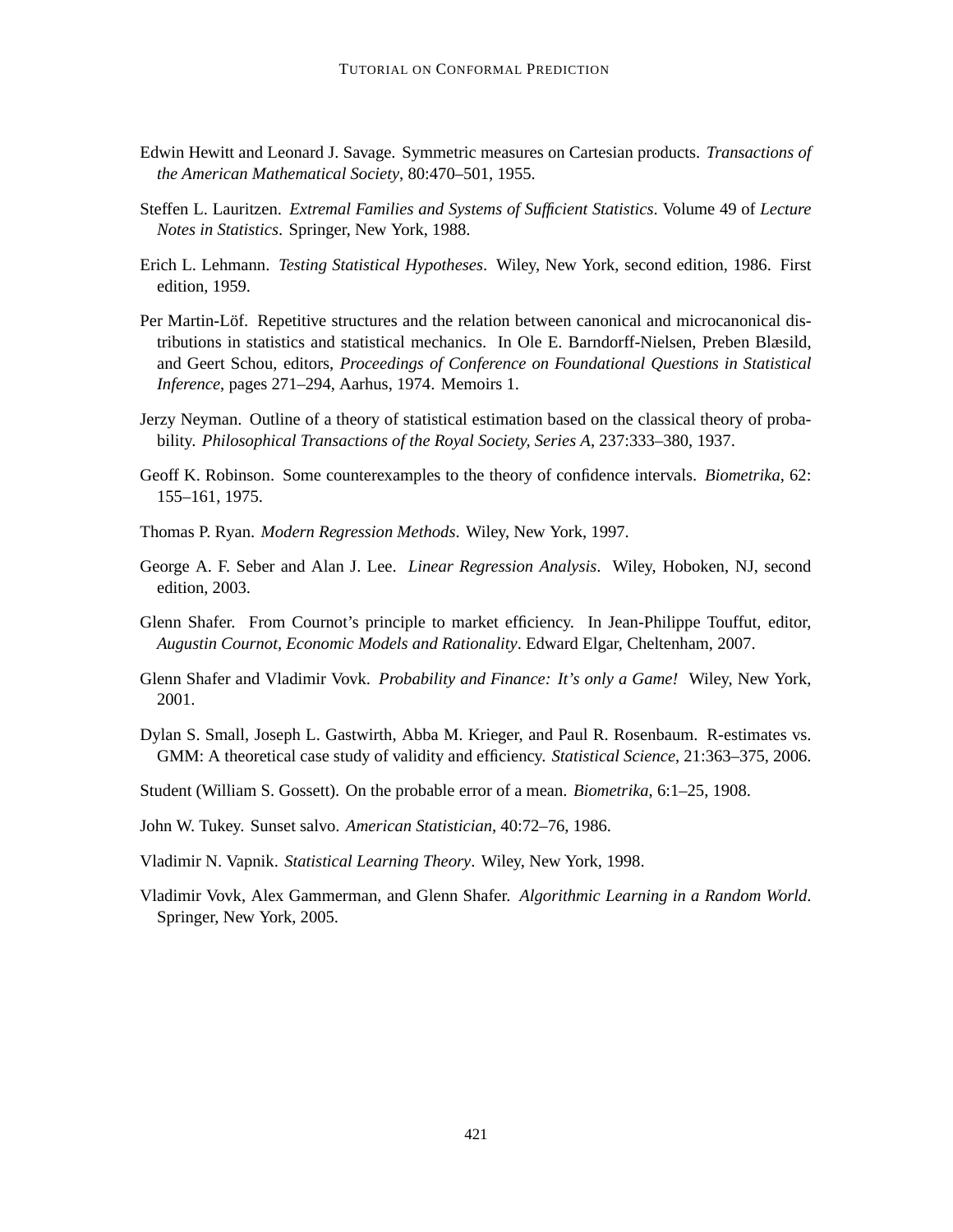Edwin Hewitt and Leonard J. Savage. Symmetric measures on Cartesian products. *Transactions of the American Mathematical Society*, 80:470–501, 1955.

Steffen L. Lauritzen. *Extremal Families and Systems of Sufficient Statistics*. Volume 49 of *Lecture Notes in Statistics*. Springer, New York, 1988.

Erich L. Lehmann. *Testing Statistical Hypotheses*. Wiley, New York, second edition, 1986. First edition, 1959.

Per Martin-Löf. Repetitive structures and the relation between canonical and microcanonical distributions in statistics and statistical mechanics. In Ole E. Barndorff-Nielsen, Preben Blæsild, and Geert Schou, editors, *Proceedings of Conference on Foundational Questions in Statistical Inference*, pages 271–294, Aarhus, 1974. Memoirs 1.

Jerzy Neyman. Outline of a theory of statistical estimation based on the classical theory of probability. *Philosophical Transactions of the Royal Society, Series A*, 237:333–380, 1937.

Geoff K. Robinson. Some counterexamples to the theory of confidence intervals. *Biometrika*, 62: 155–161, 1975.

Thomas P. Ryan. *Modern Regression Methods*. Wiley, New York, 1997.

George A. F. Seber and Alan J. Lee. *Linear Regression Analysis*. Wiley, Hoboken, NJ, second edition, 2003.

Glenn Shafer. From Cournot's principle to market efficiency. In Jean-Philippe Touffut, editor, *Augustin Cournot, Economic Models and Rationality*. Edward Elgar, Cheltenham, 2007.

Glenn Shafer and Vladimir Vovk. *Probability and Finance: It's only a Game!* Wiley, New York, 2001.

Dylan S. Small, Joseph L. Gastwirth, Abba M. Krieger, and Paul R. Rosenbaum. R-estimates vs. GMM: A theoretical case study of validity and efficiency. *Statistical Science*, 21:363–375, 2006.

Student (William S. Gossett). On the probable error of a mean. *Biometrika*, 6:1–25, 1908.

John W. Tukey. Sunset salvo. *American Statistician*, 40:72–76, 1986.

Vladimir N. Vapnik. *Statistical Learning Theory*. Wiley, New York, 1998.

Vladimir Vovk, Alex Gammerman, and Glenn Shafer. *Algorithmic Learning in a Random World*. Springer, New York, 2005.